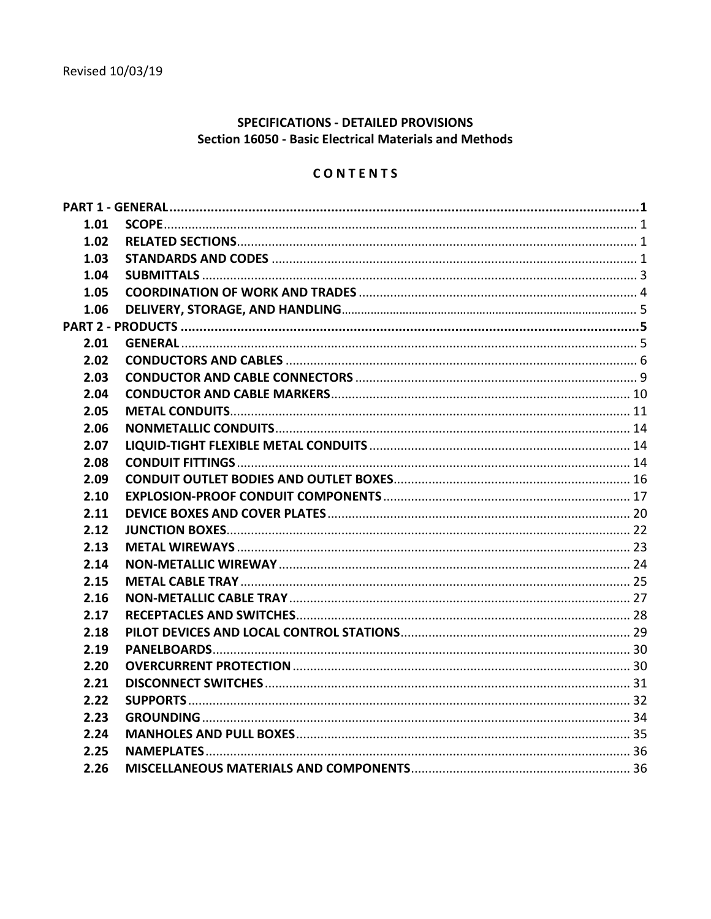Revised 10/03/19

## SPECIFICATIONS - DETAILED PROVISIONS
## Section 16050 - Basic Electrical Materials and Methods

### CONTENTS

| | | |
|---|---|---|
| **PART 1 - GENERAL** | | **1** |
| 1.01 | SCOPE | 1 |
| 1.02 | RELATED SECTIONS | 1 |
| 1.03 | STANDARDS AND CODES | 1 |
| 1.04 | SUBMITTALS | 3 |
| 1.05 | COORDINATION OF WORK AND TRADES | 4 |
| 1.06 | DELIVERY, STORAGE, AND HANDLING | 5 |
| **PART 2 - PRODUCTS** | | **5** |
| 2.01 | GENERAL | 5 |
| 2.02 | CONDUCTORS AND CABLES | 6 |
| 2.03 | CONDUCTOR AND CABLE CONNECTORS | 9 |
| 2.04 | CONDUCTOR AND CABLE MARKERS | 10 |
| 2.05 | METAL CONDUITS | 11 |
| 2.06 | NONMETALLIC CONDUITS | 14 |
| 2.07 | LIQUID-TIGHT FLEXIBLE METAL CONDUITS | 14 |
| 2.08 | CONDUIT FITTINGS | 14 |
| 2.09 | CONDUIT OUTLET BODIES AND OUTLET BOXES | 16 |
| 2.10 | EXPLOSION-PROOF CONDUIT COMPONENTS | 17 |
| 2.11 | DEVICE BOXES AND COVER PLATES | 20 |
| 2.12 | JUNCTION BOXES | 22 |
| 2.13 | METAL WIREWAYS | 23 |
| 2.14 | NON-METALLIC WIREWAY | 24 |
| 2.15 | METAL CABLE TRAY | 25 |
| 2.16 | NON-METALLIC CABLE TRAY | 27 |
| 2.17 | RECEPTACLES AND SWITCHES | 28 |
| 2.18 | PILOT DEVICES AND LOCAL CONTROL STATIONS | 29 |
| 2.19 | PANELBOARDS | 30 |
| 2.20 | OVERCURRENT PROTECTION | 30 |
| 2.21 | DISCONNECT SWITCHES | 31 |
| 2.22 | SUPPORTS | 32 |
| 2.23 | GROUNDING | 34 |
| 2.24 | MANHOLES AND PULL BOXES | 35 |
| 2.25 | NAMEPLATES | 36 |
| 2.26 | MISCELLANEOUS MATERIALS AND COMPONENTS | 36 |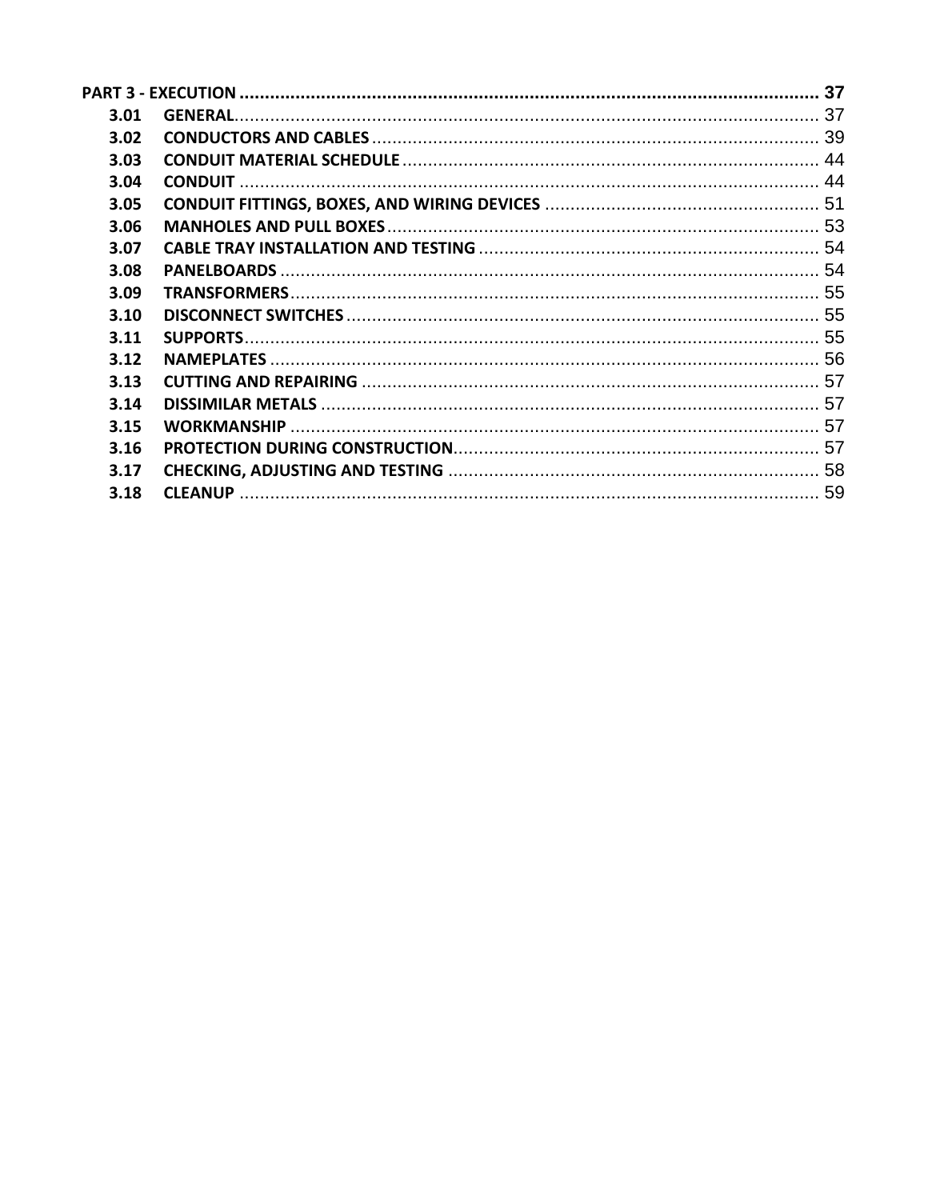**PART 3 - EXECUTION** .................................................................................................................. **37**

- **3.01 GENERAL** .................................................................................................................. 37
- **3.02 CONDUCTORS AND CABLES** ........................................................................................ 39
- **3.03 CONDUIT MATERIAL SCHEDULE** .................................................................................. 44
- **3.04 CONDUIT** .................................................................................................................. 44
- **3.05 CONDUIT FITTINGS, BOXES, AND WIRING DEVICES** ...................................................... 51
- **3.06 MANHOLES AND PULL BOXES** ..................................................................................... 53
- **3.07 CABLE TRAY INSTALLATION AND TESTING** .................................................................. 54
- **3.08 PANELBOARDS** .......................................................................................................... 54
- **3.09 TRANSFORMERS** ........................................................................................................ 55
- **3.10 DISCONNECT SWITCHES** ............................................................................................ 55
- **3.11 SUPPORTS** ................................................................................................................ 55
- **3.12 NAMEPLATES** ............................................................................................................ 56
- **3.13 CUTTING AND REPAIRING** .......................................................................................... 57
- **3.14 DISSIMILAR METALS** ................................................................................................. 57
- **3.15 WORKMANSHIP** ........................................................................................................ 57
- **3.16 PROTECTION DURING CONSTRUCTION** ....................................................................... 57
- **3.17 CHECKING, ADJUSTING AND TESTING** ........................................................................ 58
- **3.18 CLEANUP** .................................................................................................................. 59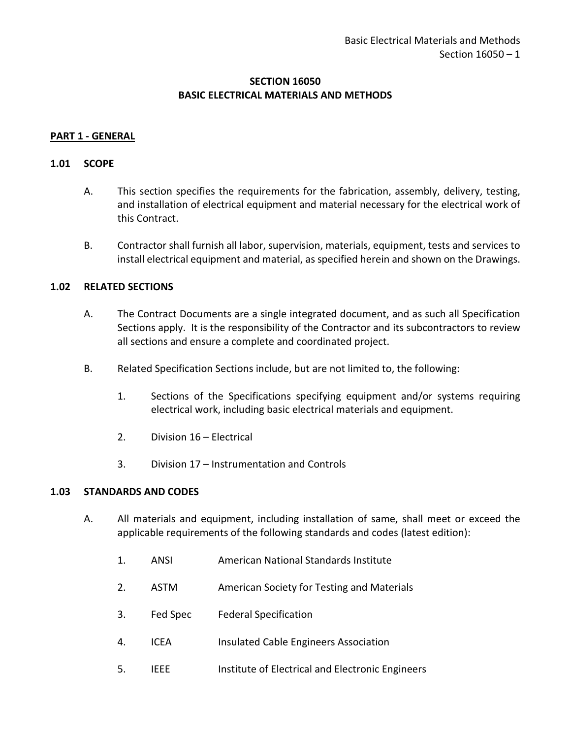# SECTION 16050
# BASIC ELECTRICAL MATERIALS AND METHODS

## PART 1 - GENERAL

### 1.01 SCOPE

A. This section specifies the requirements for the fabrication, assembly, delivery, testing, and installation of electrical equipment and material necessary for the electrical work of this Contract.

B. Contractor shall furnish all labor, supervision, materials, equipment, tests and services to install electrical equipment and material, as specified herein and shown on the Drawings.

### 1.02 RELATED SECTIONS

A. The Contract Documents are a single integrated document, and as such all Specification Sections apply. It is the responsibility of the Contractor and its subcontractors to review all sections and ensure a complete and coordinated project.

B. Related Specification Sections include, but are not limited to, the following:

1. Sections of the Specifications specifying equipment and/or systems requiring electrical work, including basic electrical materials and equipment.
2. Division 16 – Electrical
3. Division 17 – Instrumentation and Controls

### 1.03 STANDARDS AND CODES

A. All materials and equipment, including installation of same, shall meet or exceed the applicable requirements of the following standards and codes (latest edition):

1. ANSI American National Standards Institute
2. ASTM American Society for Testing and Materials
3. Fed Spec Federal Specification
4. ICEA Insulated Cable Engineers Association
5. IEEE Institute of Electrical and Electronic Engineers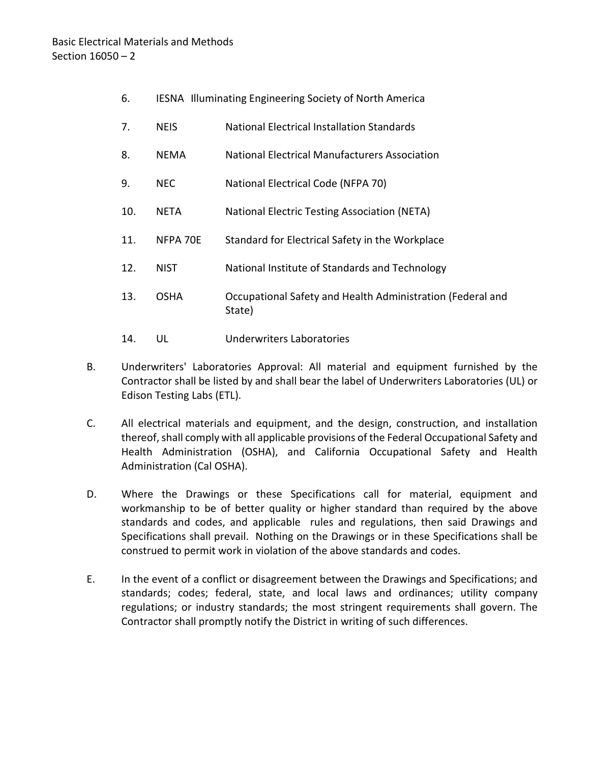6. IESNA Illuminating Engineering Society of North America

7. NEIS National Electrical Installation Standards

8. NEMA National Electrical Manufacturers Association

9. NEC National Electrical Code (NFPA 70)

10. NETA National Electric Testing Association (NETA)

11. NFPA 70E Standard for Electrical Safety in the Workplace

12. NIST National Institute of Standards and Technology

13. OSHA Occupational Safety and Health Administration (Federal and State)

14. UL Underwriters Laboratories

B. Underwriters' Laboratories Approval: All material and equipment furnished by the Contractor shall be listed by and shall bear the label of Underwriters Laboratories (UL) or Edison Testing Labs (ETL).

C. All electrical materials and equipment, and the design, construction, and installation thereof, shall comply with all applicable provisions of the Federal Occupational Safety and Health Administration (OSHA), and California Occupational Safety and Health Administration (Cal OSHA).

D. Where the Drawings or these Specifications call for material, equipment and workmanship to be of better quality or higher standard than required by the above standards and codes, and applicable rules and regulations, then said Drawings and Specifications shall prevail. Nothing on the Drawings or in these Specifications shall be construed to permit work in violation of the above standards and codes.

E. In the event of a conflict or disagreement between the Drawings and Specifications; and standards; codes; federal, state, and local laws and ordinances; utility company regulations; or industry standards; the most stringent requirements shall govern. The Contractor shall promptly notify the District in writing of such differences.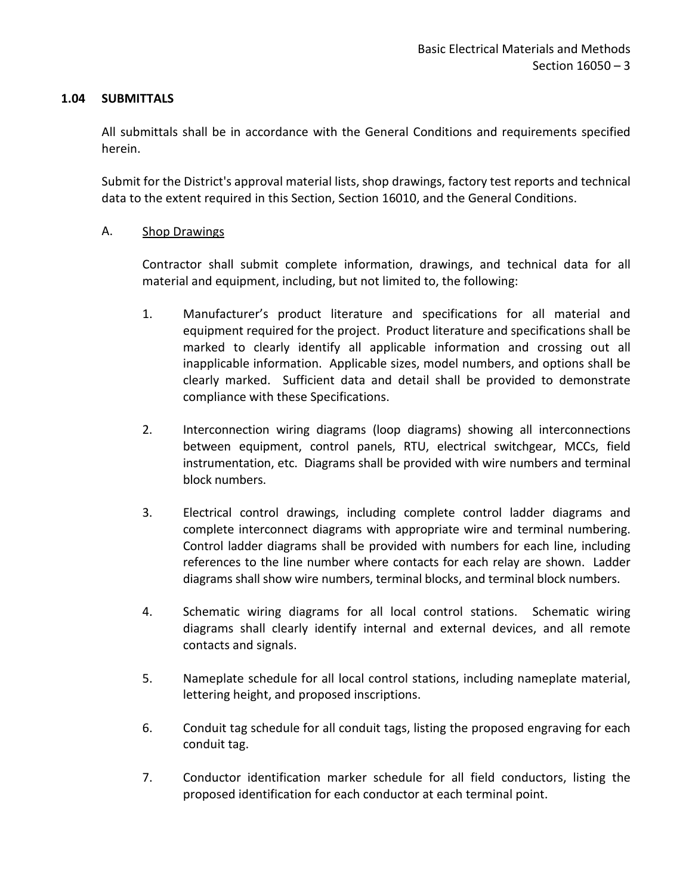### 1.04 SUBMITTALS

All submittals shall be in accordance with the General Conditions and requirements specified herein.

Submit for the District's approval material lists, shop drawings, factory test reports and technical data to the extent required in this Section, Section 16010, and the General Conditions.

A. Shop Drawings

Contractor shall submit complete information, drawings, and technical data for all material and equipment, including, but not limited to, the following:

1. Manufacturer's product literature and specifications for all material and equipment required for the project. Product literature and specifications shall be marked to clearly identify all applicable information and crossing out all inapplicable information. Applicable sizes, model numbers, and options shall be clearly marked. Sufficient data and detail shall be provided to demonstrate compliance with these Specifications.

2. Interconnection wiring diagrams (loop diagrams) showing all interconnections between equipment, control panels, RTU, electrical switchgear, MCCs, field instrumentation, etc. Diagrams shall be provided with wire numbers and terminal block numbers.

3. Electrical control drawings, including complete control ladder diagrams and complete interconnect diagrams with appropriate wire and terminal numbering. Control ladder diagrams shall be provided with numbers for each line, including references to the line number where contacts for each relay are shown. Ladder diagrams shall show wire numbers, terminal blocks, and terminal block numbers.

4. Schematic wiring diagrams for all local control stations. Schematic wiring diagrams shall clearly identify internal and external devices, and all remote contacts and signals.

5. Nameplate schedule for all local control stations, including nameplate material, lettering height, and proposed inscriptions.

6. Conduit tag schedule for all conduit tags, listing the proposed engraving for each conduit tag.

7. Conductor identification marker schedule for all field conductors, listing the proposed identification for each conductor at each terminal point.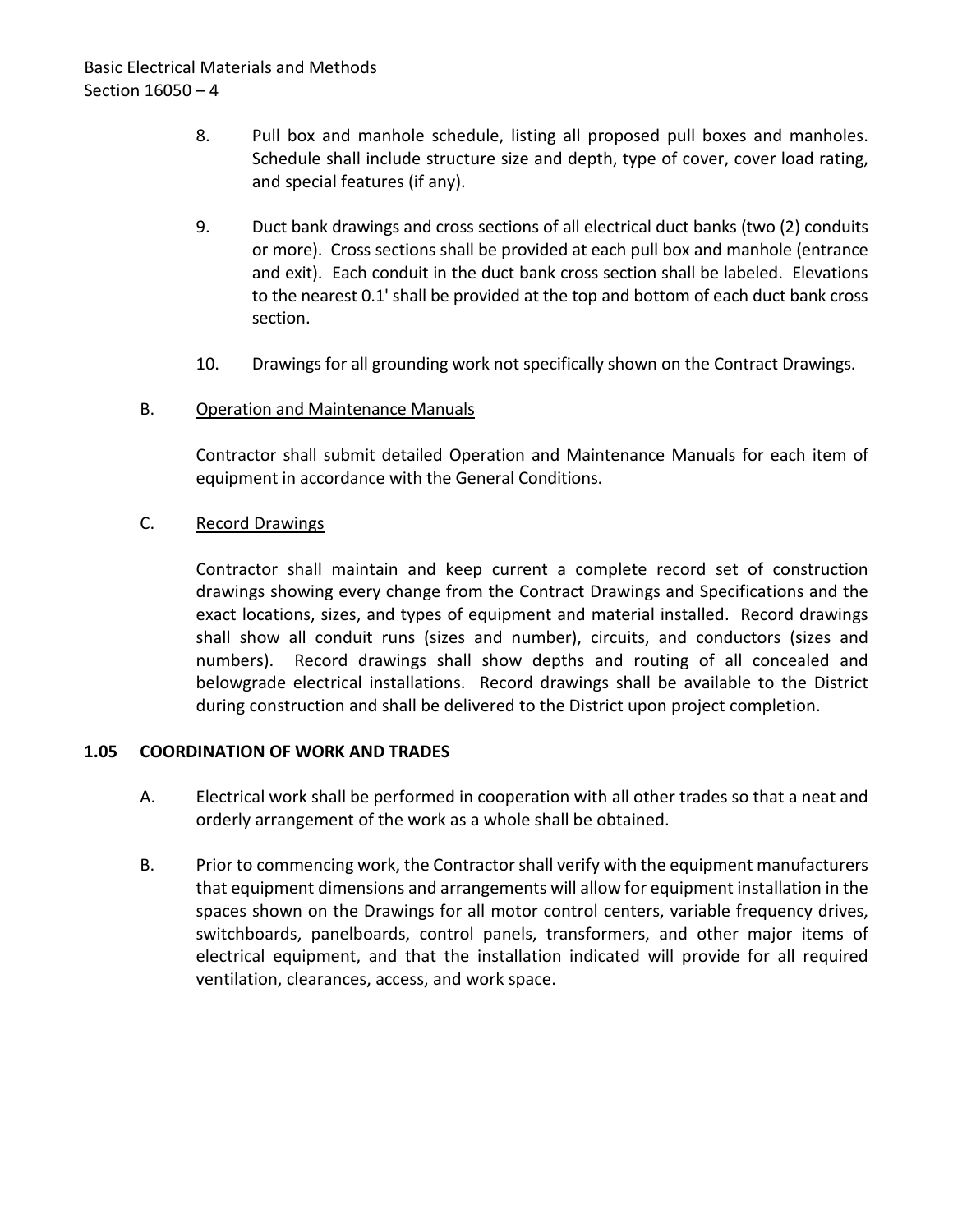8. Pull box and manhole schedule, listing all proposed pull boxes and manholes. Schedule shall include structure size and depth, type of cover, cover load rating, and special features (if any).

9. Duct bank drawings and cross sections of all electrical duct banks (two (2) conduits or more). Cross sections shall be provided at each pull box and manhole (entrance and exit). Each conduit in the duct bank cross section shall be labeled. Elevations to the nearest 0.1' shall be provided at the top and bottom of each duct bank cross section.

10. Drawings for all grounding work not specifically shown on the Contract Drawings.

B. <u>Operation and Maintenance Manuals</u>

Contractor shall submit detailed Operation and Maintenance Manuals for each item of equipment in accordance with the General Conditions.

C. <u>Record Drawings</u>

Contractor shall maintain and keep current a complete record set of construction drawings showing every change from the Contract Drawings and Specifications and the exact locations, sizes, and types of equipment and material installed. Record drawings shall show all conduit runs (sizes and number), circuits, and conductors (sizes and numbers). Record drawings shall show depths and routing of all concealed and belowgrade electrical installations. Record drawings shall be available to the District during construction and shall be delivered to the District upon project completion.

### 1.05 COORDINATION OF WORK AND TRADES

A. Electrical work shall be performed in cooperation with all other trades so that a neat and orderly arrangement of the work as a whole shall be obtained.

B. Prior to commencing work, the Contractor shall verify with the equipment manufacturers that equipment dimensions and arrangements will allow for equipment installation in the spaces shown on the Drawings for all motor control centers, variable frequency drives, switchboards, panelboards, control panels, transformers, and other major items of electrical equipment, and that the installation indicated will provide for all required ventilation, clearances, access, and work space.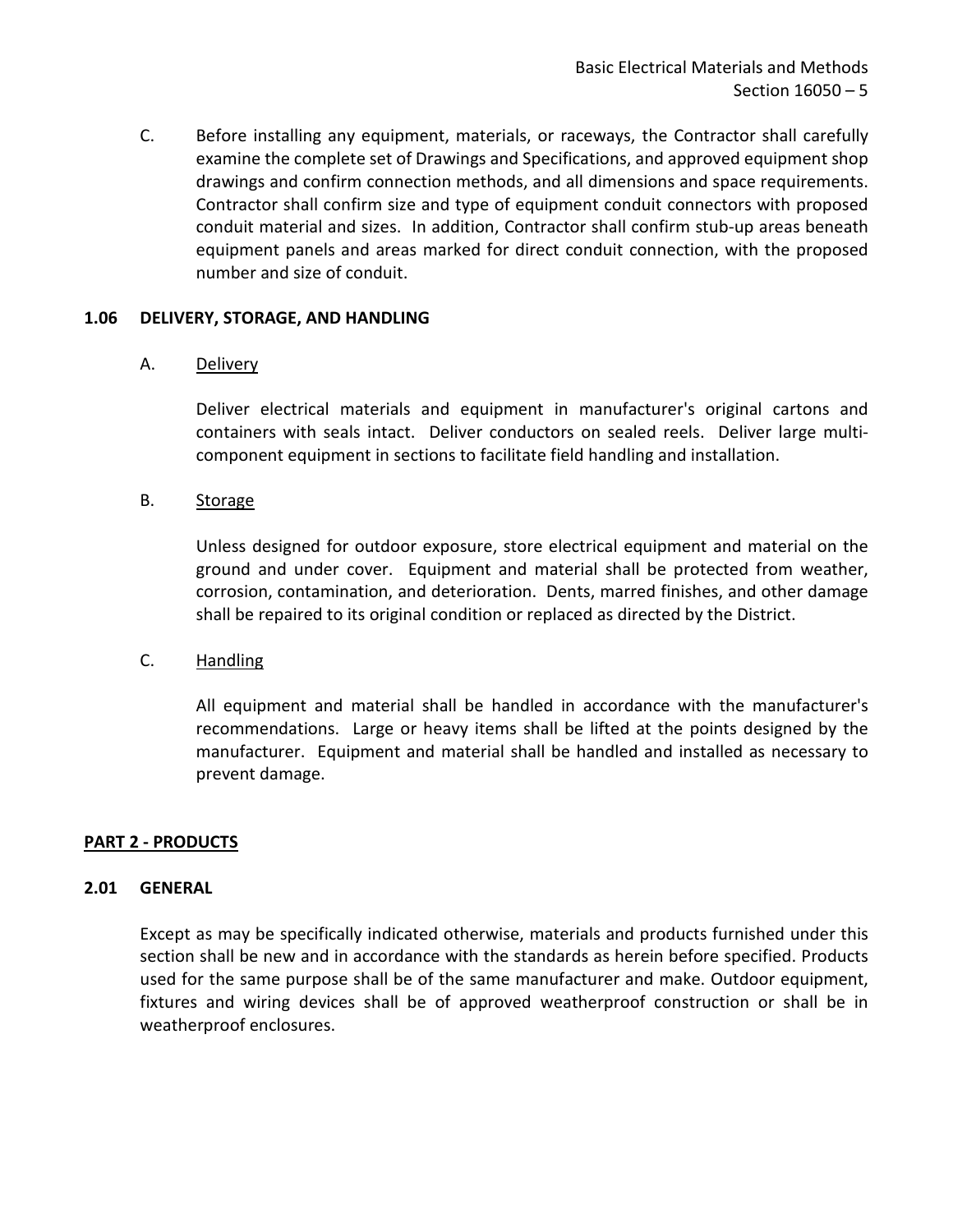C. Before installing any equipment, materials, or raceways, the Contractor shall carefully examine the complete set of Drawings and Specifications, and approved equipment shop drawings and confirm connection methods, and all dimensions and space requirements. Contractor shall confirm size and type of equipment conduit connectors with proposed conduit material and sizes. In addition, Contractor shall confirm stub-up areas beneath equipment panels and areas marked for direct conduit connection, with the proposed number and size of conduit.

### 1.06 DELIVERY, STORAGE, AND HANDLING

A. Delivery

Deliver electrical materials and equipment in manufacturer's original cartons and containers with seals intact. Deliver conductors on sealed reels. Deliver large multi-component equipment in sections to facilitate field handling and installation.

B. Storage

Unless designed for outdoor exposure, store electrical equipment and material on the ground and under cover. Equipment and material shall be protected from weather, corrosion, contamination, and deterioration. Dents, marred finishes, and other damage shall be repaired to its original condition or replaced as directed by the District.

C. Handling

All equipment and material shall be handled in accordance with the manufacturer's recommendations. Large or heavy items shall be lifted at the points designed by the manufacturer. Equipment and material shall be handled and installed as necessary to prevent damage.

## PART 2 - PRODUCTS

### 2.01 GENERAL

Except as may be specifically indicated otherwise, materials and products furnished under this section shall be new and in accordance with the standards as herein before specified. Products used for the same purpose shall be of the same manufacturer and make. Outdoor equipment, fixtures and wiring devices shall be of approved weatherproof construction or shall be in weatherproof enclosures.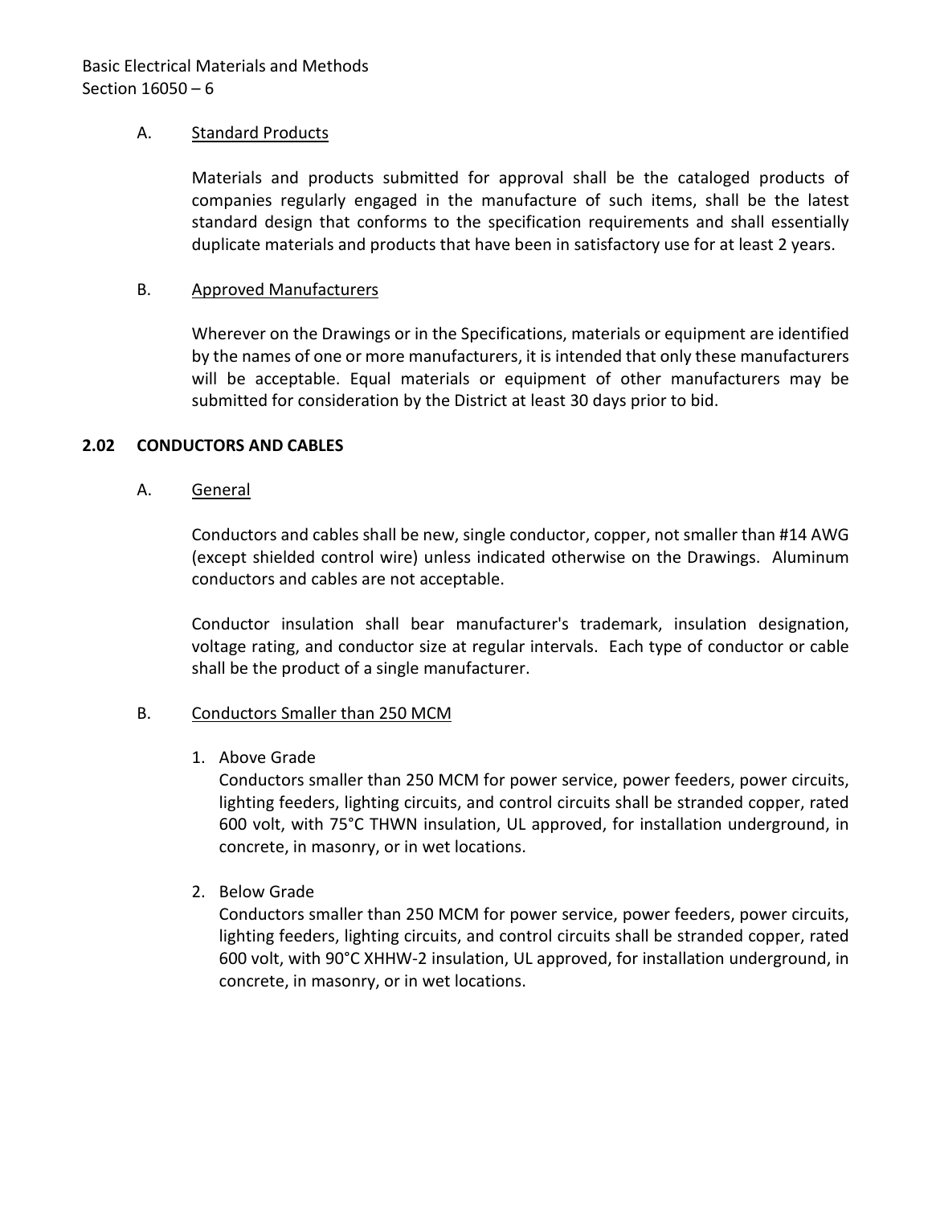A. Standard Products

Materials and products submitted for approval shall be the cataloged products of companies regularly engaged in the manufacture of such items, shall be the latest standard design that conforms to the specification requirements and shall essentially duplicate materials and products that have been in satisfactory use for at least 2 years.

B. Approved Manufacturers

Wherever on the Drawings or in the Specifications, materials or equipment are identified by the names of one or more manufacturers, it is intended that only these manufacturers will be acceptable. Equal materials or equipment of other manufacturers may be submitted for consideration by the District at least 30 days prior to bid.

## 2.02 CONDUCTORS AND CABLES

A. General

Conductors and cables shall be new, single conductor, copper, not smaller than #14 AWG (except shielded control wire) unless indicated otherwise on the Drawings. Aluminum conductors and cables are not acceptable.

Conductor insulation shall bear manufacturer's trademark, insulation designation, voltage rating, and conductor size at regular intervals. Each type of conductor or cable shall be the product of a single manufacturer.

B. Conductors Smaller than 250 MCM

1. Above Grade
   Conductors smaller than 250 MCM for power service, power feeders, power circuits, lighting feeders, lighting circuits, and control circuits shall be stranded copper, rated 600 volt, with 75°C THWN insulation, UL approved, for installation underground, in concrete, in masonry, or in wet locations.

2. Below Grade
   Conductors smaller than 250 MCM for power service, power feeders, power circuits, lighting feeders, lighting circuits, and control circuits shall be stranded copper, rated 600 volt, with 90°C XHHW-2 insulation, UL approved, for installation underground, in concrete, in masonry, or in wet locations.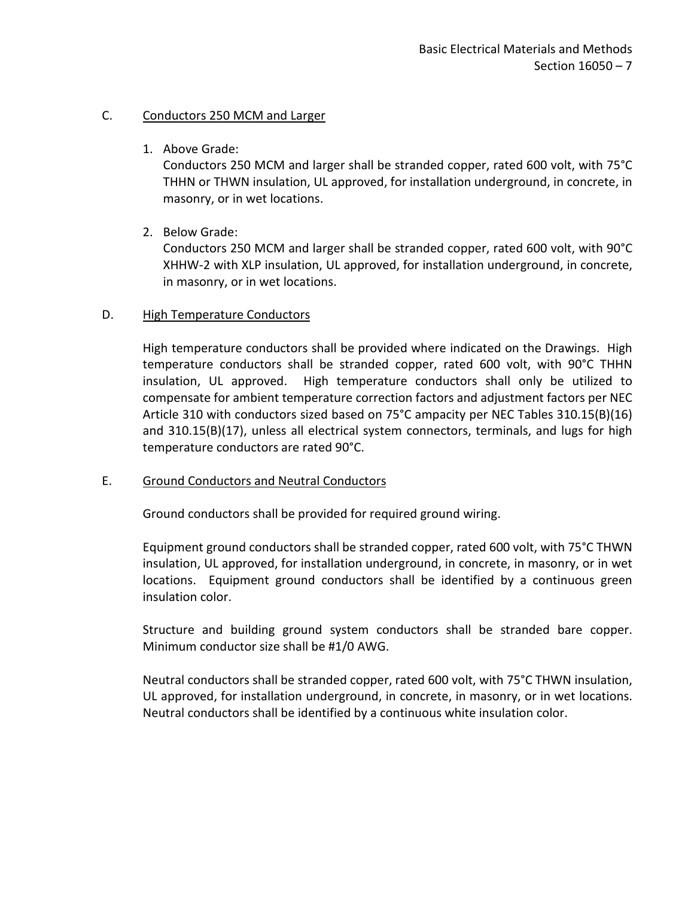C. <u>Conductors 250 MCM and Larger</u>

1. Above Grade:
   Conductors 250 MCM and larger shall be stranded copper, rated 600 volt, with 75°C THHN or THWN insulation, UL approved, for installation underground, in concrete, in masonry, or in wet locations.

2. Below Grade:
   Conductors 250 MCM and larger shall be stranded copper, rated 600 volt, with 90°C XHHW-2 with XLP insulation, UL approved, for installation underground, in concrete, in masonry, or in wet locations.

D. <u>High Temperature Conductors</u>

High temperature conductors shall be provided where indicated on the Drawings. High temperature conductors shall be stranded copper, rated 600 volt, with 90°C THHN insulation, UL approved. High temperature conductors shall only be utilized to compensate for ambient temperature correction factors and adjustment factors per NEC Article 310 with conductors sized based on 75°C ampacity per NEC Tables 310.15(B)(16) and 310.15(B)(17), unless all electrical system connectors, terminals, and lugs for high temperature conductors are rated 90°C.

E. <u>Ground Conductors and Neutral Conductors</u>

Ground conductors shall be provided for required ground wiring.

Equipment ground conductors shall be stranded copper, rated 600 volt, with 75°C THWN insulation, UL approved, for installation underground, in concrete, in masonry, or in wet locations. Equipment ground conductors shall be identified by a continuous green insulation color.

Structure and building ground system conductors shall be stranded bare copper. Minimum conductor size shall be #1/0 AWG.

Neutral conductors shall be stranded copper, rated 600 volt, with 75°C THWN insulation, UL approved, for installation underground, in concrete, in masonry, or in wet locations. Neutral conductors shall be identified by a continuous white insulation color.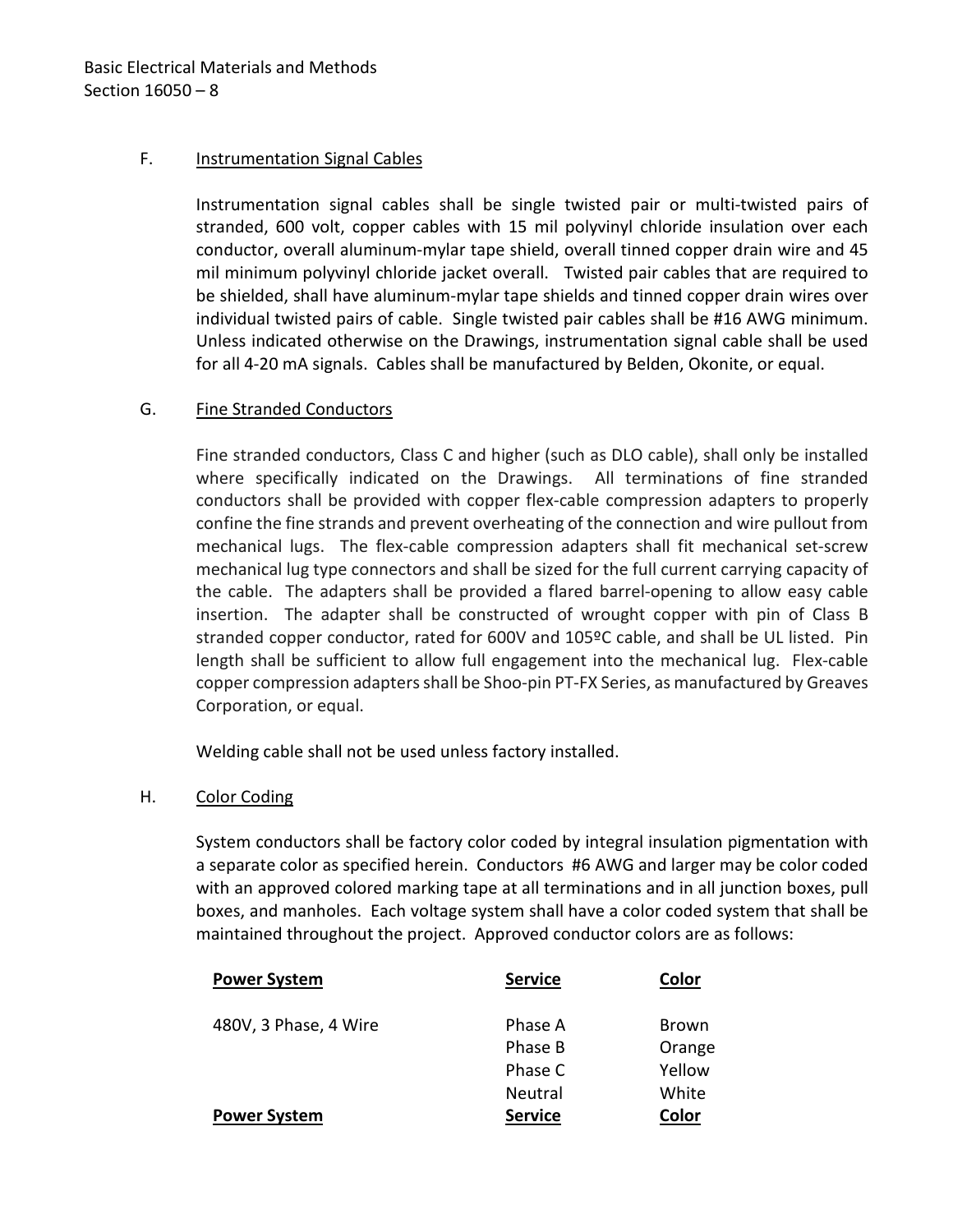F. Instrumentation Signal Cables

Instrumentation signal cables shall be single twisted pair or multi-twisted pairs of stranded, 600 volt, copper cables with 15 mil polyvinyl chloride insulation over each conductor, overall aluminum-mylar tape shield, overall tinned copper drain wire and 45 mil minimum polyvinyl chloride jacket overall. Twisted pair cables that are required to be shielded, shall have aluminum-mylar tape shields and tinned copper drain wires over individual twisted pairs of cable. Single twisted pair cables shall be #16 AWG minimum. Unless indicated otherwise on the Drawings, instrumentation signal cable shall be used for all 4-20 mA signals. Cables shall be manufactured by Belden, Okonite, or equal.

G. Fine Stranded Conductors

Fine stranded conductors, Class C and higher (such as DLO cable), shall only be installed where specifically indicated on the Drawings. All terminations of fine stranded conductors shall be provided with copper flex-cable compression adapters to properly confine the fine strands and prevent overheating of the connection and wire pullout from mechanical lugs. The flex-cable compression adapters shall fit mechanical set-screw mechanical lug type connectors and shall be sized for the full current carrying capacity of the cable. The adapters shall be provided a flared barrel-opening to allow easy cable insertion. The adapter shall be constructed of wrought copper with pin of Class B stranded copper conductor, rated for 600V and 105ºC cable, and shall be UL listed. Pin length shall be sufficient to allow full engagement into the mechanical lug. Flex-cable copper compression adapters shall be Shoo-pin PT-FX Series, as manufactured by Greaves Corporation, or equal.

Welding cable shall not be used unless factory installed.

H. Color Coding

System conductors shall be factory color coded by integral insulation pigmentation with a separate color as specified herein. Conductors #6 AWG and larger may be color coded with an approved colored marking tape at all terminations and in all junction boxes, pull boxes, and manholes. Each voltage system shall have a color coded system that shall be maintained throughout the project. Approved conductor colors are as follows:

| Power System | Service | Color |
|---|---|---|
| 480V, 3 Phase, 4 Wire | Phase A | Brown |
| | Phase B | Orange |
| | Phase C | Yellow |
| | Neutral | White |
| **Power System** | **Service** | **Color** |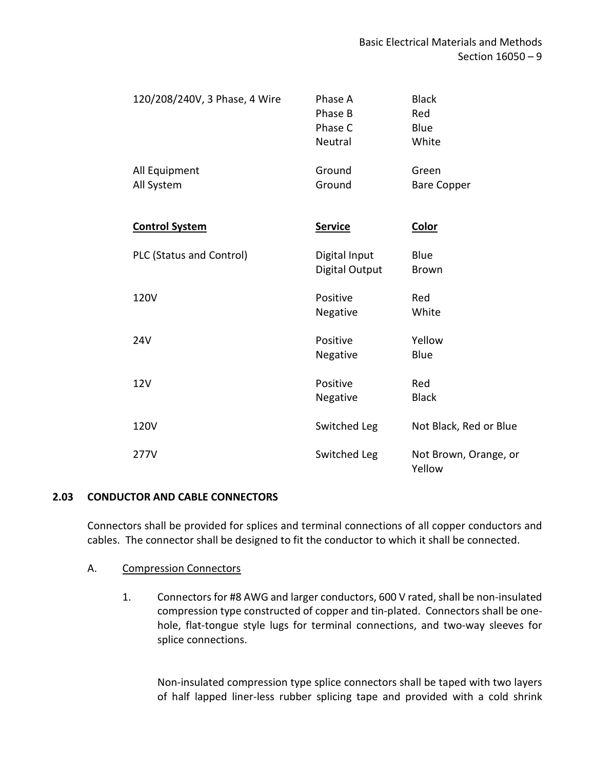| | | |
|---|---|---|
| 120/208/240V, 3 Phase, 4 Wire | Phase A | Black |
| | Phase B | Red |
| | Phase C | Blue |
| | Neutral | White |
| All Equipment | Ground | Green |
| All System | Ground | Bare Copper |

| **Control System** | **Service** | **Color** |
|---|---|---|
| PLC (Status and Control) | Digital Input | Blue |
| | Digital Output | Brown |
| 120V | Positive | Red |
| | Negative | White |
| 24V | Positive | Yellow |
| | Negative | Blue |
| 12V | Positive | Red |
| | Negative | Black |
| 120V | Switched Leg | Not Black, Red or Blue |
| 277V | Switched Leg | Not Brown, Orange, or Yellow |

## 2.03 CONDUCTOR AND CABLE CONNECTORS

Connectors shall be provided for splices and terminal connections of all copper conductors and cables. The connector shall be designed to fit the conductor to which it shall be connected.

A. Compression Connectors

1. Connectors for #8 AWG and larger conductors, 600 V rated, shall be non-insulated compression type constructed of copper and tin-plated. Connectors shall be one-hole, flat-tongue style lugs for terminal connections, and two-way sleeves for splice connections.

   Non-insulated compression type splice connectors shall be taped with two layers of half lapped liner-less rubber splicing tape and provided with a cold shrink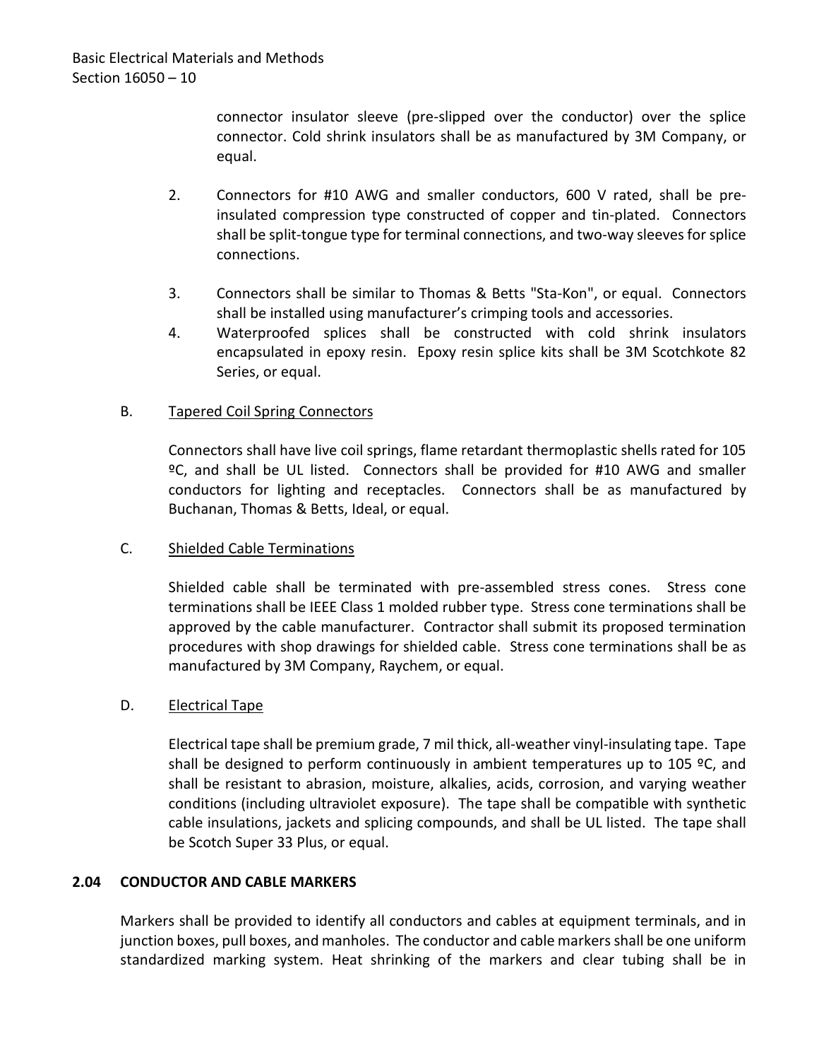connector insulator sleeve (pre-slipped over the conductor) over the splice connector. Cold shrink insulators shall be as manufactured by 3M Company, or equal.

2. Connectors for #10 AWG and smaller conductors, 600 V rated, shall be pre-insulated compression type constructed of copper and tin-plated. Connectors shall be split-tongue type for terminal connections, and two-way sleeves for splice connections.

3. Connectors shall be similar to Thomas & Betts "Sta-Kon", or equal. Connectors shall be installed using manufacturer's crimping tools and accessories.

4. Waterproofed splices shall be constructed with cold shrink insulators encapsulated in epoxy resin. Epoxy resin splice kits shall be 3M Scotchkote 82 Series, or equal.

B. Tapered Coil Spring Connectors

Connectors shall have live coil springs, flame retardant thermoplastic shells rated for 105 ºC, and shall be UL listed. Connectors shall be provided for #10 AWG and smaller conductors for lighting and receptacles. Connectors shall be as manufactured by Buchanan, Thomas & Betts, Ideal, or equal.

C. Shielded Cable Terminations

Shielded cable shall be terminated with pre-assembled stress cones. Stress cone terminations shall be IEEE Class 1 molded rubber type. Stress cone terminations shall be approved by the cable manufacturer. Contractor shall submit its proposed termination procedures with shop drawings for shielded cable. Stress cone terminations shall be as manufactured by 3M Company, Raychem, or equal.

D. Electrical Tape

Electrical tape shall be premium grade, 7 mil thick, all-weather vinyl-insulating tape. Tape shall be designed to perform continuously in ambient temperatures up to 105 ºC, and shall be resistant to abrasion, moisture, alkalies, acids, corrosion, and varying weather conditions (including ultraviolet exposure). The tape shall be compatible with synthetic cable insulations, jackets and splicing compounds, and shall be UL listed. The tape shall be Scotch Super 33 Plus, or equal.

## 2.04 CONDUCTOR AND CABLE MARKERS

Markers shall be provided to identify all conductors and cables at equipment terminals, and in junction boxes, pull boxes, and manholes. The conductor and cable markers shall be one uniform standardized marking system. Heat shrinking of the markers and clear tubing shall be in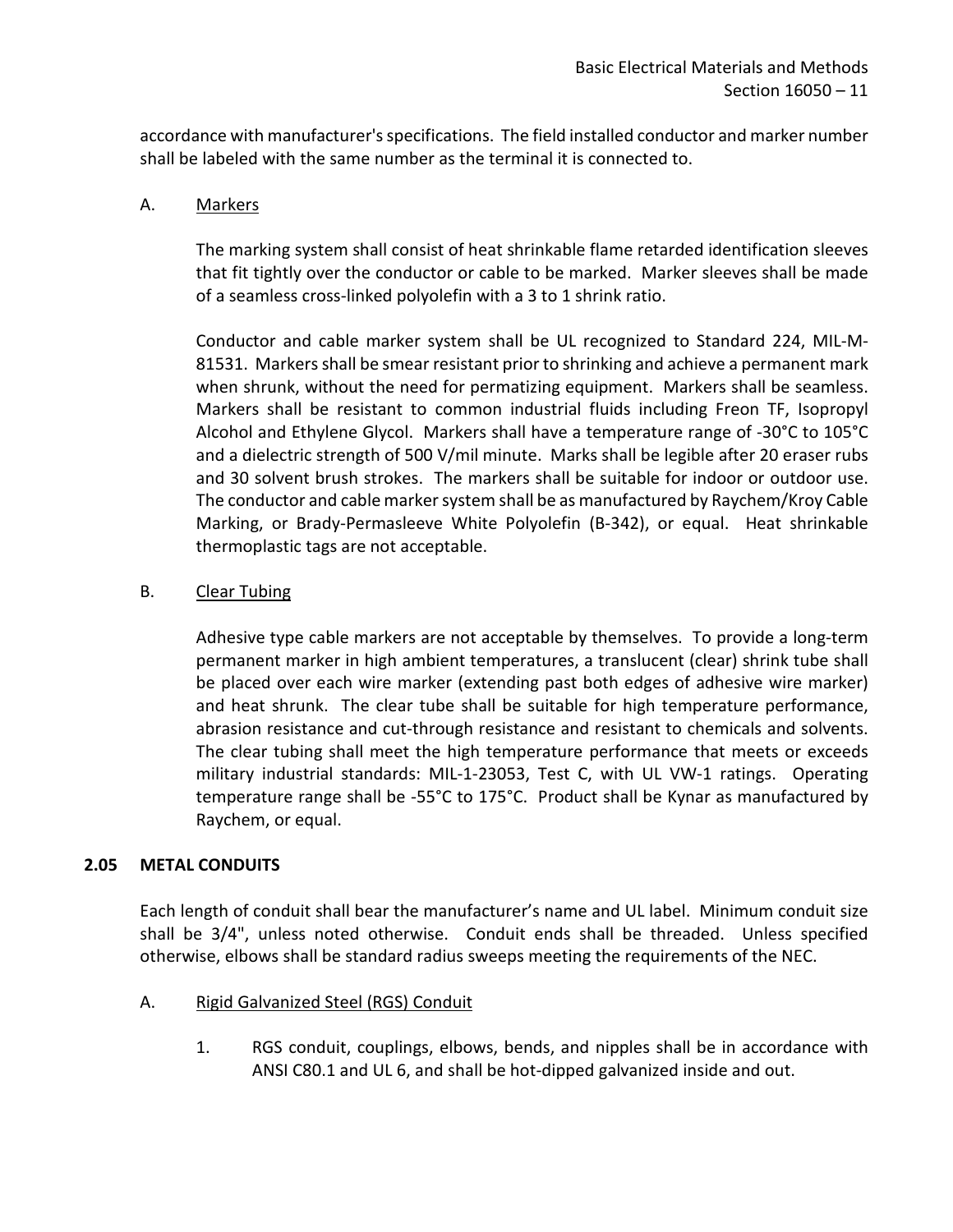accordance with manufacturer's specifications. The field installed conductor and marker number shall be labeled with the same number as the terminal it is connected to.

A. Markers

The marking system shall consist of heat shrinkable flame retarded identification sleeves that fit tightly over the conductor or cable to be marked. Marker sleeves shall be made of a seamless cross-linked polyolefin with a 3 to 1 shrink ratio.

Conductor and cable marker system shall be UL recognized to Standard 224, MIL-M-81531. Markers shall be smear resistant prior to shrinking and achieve a permanent mark when shrunk, without the need for permatizing equipment. Markers shall be seamless. Markers shall be resistant to common industrial fluids including Freon TF, Isopropyl Alcohol and Ethylene Glycol. Markers shall have a temperature range of -30°C to 105°C and a dielectric strength of 500 V/mil minute. Marks shall be legible after 20 eraser rubs and 30 solvent brush strokes. The markers shall be suitable for indoor or outdoor use. The conductor and cable marker system shall be as manufactured by Raychem/Kroy Cable Marking, or Brady-Permasleeve White Polyolefin (B-342), or equal. Heat shrinkable thermoplastic tags are not acceptable.

B. Clear Tubing

Adhesive type cable markers are not acceptable by themselves. To provide a long-term permanent marker in high ambient temperatures, a translucent (clear) shrink tube shall be placed over each wire marker (extending past both edges of adhesive wire marker) and heat shrunk. The clear tube shall be suitable for high temperature performance, abrasion resistance and cut-through resistance and resistant to chemicals and solvents. The clear tubing shall meet the high temperature performance that meets or exceeds military industrial standards: MIL-1-23053, Test C, with UL VW-1 ratings. Operating temperature range shall be -55°C to 175°C. Product shall be Kynar as manufactured by Raychem, or equal.

## 2.05 METAL CONDUITS

Each length of conduit shall bear the manufacturer's name and UL label. Minimum conduit size shall be 3/4", unless noted otherwise. Conduit ends shall be threaded. Unless specified otherwise, elbows shall be standard radius sweeps meeting the requirements of the NEC.

A. Rigid Galvanized Steel (RGS) Conduit

1. RGS conduit, couplings, elbows, bends, and nipples shall be in accordance with ANSI C80.1 and UL 6, and shall be hot-dipped galvanized inside and out.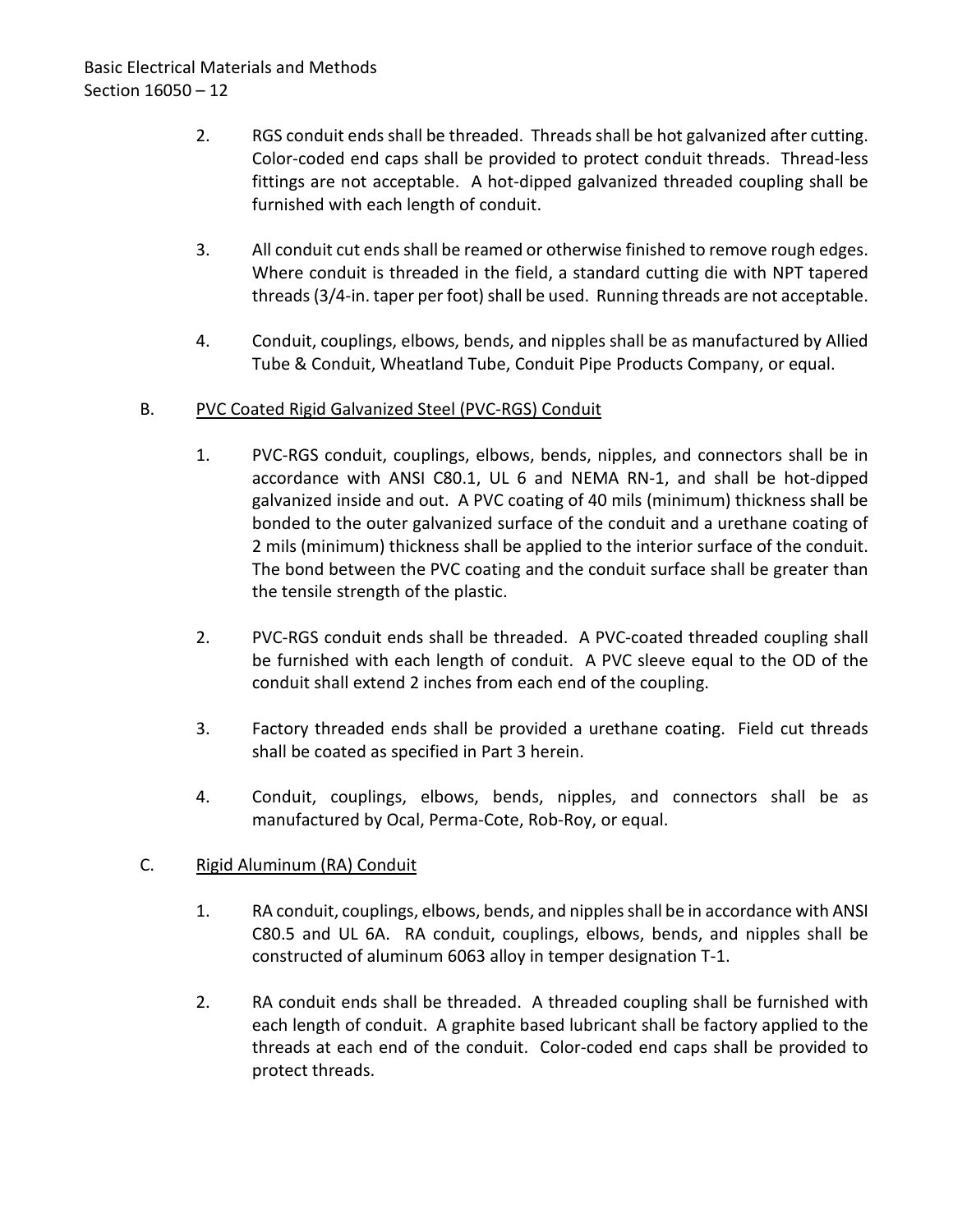2. RGS conduit ends shall be threaded. Threads shall be hot galvanized after cutting. Color-coded end caps shall be provided to protect conduit threads. Thread-less fittings are not acceptable. A hot-dipped galvanized threaded coupling shall be furnished with each length of conduit.

3. All conduit cut ends shall be reamed or otherwise finished to remove rough edges. Where conduit is threaded in the field, a standard cutting die with NPT tapered threads (3/4-in. taper per foot) shall be used. Running threads are not acceptable.

4. Conduit, couplings, elbows, bends, and nipples shall be as manufactured by Allied Tube & Conduit, Wheatland Tube, Conduit Pipe Products Company, or equal.

B. PVC Coated Rigid Galvanized Steel (PVC-RGS) Conduit

1. PVC-RGS conduit, couplings, elbows, bends, nipples, and connectors shall be in accordance with ANSI C80.1, UL 6 and NEMA RN-1, and shall be hot-dipped galvanized inside and out. A PVC coating of 40 mils (minimum) thickness shall be bonded to the outer galvanized surface of the conduit and a urethane coating of 2 mils (minimum) thickness shall be applied to the interior surface of the conduit. The bond between the PVC coating and the conduit surface shall be greater than the tensile strength of the plastic.

2. PVC-RGS conduit ends shall be threaded. A PVC-coated threaded coupling shall be furnished with each length of conduit. A PVC sleeve equal to the OD of the conduit shall extend 2 inches from each end of the coupling.

3. Factory threaded ends shall be provided a urethane coating. Field cut threads shall be coated as specified in Part 3 herein.

4. Conduit, couplings, elbows, bends, nipples, and connectors shall be as manufactured by Ocal, Perma-Cote, Rob-Roy, or equal.

C. Rigid Aluminum (RA) Conduit

1. RA conduit, couplings, elbows, bends, and nipples shall be in accordance with ANSI C80.5 and UL 6A. RA conduit, couplings, elbows, bends, and nipples shall be constructed of aluminum 6063 alloy in temper designation T-1.

2. RA conduit ends shall be threaded. A threaded coupling shall be furnished with each length of conduit. A graphite based lubricant shall be factory applied to the threads at each end of the conduit. Color-coded end caps shall be provided to protect threads.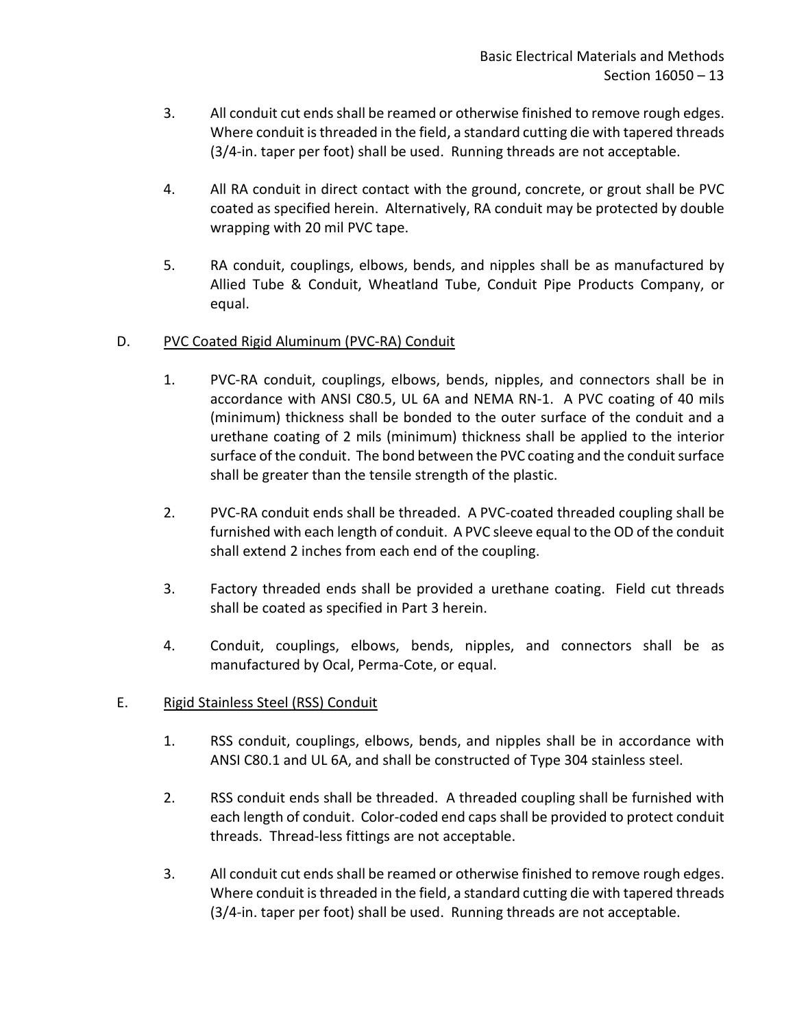3. All conduit cut ends shall be reamed or otherwise finished to remove rough edges. Where conduit is threaded in the field, a standard cutting die with tapered threads (3/4-in. taper per foot) shall be used. Running threads are not acceptable.

4. All RA conduit in direct contact with the ground, concrete, or grout shall be PVC coated as specified herein. Alternatively, RA conduit may be protected by double wrapping with 20 mil PVC tape.

5. RA conduit, couplings, elbows, bends, and nipples shall be as manufactured by Allied Tube & Conduit, Wheatland Tube, Conduit Pipe Products Company, or equal.

D. <u>PVC Coated Rigid Aluminum (PVC-RA) Conduit</u>

1. PVC-RA conduit, couplings, elbows, bends, nipples, and connectors shall be in accordance with ANSI C80.5, UL 6A and NEMA RN-1. A PVC coating of 40 mils (minimum) thickness shall be bonded to the outer surface of the conduit and a urethane coating of 2 mils (minimum) thickness shall be applied to the interior surface of the conduit. The bond between the PVC coating and the conduit surface shall be greater than the tensile strength of the plastic.

2. PVC-RA conduit ends shall be threaded. A PVC-coated threaded coupling shall be furnished with each length of conduit. A PVC sleeve equal to the OD of the conduit shall extend 2 inches from each end of the coupling.

3. Factory threaded ends shall be provided a urethane coating. Field cut threads shall be coated as specified in Part 3 herein.

4. Conduit, couplings, elbows, bends, nipples, and connectors shall be as manufactured by Ocal, Perma-Cote, or equal.

E. <u>Rigid Stainless Steel (RSS) Conduit</u>

1. RSS conduit, couplings, elbows, bends, and nipples shall be in accordance with ANSI C80.1 and UL 6A, and shall be constructed of Type 304 stainless steel.

2. RSS conduit ends shall be threaded. A threaded coupling shall be furnished with each length of conduit. Color-coded end caps shall be provided to protect conduit threads. Thread-less fittings are not acceptable.

3. All conduit cut ends shall be reamed or otherwise finished to remove rough edges. Where conduit is threaded in the field, a standard cutting die with tapered threads (3/4-in. taper per foot) shall be used. Running threads are not acceptable.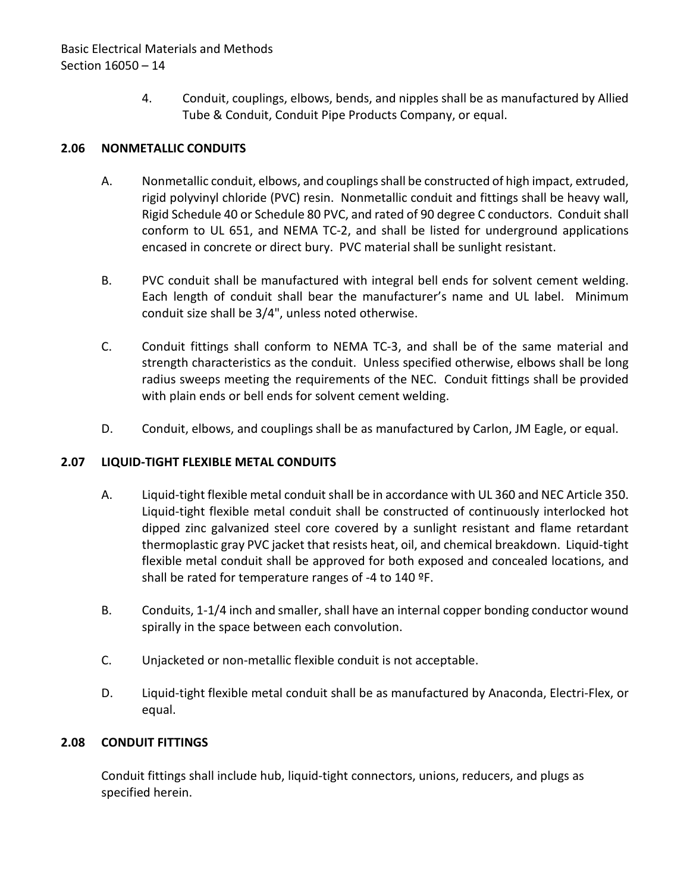4. Conduit, couplings, elbows, bends, and nipples shall be as manufactured by Allied Tube & Conduit, Conduit Pipe Products Company, or equal.

### 2.06 NONMETALLIC CONDUITS

A. Nonmetallic conduit, elbows, and couplings shall be constructed of high impact, extruded, rigid polyvinyl chloride (PVC) resin. Nonmetallic conduit and fittings shall be heavy wall, Rigid Schedule 40 or Schedule 80 PVC, and rated of 90 degree C conductors. Conduit shall conform to UL 651, and NEMA TC-2, and shall be listed for underground applications encased in concrete or direct bury. PVC material shall be sunlight resistant.

B. PVC conduit shall be manufactured with integral bell ends for solvent cement welding. Each length of conduit shall bear the manufacturer's name and UL label. Minimum conduit size shall be 3/4", unless noted otherwise.

C. Conduit fittings shall conform to NEMA TC-3, and shall be of the same material and strength characteristics as the conduit. Unless specified otherwise, elbows shall be long radius sweeps meeting the requirements of the NEC. Conduit fittings shall be provided with plain ends or bell ends for solvent cement welding.

D. Conduit, elbows, and couplings shall be as manufactured by Carlon, JM Eagle, or equal.

### 2.07 LIQUID-TIGHT FLEXIBLE METAL CONDUITS

A. Liquid-tight flexible metal conduit shall be in accordance with UL 360 and NEC Article 350. Liquid-tight flexible metal conduit shall be constructed of continuously interlocked hot dipped zinc galvanized steel core covered by a sunlight resistant and flame retardant thermoplastic gray PVC jacket that resists heat, oil, and chemical breakdown. Liquid-tight flexible metal conduit shall be approved for both exposed and concealed locations, and shall be rated for temperature ranges of -4 to 140 ºF.

B. Conduits, 1-1/4 inch and smaller, shall have an internal copper bonding conductor wound spirally in the space between each convolution.

C. Unjacketed or non-metallic flexible conduit is not acceptable.

D. Liquid-tight flexible metal conduit shall be as manufactured by Anaconda, Electri-Flex, or equal.

### 2.08 CONDUIT FITTINGS

Conduit fittings shall include hub, liquid-tight connectors, unions, reducers, and plugs as specified herein.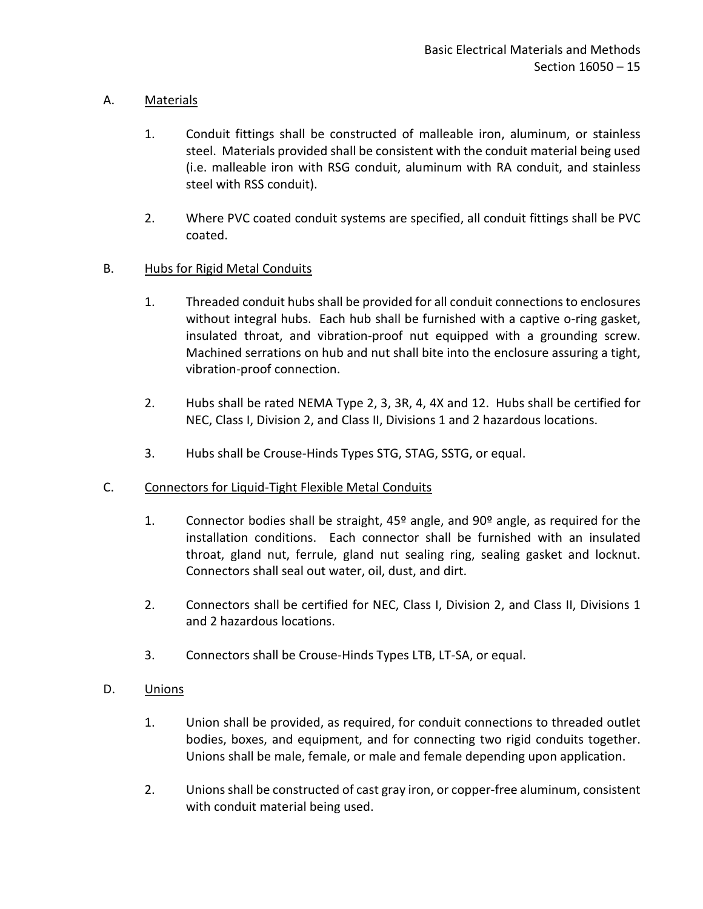A. Materials

1. Conduit fittings shall be constructed of malleable iron, aluminum, or stainless steel. Materials provided shall be consistent with the conduit material being used (i.e. malleable iron with RSG conduit, aluminum with RA conduit, and stainless steel with RSS conduit).

2. Where PVC coated conduit systems are specified, all conduit fittings shall be PVC coated.

B. Hubs for Rigid Metal Conduits

1. Threaded conduit hubs shall be provided for all conduit connections to enclosures without integral hubs. Each hub shall be furnished with a captive o-ring gasket, insulated throat, and vibration-proof nut equipped with a grounding screw. Machined serrations on hub and nut shall bite into the enclosure assuring a tight, vibration-proof connection.

2. Hubs shall be rated NEMA Type 2, 3, 3R, 4, 4X and 12. Hubs shall be certified for NEC, Class I, Division 2, and Class II, Divisions 1 and 2 hazardous locations.

3. Hubs shall be Crouse-Hinds Types STG, STAG, SSTG, or equal.

C. Connectors for Liquid-Tight Flexible Metal Conduits

1. Connector bodies shall be straight, 45º angle, and 90º angle, as required for the installation conditions. Each connector shall be furnished with an insulated throat, gland nut, ferrule, gland nut sealing ring, sealing gasket and locknut. Connectors shall seal out water, oil, dust, and dirt.

2. Connectors shall be certified for NEC, Class I, Division 2, and Class II, Divisions 1 and 2 hazardous locations.

3. Connectors shall be Crouse-Hinds Types LTB, LT-SA, or equal.

D. Unions

1. Union shall be provided, as required, for conduit connections to threaded outlet bodies, boxes, and equipment, and for connecting two rigid conduits together. Unions shall be male, female, or male and female depending upon application.

2. Unions shall be constructed of cast gray iron, or copper-free aluminum, consistent with conduit material being used.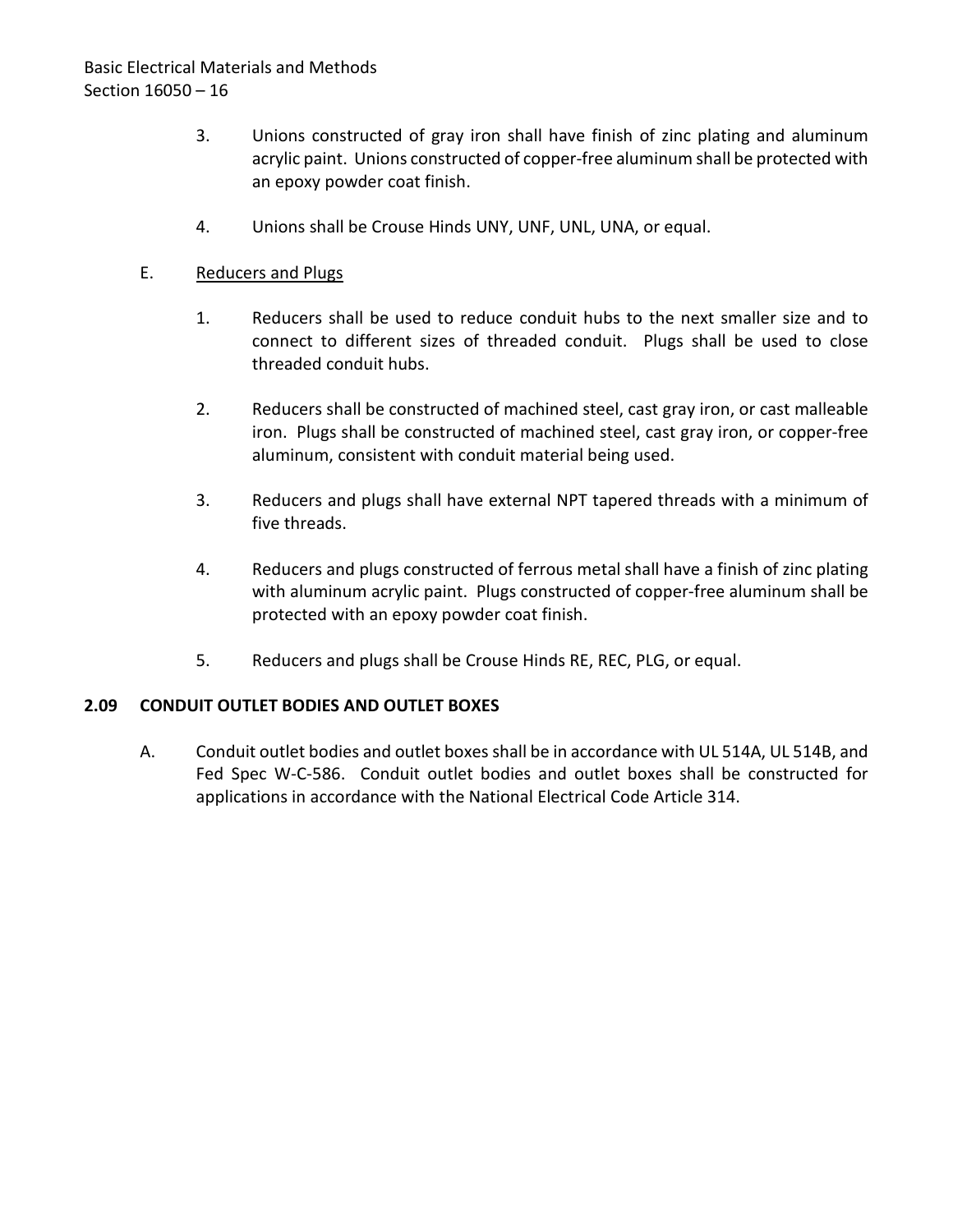3. Unions constructed of gray iron shall have finish of zinc plating and aluminum acrylic paint. Unions constructed of copper-free aluminum shall be protected with an epoxy powder coat finish.

4. Unions shall be Crouse Hinds UNY, UNF, UNL, UNA, or equal.

E. Reducers and Plugs

1. Reducers shall be used to reduce conduit hubs to the next smaller size and to connect to different sizes of threaded conduit. Plugs shall be used to close threaded conduit hubs.

2. Reducers shall be constructed of machined steel, cast gray iron, or cast malleable iron. Plugs shall be constructed of machined steel, cast gray iron, or copper-free aluminum, consistent with conduit material being used.

3. Reducers and plugs shall have external NPT tapered threads with a minimum of five threads.

4. Reducers and plugs constructed of ferrous metal shall have a finish of zinc plating with aluminum acrylic paint. Plugs constructed of copper-free aluminum shall be protected with an epoxy powder coat finish.

5. Reducers and plugs shall be Crouse Hinds RE, REC, PLG, or equal.

## 2.09 CONDUIT OUTLET BODIES AND OUTLET BOXES

A. Conduit outlet bodies and outlet boxes shall be in accordance with UL 514A, UL 514B, and Fed Spec W-C-586. Conduit outlet bodies and outlet boxes shall be constructed for applications in accordance with the National Electrical Code Article 314.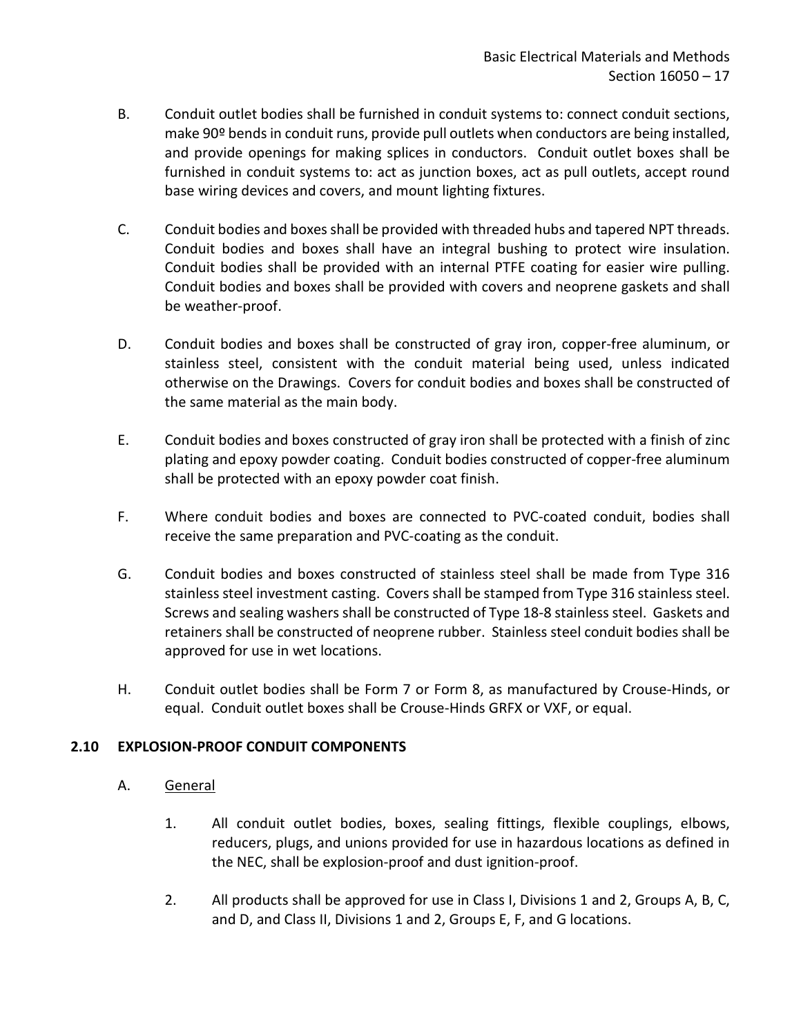B. Conduit outlet bodies shall be furnished in conduit systems to: connect conduit sections, make 90º bends in conduit runs, provide pull outlets when conductors are being installed, and provide openings for making splices in conductors. Conduit outlet boxes shall be furnished in conduit systems to: act as junction boxes, act as pull outlets, accept round base wiring devices and covers, and mount lighting fixtures.

C. Conduit bodies and boxes shall be provided with threaded hubs and tapered NPT threads. Conduit bodies and boxes shall have an integral bushing to protect wire insulation. Conduit bodies shall be provided with an internal PTFE coating for easier wire pulling. Conduit bodies and boxes shall be provided with covers and neoprene gaskets and shall be weather-proof.

D. Conduit bodies and boxes shall be constructed of gray iron, copper-free aluminum, or stainless steel, consistent with the conduit material being used, unless indicated otherwise on the Drawings. Covers for conduit bodies and boxes shall be constructed of the same material as the main body.

E. Conduit bodies and boxes constructed of gray iron shall be protected with a finish of zinc plating and epoxy powder coating. Conduit bodies constructed of copper-free aluminum shall be protected with an epoxy powder coat finish.

F. Where conduit bodies and boxes are connected to PVC-coated conduit, bodies shall receive the same preparation and PVC-coating as the conduit.

G. Conduit bodies and boxes constructed of stainless steel shall be made from Type 316 stainless steel investment casting. Covers shall be stamped from Type 316 stainless steel. Screws and sealing washers shall be constructed of Type 18-8 stainless steel. Gaskets and retainers shall be constructed of neoprene rubber. Stainless steel conduit bodies shall be approved for use in wet locations.

H. Conduit outlet bodies shall be Form 7 or Form 8, as manufactured by Crouse-Hinds, or equal. Conduit outlet boxes shall be Crouse-Hinds GRFX or VXF, or equal.

## 2.10 EXPLOSION-PROOF CONDUIT COMPONENTS

A. General

1. All conduit outlet bodies, boxes, sealing fittings, flexible couplings, elbows, reducers, plugs, and unions provided for use in hazardous locations as defined in the NEC, shall be explosion-proof and dust ignition-proof.

2. All products shall be approved for use in Class I, Divisions 1 and 2, Groups A, B, C, and D, and Class II, Divisions 1 and 2, Groups E, F, and G locations.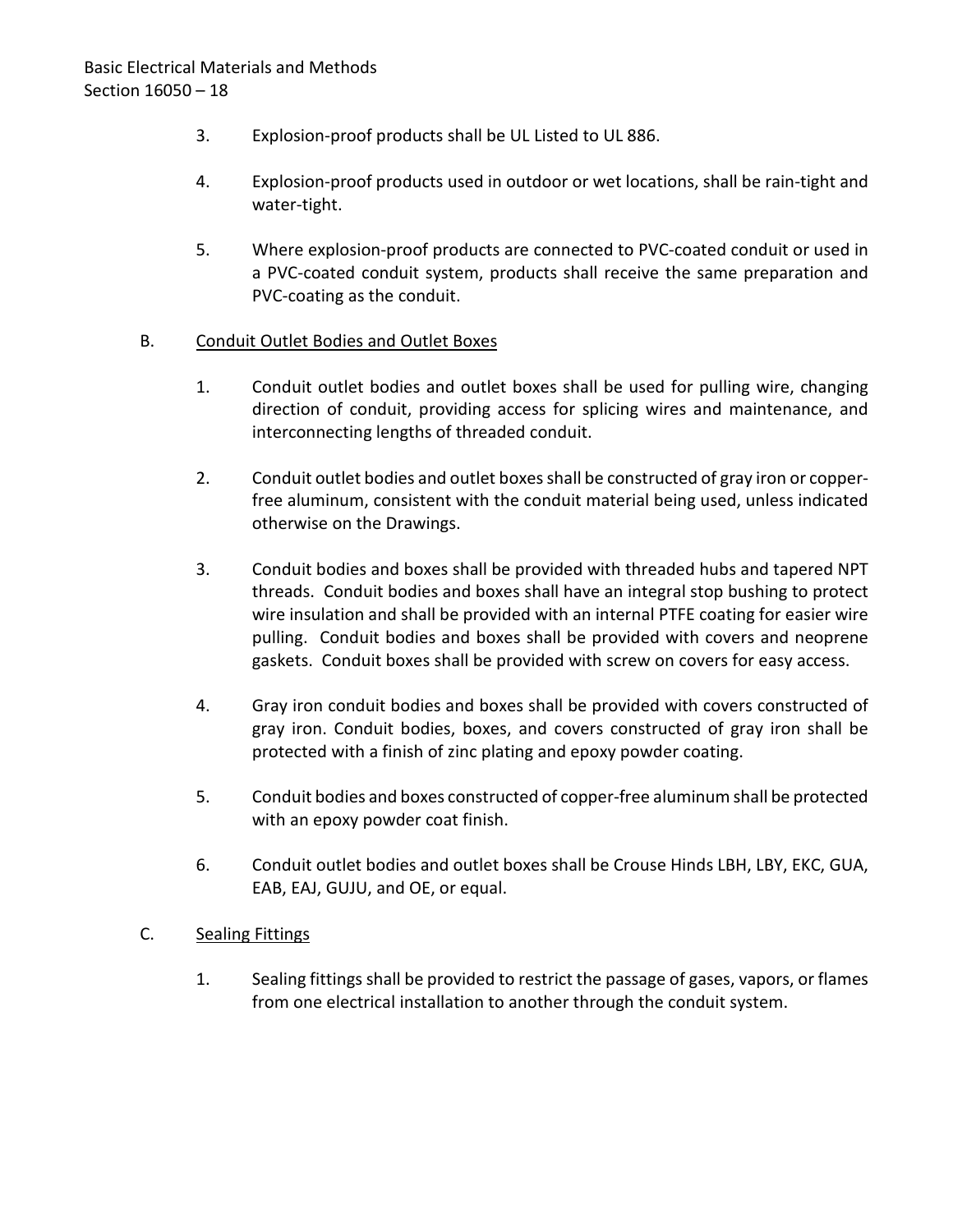3. Explosion-proof products shall be UL Listed to UL 886.

4. Explosion-proof products used in outdoor or wet locations, shall be rain-tight and water-tight.

5. Where explosion-proof products are connected to PVC-coated conduit or used in a PVC-coated conduit system, products shall receive the same preparation and PVC-coating as the conduit.

B. <u>Conduit Outlet Bodies and Outlet Boxes</u>

1. Conduit outlet bodies and outlet boxes shall be used for pulling wire, changing direction of conduit, providing access for splicing wires and maintenance, and interconnecting lengths of threaded conduit.

2. Conduit outlet bodies and outlet boxes shall be constructed of gray iron or copper-free aluminum, consistent with the conduit material being used, unless indicated otherwise on the Drawings.

3. Conduit bodies and boxes shall be provided with threaded hubs and tapered NPT threads. Conduit bodies and boxes shall have an integral stop bushing to protect wire insulation and shall be provided with an internal PTFE coating for easier wire pulling. Conduit bodies and boxes shall be provided with covers and neoprene gaskets. Conduit boxes shall be provided with screw on covers for easy access.

4. Gray iron conduit bodies and boxes shall be provided with covers constructed of gray iron. Conduit bodies, boxes, and covers constructed of gray iron shall be protected with a finish of zinc plating and epoxy powder coating.

5. Conduit bodies and boxes constructed of copper-free aluminum shall be protected with an epoxy powder coat finish.

6. Conduit outlet bodies and outlet boxes shall be Crouse Hinds LBH, LBY, EKC, GUA, EAB, EAJ, GUJU, and OE, or equal.

C. <u>Sealing Fittings</u>

1. Sealing fittings shall be provided to restrict the passage of gases, vapors, or flames from one electrical installation to another through the conduit system.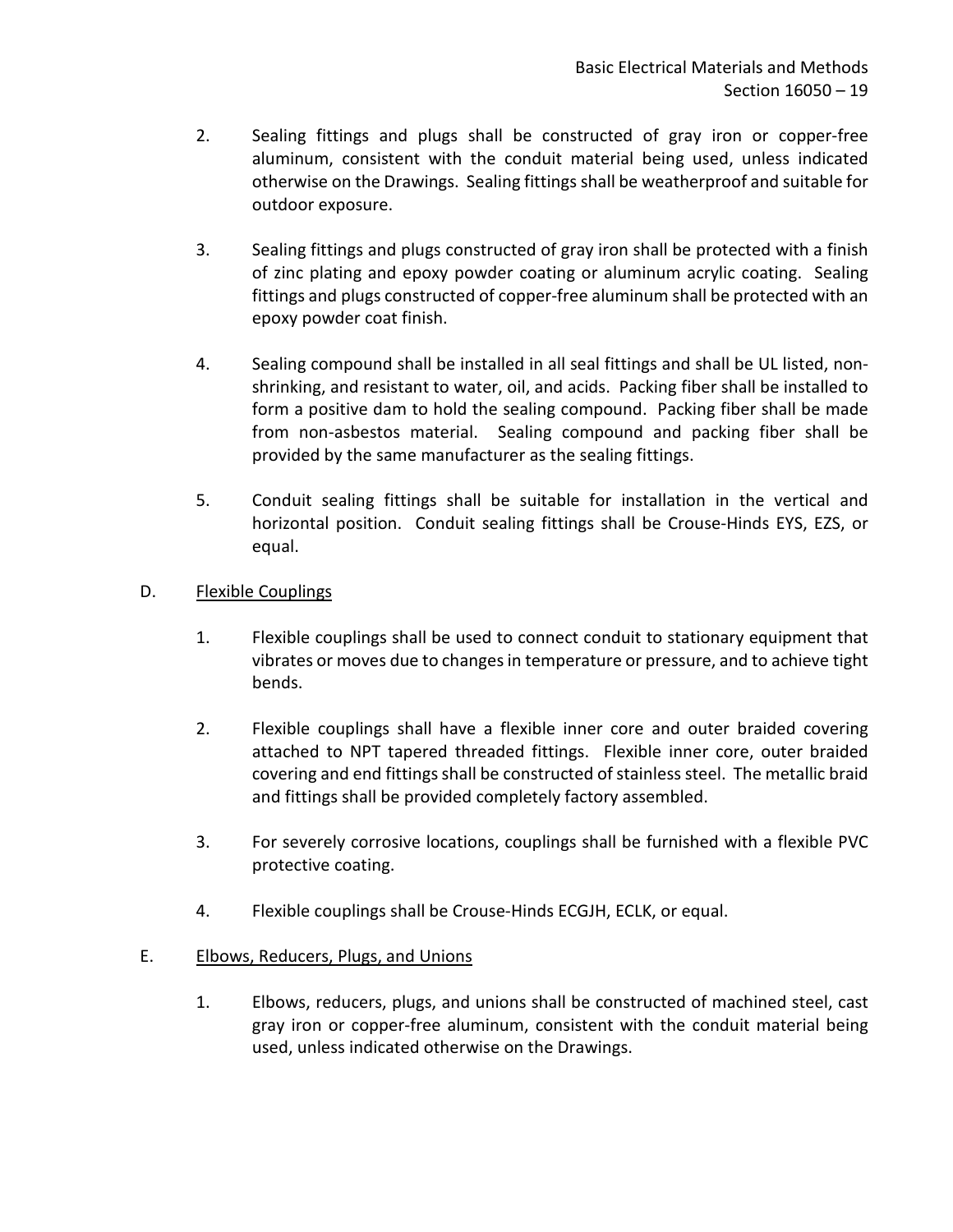2. Sealing fittings and plugs shall be constructed of gray iron or copper-free aluminum, consistent with the conduit material being used, unless indicated otherwise on the Drawings. Sealing fittings shall be weatherproof and suitable for outdoor exposure.

3. Sealing fittings and plugs constructed of gray iron shall be protected with a finish of zinc plating and epoxy powder coating or aluminum acrylic coating. Sealing fittings and plugs constructed of copper-free aluminum shall be protected with an epoxy powder coat finish.

4. Sealing compound shall be installed in all seal fittings and shall be UL listed, non-shrinking, and resistant to water, oil, and acids. Packing fiber shall be installed to form a positive dam to hold the sealing compound. Packing fiber shall be made from non-asbestos material. Sealing compound and packing fiber shall be provided by the same manufacturer as the sealing fittings.

5. Conduit sealing fittings shall be suitable for installation in the vertical and horizontal position. Conduit sealing fittings shall be Crouse-Hinds EYS, EZS, or equal.

D. Flexible Couplings

1. Flexible couplings shall be used to connect conduit to stationary equipment that vibrates or moves due to changes in temperature or pressure, and to achieve tight bends.

2. Flexible couplings shall have a flexible inner core and outer braided covering attached to NPT tapered threaded fittings. Flexible inner core, outer braided covering and end fittings shall be constructed of stainless steel. The metallic braid and fittings shall be provided completely factory assembled.

3. For severely corrosive locations, couplings shall be furnished with a flexible PVC protective coating.

4. Flexible couplings shall be Crouse-Hinds ECGJH, ECLK, or equal.

E. Elbows, Reducers, Plugs, and Unions

1. Elbows, reducers, plugs, and unions shall be constructed of machined steel, cast gray iron or copper-free aluminum, consistent with the conduit material being used, unless indicated otherwise on the Drawings.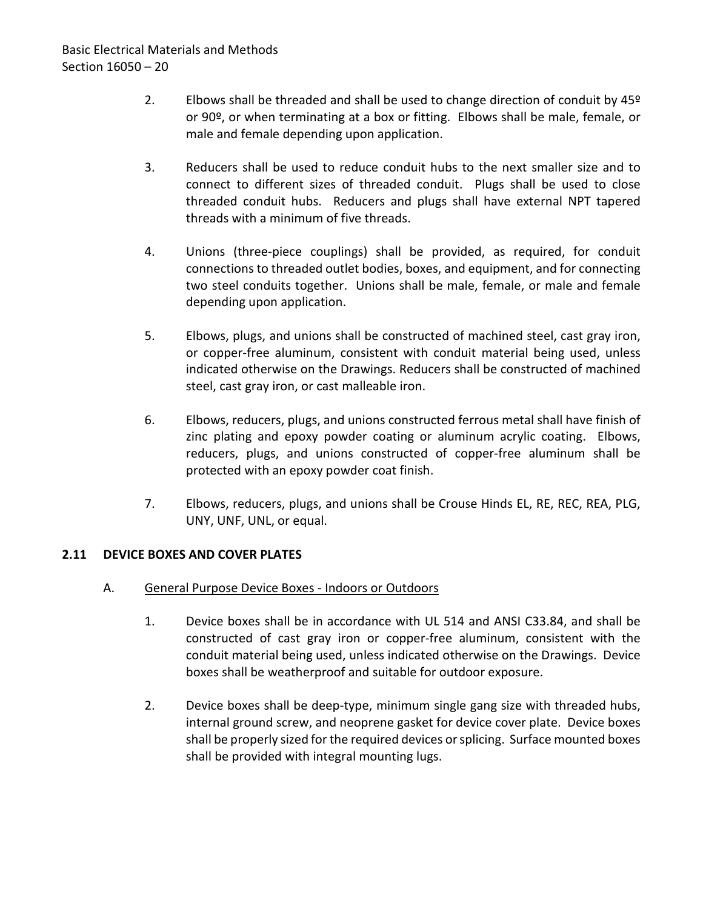2. Elbows shall be threaded and shall be used to change direction of conduit by 45º or 90º, or when terminating at a box or fitting. Elbows shall be male, female, or male and female depending upon application.

3. Reducers shall be used to reduce conduit hubs to the next smaller size and to connect to different sizes of threaded conduit. Plugs shall be used to close threaded conduit hubs. Reducers and plugs shall have external NPT tapered threads with a minimum of five threads.

4. Unions (three-piece couplings) shall be provided, as required, for conduit connections to threaded outlet bodies, boxes, and equipment, and for connecting two steel conduits together. Unions shall be male, female, or male and female depending upon application.

5. Elbows, plugs, and unions shall be constructed of machined steel, cast gray iron, or copper-free aluminum, consistent with conduit material being used, unless indicated otherwise on the Drawings. Reducers shall be constructed of machined steel, cast gray iron, or cast malleable iron.

6. Elbows, reducers, plugs, and unions constructed ferrous metal shall have finish of zinc plating and epoxy powder coating or aluminum acrylic coating. Elbows, reducers, plugs, and unions constructed of copper-free aluminum shall be protected with an epoxy powder coat finish.

7. Elbows, reducers, plugs, and unions shall be Crouse Hinds EL, RE, REC, REA, PLG, UNY, UNF, UNL, or equal.

## 2.11 DEVICE BOXES AND COVER PLATES

A. General Purpose Device Boxes - Indoors or Outdoors

1. Device boxes shall be in accordance with UL 514 and ANSI C33.84, and shall be constructed of cast gray iron or copper-free aluminum, consistent with the conduit material being used, unless indicated otherwise on the Drawings. Device boxes shall be weatherproof and suitable for outdoor exposure.

2. Device boxes shall be deep-type, minimum single gang size with threaded hubs, internal ground screw, and neoprene gasket for device cover plate. Device boxes shall be properly sized for the required devices or splicing. Surface mounted boxes shall be provided with integral mounting lugs.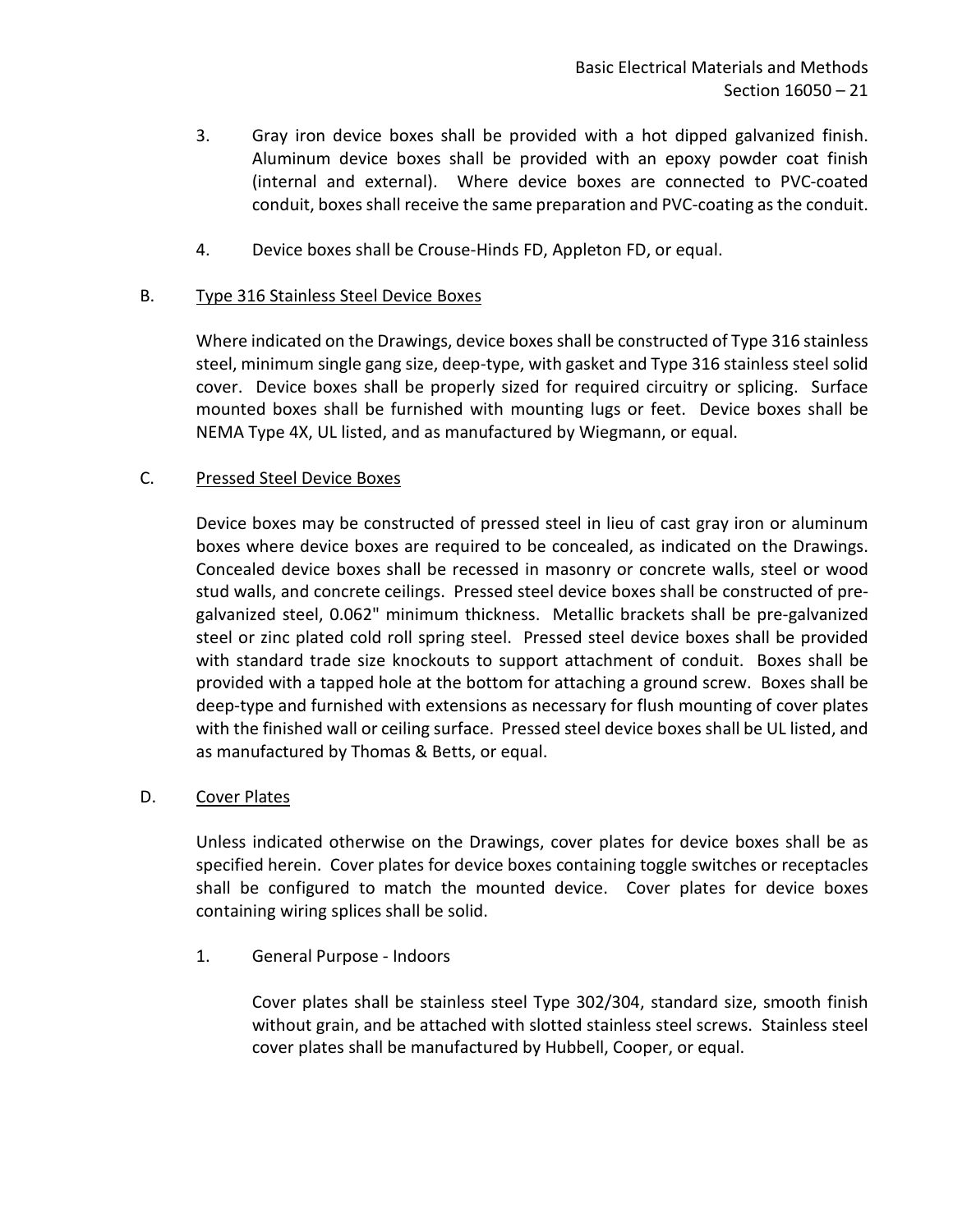3. Gray iron device boxes shall be provided with a hot dipped galvanized finish. Aluminum device boxes shall be provided with an epoxy powder coat finish (internal and external). Where device boxes are connected to PVC-coated conduit, boxes shall receive the same preparation and PVC-coating as the conduit.

4. Device boxes shall be Crouse-Hinds FD, Appleton FD, or equal.

B. Type 316 Stainless Steel Device Boxes

Where indicated on the Drawings, device boxes shall be constructed of Type 316 stainless steel, minimum single gang size, deep-type, with gasket and Type 316 stainless steel solid cover. Device boxes shall be properly sized for required circuitry or splicing. Surface mounted boxes shall be furnished with mounting lugs or feet. Device boxes shall be NEMA Type 4X, UL listed, and as manufactured by Wiegmann, or equal.

C. Pressed Steel Device Boxes

Device boxes may be constructed of pressed steel in lieu of cast gray iron or aluminum boxes where device boxes are required to be concealed, as indicated on the Drawings. Concealed device boxes shall be recessed in masonry or concrete walls, steel or wood stud walls, and concrete ceilings. Pressed steel device boxes shall be constructed of pre-galvanized steel, 0.062" minimum thickness. Metallic brackets shall be pre-galvanized steel or zinc plated cold roll spring steel. Pressed steel device boxes shall be provided with standard trade size knockouts to support attachment of conduit. Boxes shall be provided with a tapped hole at the bottom for attaching a ground screw. Boxes shall be deep-type and furnished with extensions as necessary for flush mounting of cover plates with the finished wall or ceiling surface. Pressed steel device boxes shall be UL listed, and as manufactured by Thomas & Betts, or equal.

D. Cover Plates

Unless indicated otherwise on the Drawings, cover plates for device boxes shall be as specified herein. Cover plates for device boxes containing toggle switches or receptacles shall be configured to match the mounted device. Cover plates for device boxes containing wiring splices shall be solid.

1. General Purpose - Indoors

   Cover plates shall be stainless steel Type 302/304, standard size, smooth finish without grain, and be attached with slotted stainless steel screws. Stainless steel cover plates shall be manufactured by Hubbell, Cooper, or equal.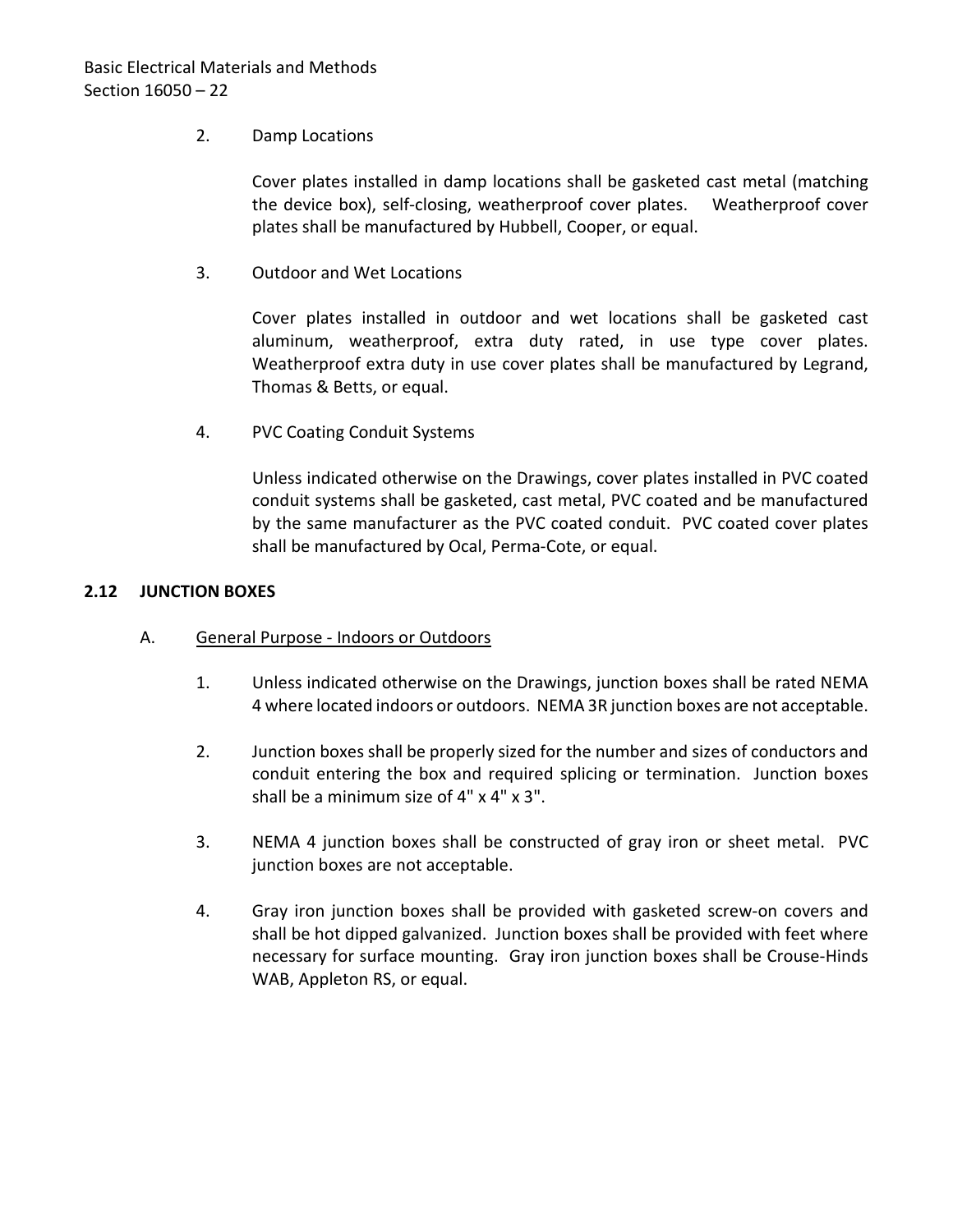2. Damp Locations

   Cover plates installed in damp locations shall be gasketed cast metal (matching the device box), self-closing, weatherproof cover plates. Weatherproof cover plates shall be manufactured by Hubbell, Cooper, or equal.

3. Outdoor and Wet Locations

   Cover plates installed in outdoor and wet locations shall be gasketed cast aluminum, weatherproof, extra duty rated, in use type cover plates. Weatherproof extra duty in use cover plates shall be manufactured by Legrand, Thomas & Betts, or equal.

4. PVC Coating Conduit Systems

   Unless indicated otherwise on the Drawings, cover plates installed in PVC coated conduit systems shall be gasketed, cast metal, PVC coated and be manufactured by the same manufacturer as the PVC coated conduit. PVC coated cover plates shall be manufactured by Ocal, Perma-Cote, or equal.

## 2.12 JUNCTION BOXES

A. General Purpose - Indoors or Outdoors

1. Unless indicated otherwise on the Drawings, junction boxes shall be rated NEMA 4 where located indoors or outdoors. NEMA 3R junction boxes are not acceptable.

2. Junction boxes shall be properly sized for the number and sizes of conductors and conduit entering the box and required splicing or termination. Junction boxes shall be a minimum size of 4" x 4" x 3".

3. NEMA 4 junction boxes shall be constructed of gray iron or sheet metal. PVC junction boxes are not acceptable.

4. Gray iron junction boxes shall be provided with gasketed screw-on covers and shall be hot dipped galvanized. Junction boxes shall be provided with feet where necessary for surface mounting. Gray iron junction boxes shall be Crouse-Hinds WAB, Appleton RS, or equal.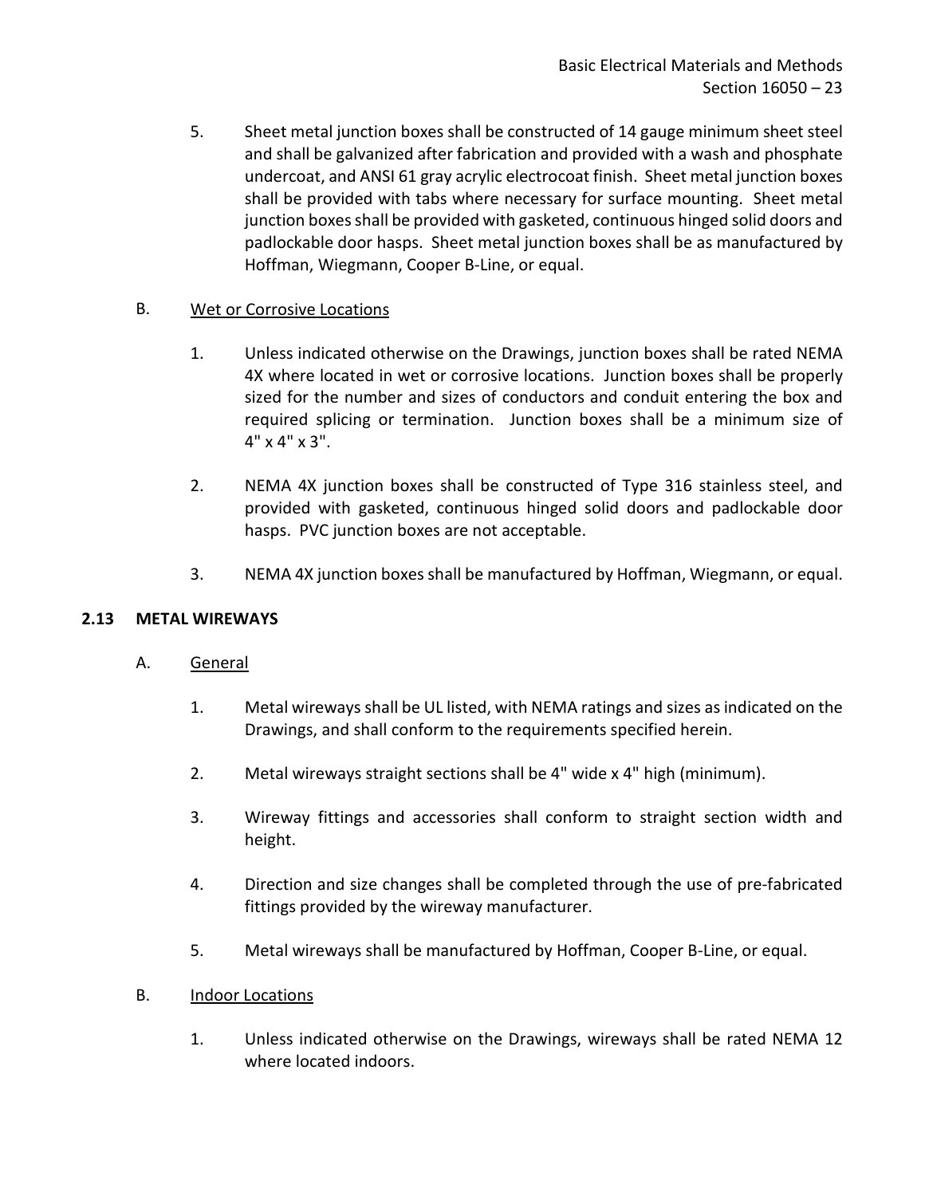5. Sheet metal junction boxes shall be constructed of 14 gauge minimum sheet steel and shall be galvanized after fabrication and provided with a wash and phosphate undercoat, and ANSI 61 gray acrylic electrocoat finish. Sheet metal junction boxes shall be provided with tabs where necessary for surface mounting. Sheet metal junction boxes shall be provided with gasketed, continuous hinged solid doors and padlockable door hasps. Sheet metal junction boxes shall be as manufactured by Hoffman, Wiegmann, Cooper B-Line, or equal.

B. <u>Wet or Corrosive Locations</u>

1. Unless indicated otherwise on the Drawings, junction boxes shall be rated NEMA 4X where located in wet or corrosive locations. Junction boxes shall be properly sized for the number and sizes of conductors and conduit entering the box and required splicing or termination. Junction boxes shall be a minimum size of 4" x 4" x 3".

2. NEMA 4X junction boxes shall be constructed of Type 316 stainless steel, and provided with gasketed, continuous hinged solid doors and padlockable door hasps. PVC junction boxes are not acceptable.

3. NEMA 4X junction boxes shall be manufactured by Hoffman, Wiegmann, or equal.

## 2.13 METAL WIREWAYS

A. <u>General</u>

1. Metal wireways shall be UL listed, with NEMA ratings and sizes as indicated on the Drawings, and shall conform to the requirements specified herein.

2. Metal wireways straight sections shall be 4" wide x 4" high (minimum).

3. Wireway fittings and accessories shall conform to straight section width and height.

4. Direction and size changes shall be completed through the use of pre-fabricated fittings provided by the wireway manufacturer.

5. Metal wireways shall be manufactured by Hoffman, Cooper B-Line, or equal.

B. <u>Indoor Locations</u>

1. Unless indicated otherwise on the Drawings, wireways shall be rated NEMA 12 where located indoors.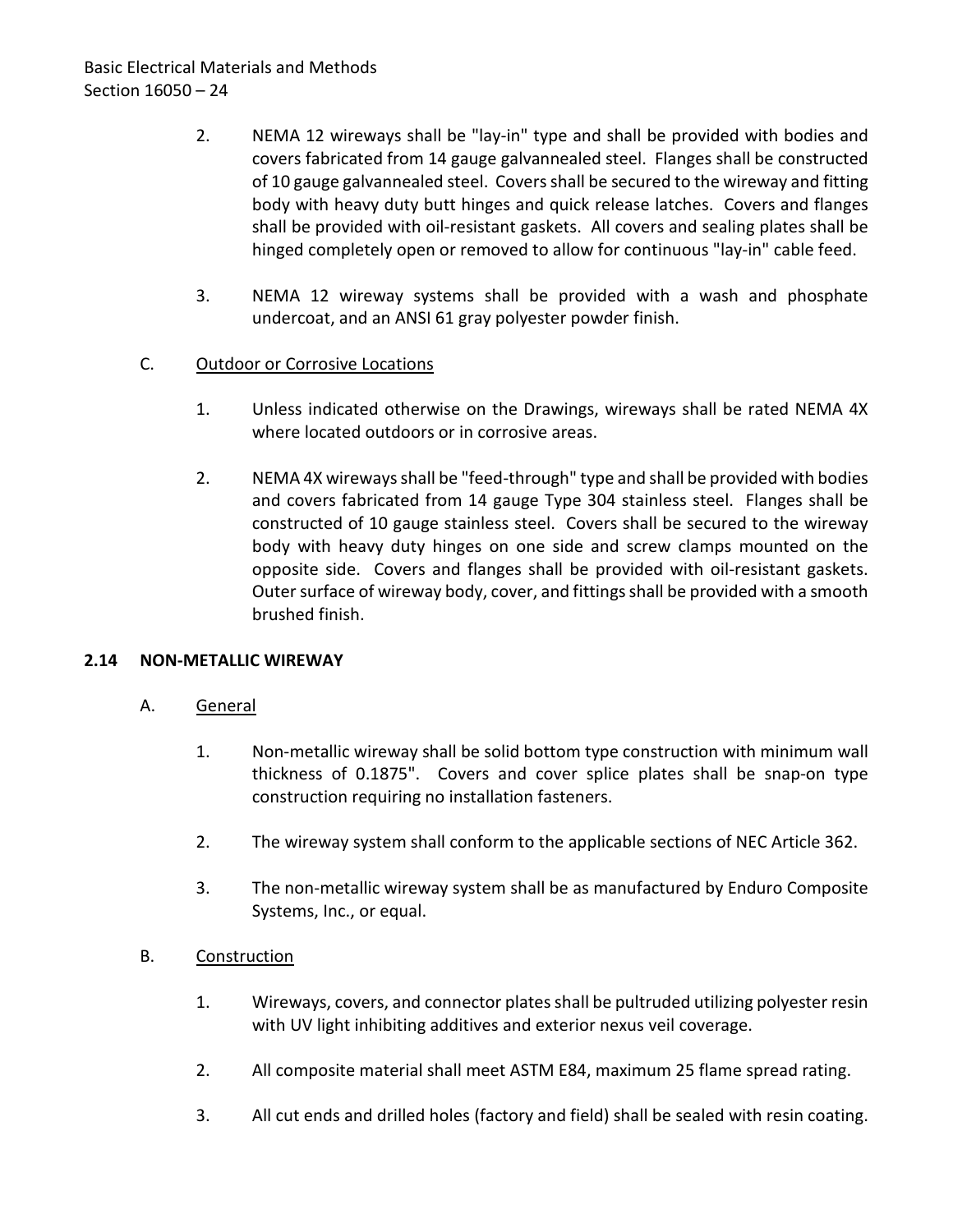2. NEMA 12 wireways shall be "lay-in" type and shall be provided with bodies and covers fabricated from 14 gauge galvannealed steel. Flanges shall be constructed of 10 gauge galvannealed steel. Covers shall be secured to the wireway and fitting body with heavy duty butt hinges and quick release latches. Covers and flanges shall be provided with oil-resistant gaskets. All covers and sealing plates shall be hinged completely open or removed to allow for continuous "lay-in" cable feed.

3. NEMA 12 wireway systems shall be provided with a wash and phosphate undercoat, and an ANSI 61 gray polyester powder finish.

C. Outdoor or Corrosive Locations

1. Unless indicated otherwise on the Drawings, wireways shall be rated NEMA 4X where located outdoors or in corrosive areas.

2. NEMA 4X wireways shall be "feed-through" type and shall be provided with bodies and covers fabricated from 14 gauge Type 304 stainless steel. Flanges shall be constructed of 10 gauge stainless steel. Covers shall be secured to the wireway body with heavy duty hinges on one side and screw clamps mounted on the opposite side. Covers and flanges shall be provided with oil-resistant gaskets. Outer surface of wireway body, cover, and fittings shall be provided with a smooth brushed finish.

## 2.14 NON-METALLIC WIREWAY

A. General

1. Non-metallic wireway shall be solid bottom type construction with minimum wall thickness of 0.1875". Covers and cover splice plates shall be snap-on type construction requiring no installation fasteners.

2. The wireway system shall conform to the applicable sections of NEC Article 362.

3. The non-metallic wireway system shall be as manufactured by Enduro Composite Systems, Inc., or equal.

B. Construction

1. Wireways, covers, and connector plates shall be pultruded utilizing polyester resin with UV light inhibiting additives and exterior nexus veil coverage.

2. All composite material shall meet ASTM E84, maximum 25 flame spread rating.

3. All cut ends and drilled holes (factory and field) shall be sealed with resin coating.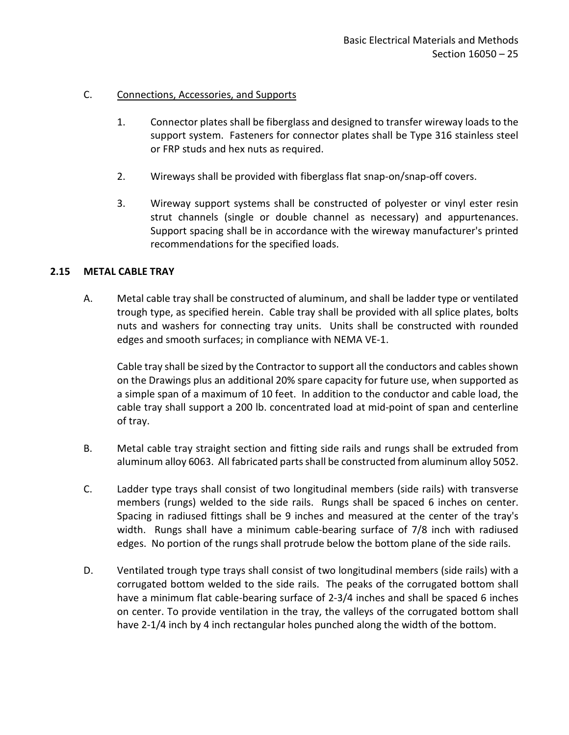C. Connections, Accessories, and Supports

1. Connector plates shall be fiberglass and designed to transfer wireway loads to the support system. Fasteners for connector plates shall be Type 316 stainless steel or FRP studs and hex nuts as required.

2. Wireways shall be provided with fiberglass flat snap-on/snap-off covers.

3. Wireway support systems shall be constructed of polyester or vinyl ester resin strut channels (single or double channel as necessary) and appurtenances. Support spacing shall be in accordance with the wireway manufacturer's printed recommendations for the specified loads.

## 2.15 METAL CABLE TRAY

A. Metal cable tray shall be constructed of aluminum, and shall be ladder type or ventilated trough type, as specified herein. Cable tray shall be provided with all splice plates, bolts nuts and washers for connecting tray units. Units shall be constructed with rounded edges and smooth surfaces; in compliance with NEMA VE-1.

Cable tray shall be sized by the Contractor to support all the conductors and cables shown on the Drawings plus an additional 20% spare capacity for future use, when supported as a simple span of a maximum of 10 feet. In addition to the conductor and cable load, the cable tray shall support a 200 lb. concentrated load at mid-point of span and centerline of tray.

B. Metal cable tray straight section and fitting side rails and rungs shall be extruded from aluminum alloy 6063. All fabricated parts shall be constructed from aluminum alloy 5052.

C. Ladder type trays shall consist of two longitudinal members (side rails) with transverse members (rungs) welded to the side rails. Rungs shall be spaced 6 inches on center. Spacing in radiused fittings shall be 9 inches and measured at the center of the tray's width. Rungs shall have a minimum cable-bearing surface of 7/8 inch with radiused edges. No portion of the rungs shall protrude below the bottom plane of the side rails.

D. Ventilated trough type trays shall consist of two longitudinal members (side rails) with a corrugated bottom welded to the side rails. The peaks of the corrugated bottom shall have a minimum flat cable-bearing surface of 2-3/4 inches and shall be spaced 6 inches on center. To provide ventilation in the tray, the valleys of the corrugated bottom shall have 2-1/4 inch by 4 inch rectangular holes punched along the width of the bottom.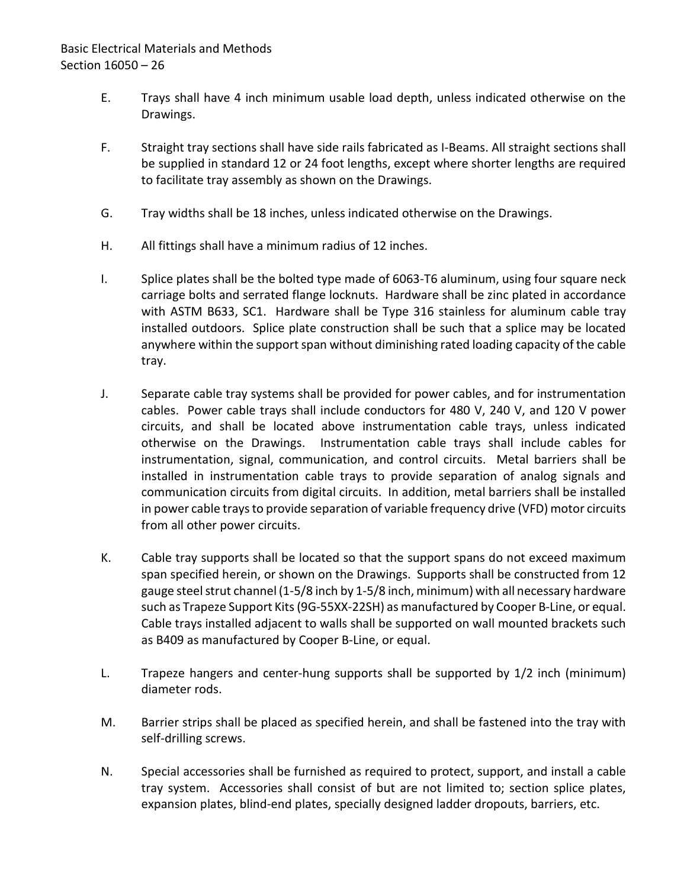E. Trays shall have 4 inch minimum usable load depth, unless indicated otherwise on the Drawings.

F. Straight tray sections shall have side rails fabricated as I-Beams. All straight sections shall be supplied in standard 12 or 24 foot lengths, except where shorter lengths are required to facilitate tray assembly as shown on the Drawings.

G. Tray widths shall be 18 inches, unless indicated otherwise on the Drawings.

H. All fittings shall have a minimum radius of 12 inches.

I. Splice plates shall be the bolted type made of 6063-T6 aluminum, using four square neck carriage bolts and serrated flange locknuts. Hardware shall be zinc plated in accordance with ASTM B633, SC1. Hardware shall be Type 316 stainless for aluminum cable tray installed outdoors. Splice plate construction shall be such that a splice may be located anywhere within the support span without diminishing rated loading capacity of the cable tray.

J. Separate cable tray systems shall be provided for power cables, and for instrumentation cables. Power cable trays shall include conductors for 480 V, 240 V, and 120 V power circuits, and shall be located above instrumentation cable trays, unless indicated otherwise on the Drawings. Instrumentation cable trays shall include cables for instrumentation, signal, communication, and control circuits. Metal barriers shall be installed in instrumentation cable trays to provide separation of analog signals and communication circuits from digital circuits. In addition, metal barriers shall be installed in power cable trays to provide separation of variable frequency drive (VFD) motor circuits from all other power circuits.

K. Cable tray supports shall be located so that the support spans do not exceed maximum span specified herein, or shown on the Drawings. Supports shall be constructed from 12 gauge steel strut channel (1-5/8 inch by 1-5/8 inch, minimum) with all necessary hardware such as Trapeze Support Kits (9G-55XX-22SH) as manufactured by Cooper B-Line, or equal. Cable trays installed adjacent to walls shall be supported on wall mounted brackets such as B409 as manufactured by Cooper B-Line, or equal.

L. Trapeze hangers and center-hung supports shall be supported by 1/2 inch (minimum) diameter rods.

M. Barrier strips shall be placed as specified herein, and shall be fastened into the tray with self-drilling screws.

N. Special accessories shall be furnished as required to protect, support, and install a cable tray system. Accessories shall consist of but are not limited to; section splice plates, expansion plates, blind-end plates, specially designed ladder dropouts, barriers, etc.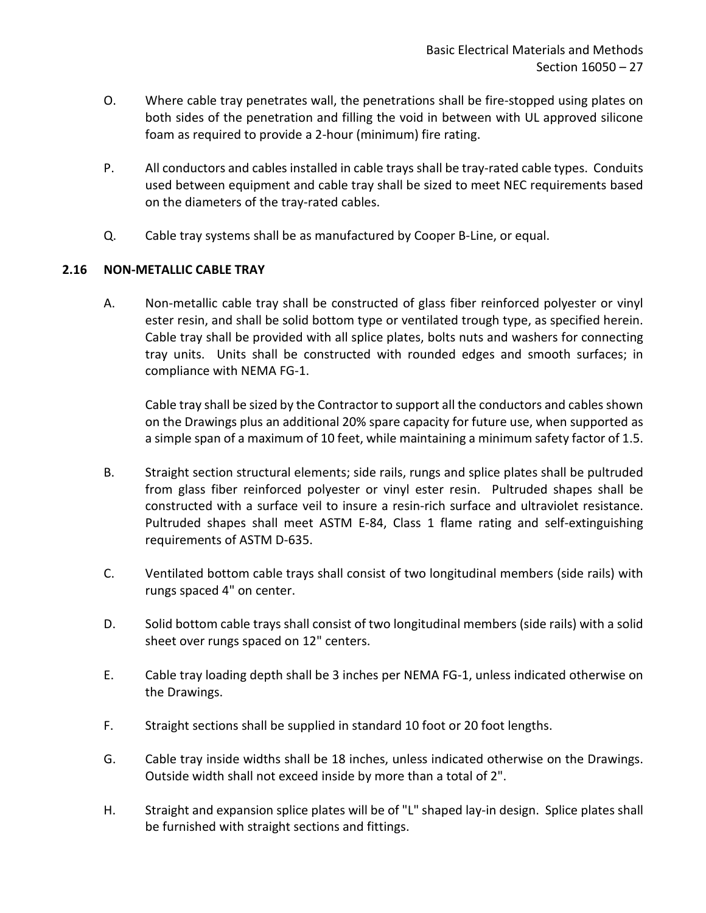O. Where cable tray penetrates wall, the penetrations shall be fire-stopped using plates on both sides of the penetration and filling the void in between with UL approved silicone foam as required to provide a 2-hour (minimum) fire rating.

P. All conductors and cables installed in cable trays shall be tray-rated cable types. Conduits used between equipment and cable tray shall be sized to meet NEC requirements based on the diameters of the tray-rated cables.

Q. Cable tray systems shall be as manufactured by Cooper B-Line, or equal.

## 2.16 NON-METALLIC CABLE TRAY

A. Non-metallic cable tray shall be constructed of glass fiber reinforced polyester or vinyl ester resin, and shall be solid bottom type or ventilated trough type, as specified herein. Cable tray shall be provided with all splice plates, bolts nuts and washers for connecting tray units. Units shall be constructed with rounded edges and smooth surfaces; in compliance with NEMA FG-1.

   Cable tray shall be sized by the Contractor to support all the conductors and cables shown on the Drawings plus an additional 20% spare capacity for future use, when supported as a simple span of a maximum of 10 feet, while maintaining a minimum safety factor of 1.5.

B. Straight section structural elements; side rails, rungs and splice plates shall be pultruded from glass fiber reinforced polyester or vinyl ester resin. Pultruded shapes shall be constructed with a surface veil to insure a resin-rich surface and ultraviolet resistance. Pultruded shapes shall meet ASTM E-84, Class 1 flame rating and self-extinguishing requirements of ASTM D-635.

C. Ventilated bottom cable trays shall consist of two longitudinal members (side rails) with rungs spaced 4" on center.

D. Solid bottom cable trays shall consist of two longitudinal members (side rails) with a solid sheet over rungs spaced on 12" centers.

E. Cable tray loading depth shall be 3 inches per NEMA FG-1, unless indicated otherwise on the Drawings.

F. Straight sections shall be supplied in standard 10 foot or 20 foot lengths.

G. Cable tray inside widths shall be 18 inches, unless indicated otherwise on the Drawings. Outside width shall not exceed inside by more than a total of 2".

H. Straight and expansion splice plates will be of "L" shaped lay-in design. Splice plates shall be furnished with straight sections and fittings.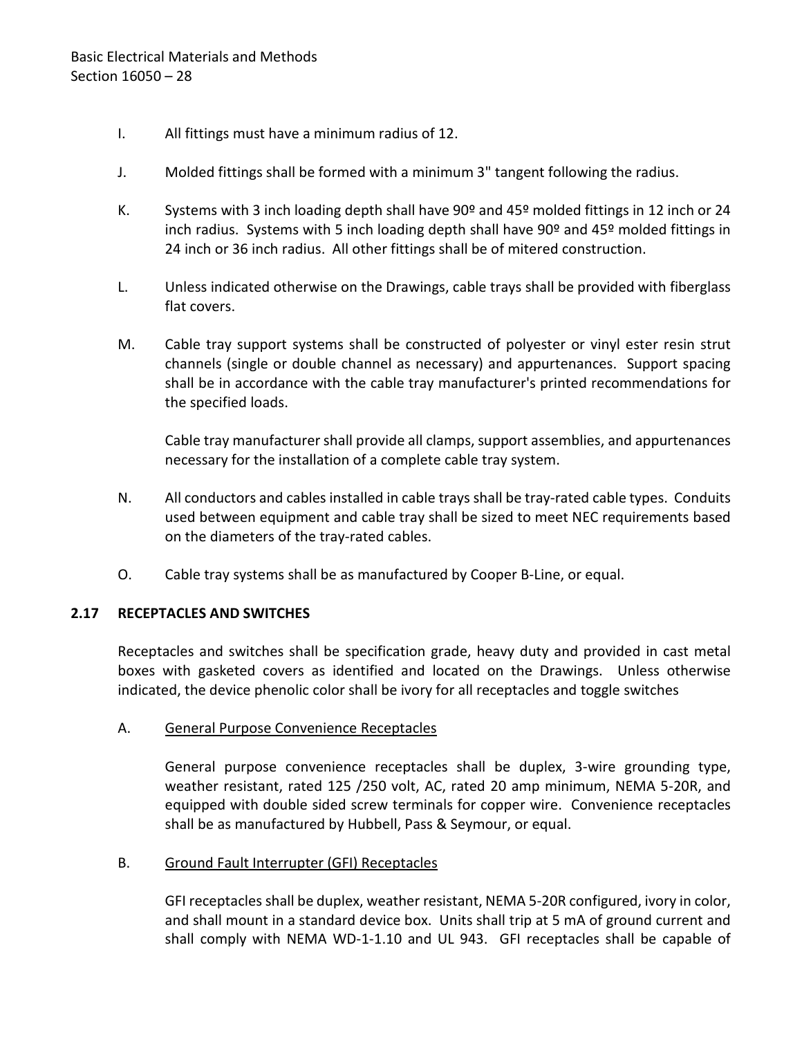I. All fittings must have a minimum radius of 12.

J. Molded fittings shall be formed with a minimum 3" tangent following the radius.

K. Systems with 3 inch loading depth shall have 90º and 45º molded fittings in 12 inch or 24 inch radius. Systems with 5 inch loading depth shall have 90º and 45º molded fittings in 24 inch or 36 inch radius. All other fittings shall be of mitered construction.

L. Unless indicated otherwise on the Drawings, cable trays shall be provided with fiberglass flat covers.

M. Cable tray support systems shall be constructed of polyester or vinyl ester resin strut channels (single or double channel as necessary) and appurtenances. Support spacing shall be in accordance with the cable tray manufacturer's printed recommendations for the specified loads.

   Cable tray manufacturer shall provide all clamps, support assemblies, and appurtenances necessary for the installation of a complete cable tray system.

N. All conductors and cables installed in cable trays shall be tray-rated cable types. Conduits used between equipment and cable tray shall be sized to meet NEC requirements based on the diameters of the tray-rated cables.

O. Cable tray systems shall be as manufactured by Cooper B-Line, or equal.

## 2.17 RECEPTACLES AND SWITCHES

Receptacles and switches shall be specification grade, heavy duty and provided in cast metal boxes with gasketed covers as identified and located on the Drawings. Unless otherwise indicated, the device phenolic color shall be ivory for all receptacles and toggle switches

A. <u>General Purpose Convenience Receptacles</u>

   General purpose convenience receptacles shall be duplex, 3-wire grounding type, weather resistant, rated 125 /250 volt, AC, rated 20 amp minimum, NEMA 5-20R, and equipped with double sided screw terminals for copper wire. Convenience receptacles shall be as manufactured by Hubbell, Pass & Seymour, or equal.

B. <u>Ground Fault Interrupter (GFI) Receptacles</u>

   GFI receptacles shall be duplex, weather resistant, NEMA 5-20R configured, ivory in color, and shall mount in a standard device box. Units shall trip at 5 mA of ground current and shall comply with NEMA WD-1-1.10 and UL 943. GFI receptacles shall be capable of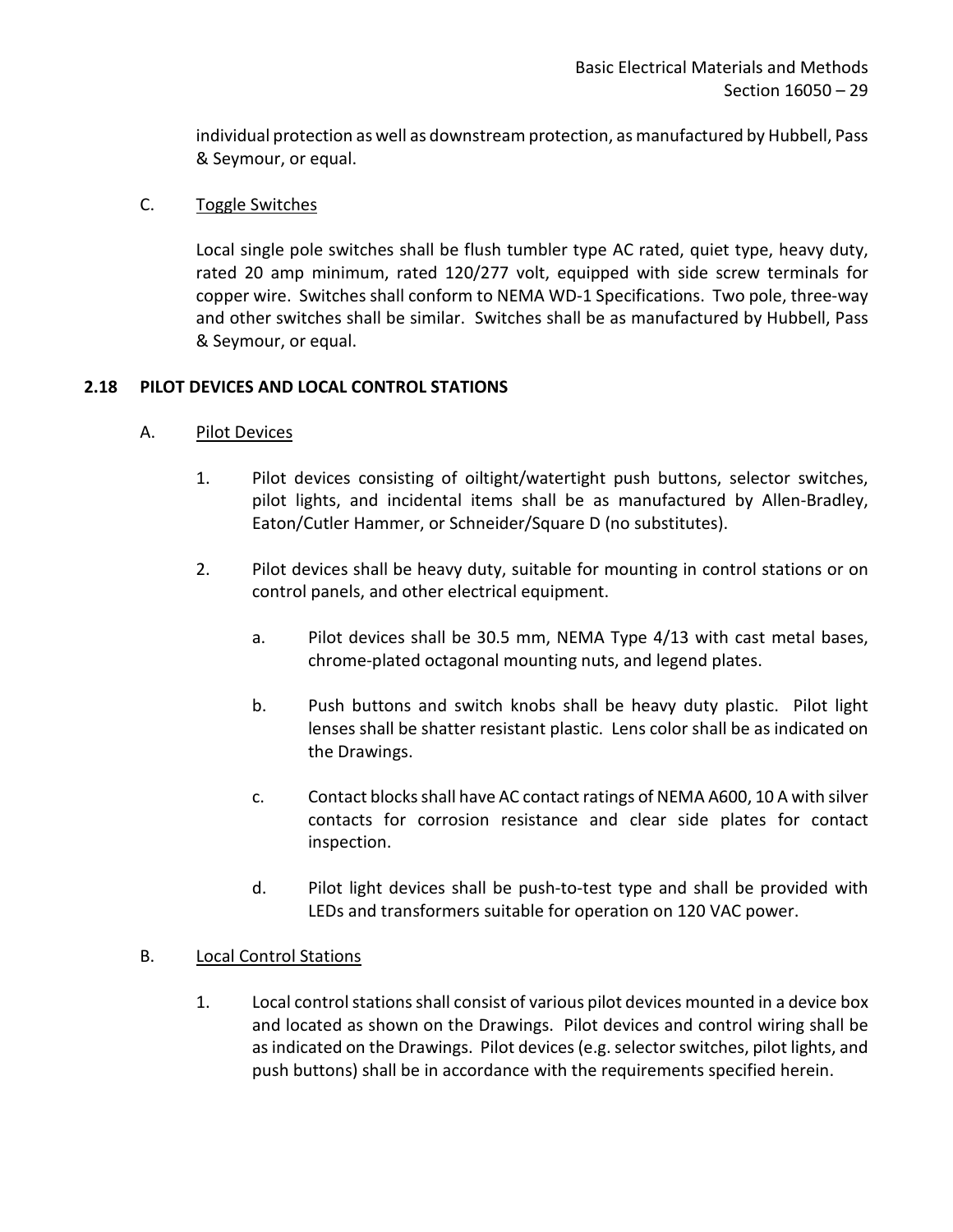individual protection as well as downstream protection, as manufactured by Hubbell, Pass & Seymour, or equal.

C. Toggle Switches

Local single pole switches shall be flush tumbler type AC rated, quiet type, heavy duty, rated 20 amp minimum, rated 120/277 volt, equipped with side screw terminals for copper wire. Switches shall conform to NEMA WD-1 Specifications. Two pole, three-way and other switches shall be similar. Switches shall be as manufactured by Hubbell, Pass & Seymour, or equal.

## 2.18 PILOT DEVICES AND LOCAL CONTROL STATIONS

A. Pilot Devices

1. Pilot devices consisting of oiltight/watertight push buttons, selector switches, pilot lights, and incidental items shall be as manufactured by Allen-Bradley, Eaton/Cutler Hammer, or Schneider/Square D (no substitutes).

2. Pilot devices shall be heavy duty, suitable for mounting in control stations or on control panels, and other electrical equipment.

   a. Pilot devices shall be 30.5 mm, NEMA Type 4/13 with cast metal bases, chrome-plated octagonal mounting nuts, and legend plates.

   b. Push buttons and switch knobs shall be heavy duty plastic. Pilot light lenses shall be shatter resistant plastic. Lens color shall be as indicated on the Drawings.

   c. Contact blocks shall have AC contact ratings of NEMA A600, 10 A with silver contacts for corrosion resistance and clear side plates for contact inspection.

   d. Pilot light devices shall be push-to-test type and shall be provided with LEDs and transformers suitable for operation on 120 VAC power.

B. Local Control Stations

1. Local control stations shall consist of various pilot devices mounted in a device box and located as shown on the Drawings. Pilot devices and control wiring shall be as indicated on the Drawings. Pilot devices (e.g. selector switches, pilot lights, and push buttons) shall be in accordance with the requirements specified herein.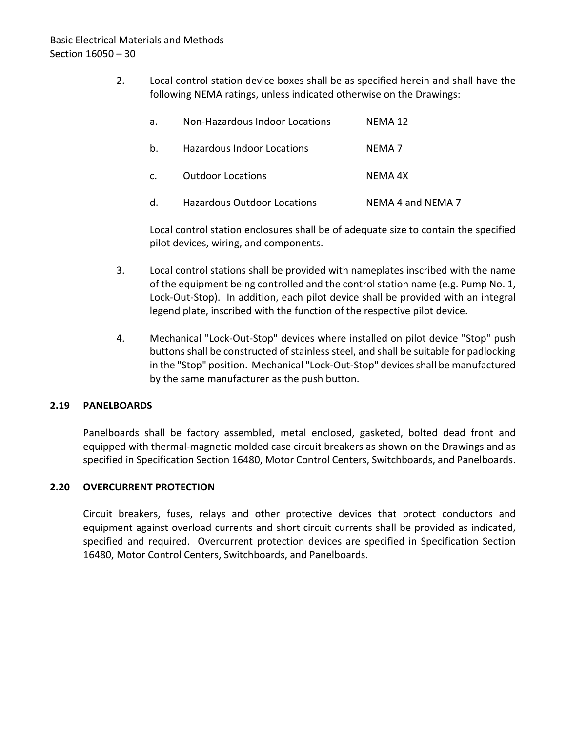2. Local control station device boxes shall be as specified herein and shall have the following NEMA ratings, unless indicated otherwise on the Drawings:

   a. Non-Hazardous Indoor Locations NEMA 12

   b. Hazardous Indoor Locations NEMA 7

   c. Outdoor Locations NEMA 4X

   d. Hazardous Outdoor Locations NEMA 4 and NEMA 7

   Local control station enclosures shall be of adequate size to contain the specified pilot devices, wiring, and components.

3. Local control stations shall be provided with nameplates inscribed with the name of the equipment being controlled and the control station name (e.g. Pump No. 1, Lock-Out-Stop). In addition, each pilot device shall be provided with an integral legend plate, inscribed with the function of the respective pilot device.

4. Mechanical "Lock-Out-Stop" devices where installed on pilot device "Stop" push buttons shall be constructed of stainless steel, and shall be suitable for padlocking in the "Stop" position. Mechanical "Lock-Out-Stop" devices shall be manufactured by the same manufacturer as the push button.

### 2.19 PANELBOARDS

Panelboards shall be factory assembled, metal enclosed, gasketed, bolted dead front and equipped with thermal-magnetic molded case circuit breakers as shown on the Drawings and as specified in Specification Section 16480, Motor Control Centers, Switchboards, and Panelboards.

### 2.20 OVERCURRENT PROTECTION

Circuit breakers, fuses, relays and other protective devices that protect conductors and equipment against overload currents and short circuit currents shall be provided as indicated, specified and required. Overcurrent protection devices are specified in Specification Section 16480, Motor Control Centers, Switchboards, and Panelboards.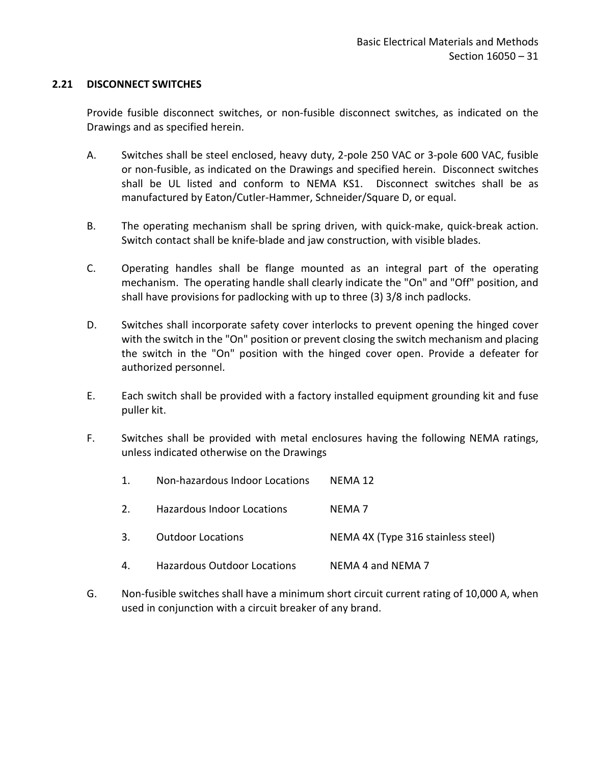### 2.21 DISCONNECT SWITCHES

Provide fusible disconnect switches, or non-fusible disconnect switches, as indicated on the Drawings and as specified herein.

A. Switches shall be steel enclosed, heavy duty, 2-pole 250 VAC or 3-pole 600 VAC, fusible or non-fusible, as indicated on the Drawings and specified herein. Disconnect switches shall be UL listed and conform to NEMA KS1. Disconnect switches shall be as manufactured by Eaton/Cutler-Hammer, Schneider/Square D, or equal.

B. The operating mechanism shall be spring driven, with quick-make, quick-break action. Switch contact shall be knife-blade and jaw construction, with visible blades.

C. Operating handles shall be flange mounted as an integral part of the operating mechanism. The operating handle shall clearly indicate the "On" and "Off" position, and shall have provisions for padlocking with up to three (3) 3/8 inch padlocks.

D. Switches shall incorporate safety cover interlocks to prevent opening the hinged cover with the switch in the "On" position or prevent closing the switch mechanism and placing the switch in the "On" position with the hinged cover open. Provide a defeater for authorized personnel.

E. Each switch shall be provided with a factory installed equipment grounding kit and fuse puller kit.

F. Switches shall be provided with metal enclosures having the following NEMA ratings, unless indicated otherwise on the Drawings

   1. Non-hazardous Indoor Locations — NEMA 12
   2. Hazardous Indoor Locations — NEMA 7
   3. Outdoor Locations — NEMA 4X (Type 316 stainless steel)
   4. Hazardous Outdoor Locations — NEMA 4 and NEMA 7

G. Non-fusible switches shall have a minimum short circuit current rating of 10,000 A, when used in conjunction with a circuit breaker of any brand.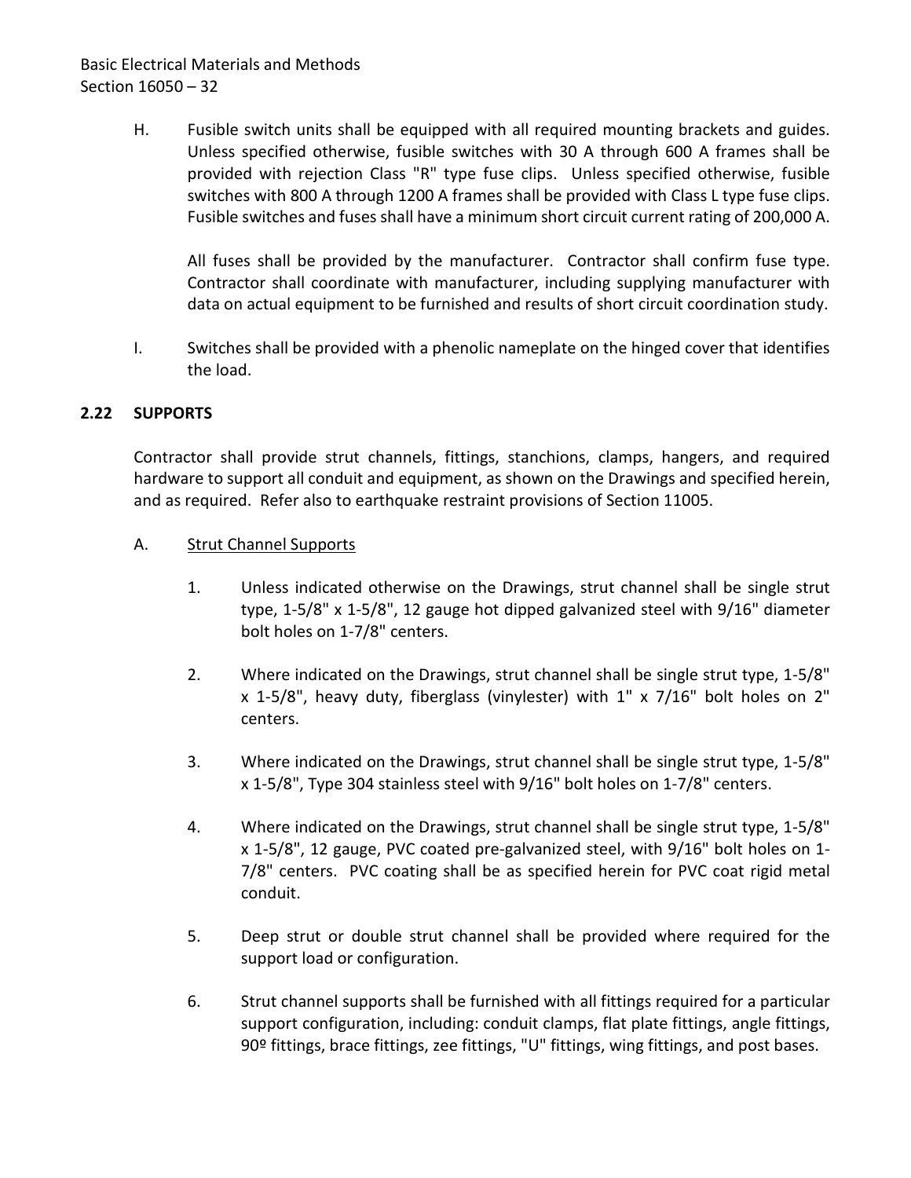H. Fusible switch units shall be equipped with all required mounting brackets and guides. Unless specified otherwise, fusible switches with 30 A through 600 A frames shall be provided with rejection Class "R" type fuse clips. Unless specified otherwise, fusible switches with 800 A through 1200 A frames shall be provided with Class L type fuse clips. Fusible switches and fuses shall have a minimum short circuit current rating of 200,000 A.

   All fuses shall be provided by the manufacturer. Contractor shall confirm fuse type. Contractor shall coordinate with manufacturer, including supplying manufacturer with data on actual equipment to be furnished and results of short circuit coordination study.

I. Switches shall be provided with a phenolic nameplate on the hinged cover that identifies the load.

## 2.22 SUPPORTS

Contractor shall provide strut channels, fittings, stanchions, clamps, hangers, and required hardware to support all conduit and equipment, as shown on the Drawings and specified herein, and as required. Refer also to earthquake restraint provisions of Section 11005.

A. Strut Channel Supports

   1. Unless indicated otherwise on the Drawings, strut channel shall be single strut type, 1-5/8" x 1-5/8", 12 gauge hot dipped galvanized steel with 9/16" diameter bolt holes on 1-7/8" centers.

   2. Where indicated on the Drawings, strut channel shall be single strut type, 1-5/8" x 1-5/8", heavy duty, fiberglass (vinylester) with 1" x 7/16" bolt holes on 2" centers.

   3. Where indicated on the Drawings, strut channel shall be single strut type, 1-5/8" x 1-5/8", Type 304 stainless steel with 9/16" bolt holes on 1-7/8" centers.

   4. Where indicated on the Drawings, strut channel shall be single strut type, 1-5/8" x 1-5/8", 12 gauge, PVC coated pre-galvanized steel, with 9/16" bolt holes on 1-7/8" centers. PVC coating shall be as specified herein for PVC coat rigid metal conduit.

   5. Deep strut or double strut channel shall be provided where required for the support load or configuration.

   6. Strut channel supports shall be furnished with all fittings required for a particular support configuration, including: conduit clamps, flat plate fittings, angle fittings, 90º fittings, brace fittings, zee fittings, "U" fittings, wing fittings, and post bases.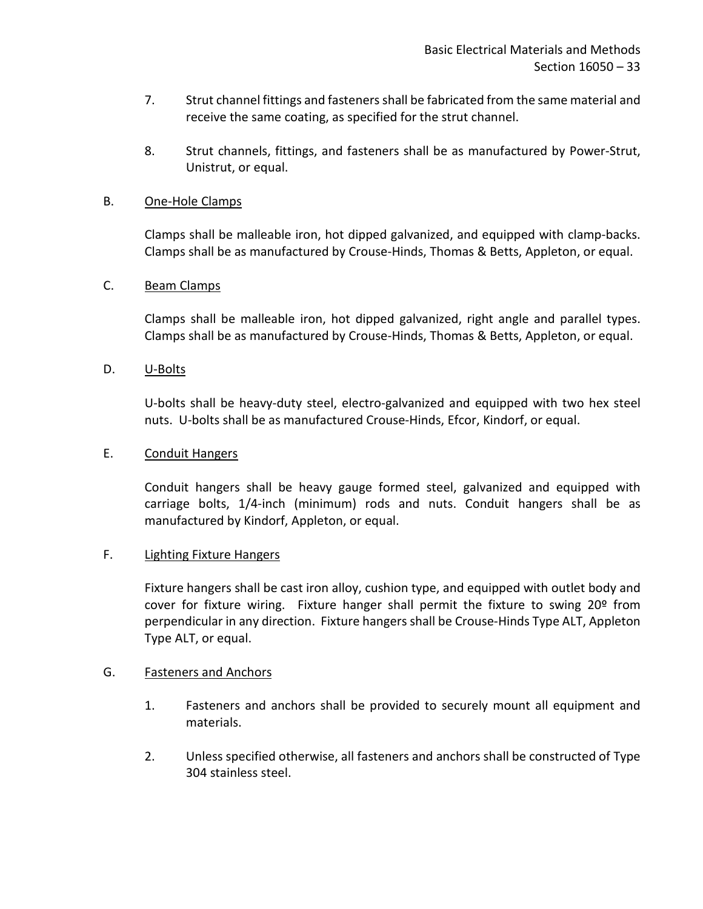7. Strut channel fittings and fasteners shall be fabricated from the same material and receive the same coating, as specified for the strut channel.

8. Strut channels, fittings, and fasteners shall be as manufactured by Power-Strut, Unistrut, or equal.

B. <u>One-Hole Clamps</u>

Clamps shall be malleable iron, hot dipped galvanized, and equipped with clamp-backs. Clamps shall be as manufactured by Crouse-Hinds, Thomas & Betts, Appleton, or equal.

C. <u>Beam Clamps</u>

Clamps shall be malleable iron, hot dipped galvanized, right angle and parallel types. Clamps shall be as manufactured by Crouse-Hinds, Thomas & Betts, Appleton, or equal.

D. <u>U-Bolts</u>

U-bolts shall be heavy-duty steel, electro-galvanized and equipped with two hex steel nuts. U-bolts shall be as manufactured Crouse-Hinds, Efcor, Kindorf, or equal.

E. <u>Conduit Hangers</u>

Conduit hangers shall be heavy gauge formed steel, galvanized and equipped with carriage bolts, 1/4-inch (minimum) rods and nuts. Conduit hangers shall be as manufactured by Kindorf, Appleton, or equal.

F. <u>Lighting Fixture Hangers</u>

Fixture hangers shall be cast iron alloy, cushion type, and equipped with outlet body and cover for fixture wiring. Fixture hanger shall permit the fixture to swing 20º from perpendicular in any direction. Fixture hangers shall be Crouse-Hinds Type ALT, Appleton Type ALT, or equal.

G. <u>Fasteners and Anchors</u>

1. Fasteners and anchors shall be provided to securely mount all equipment and materials.

2. Unless specified otherwise, all fasteners and anchors shall be constructed of Type 304 stainless steel.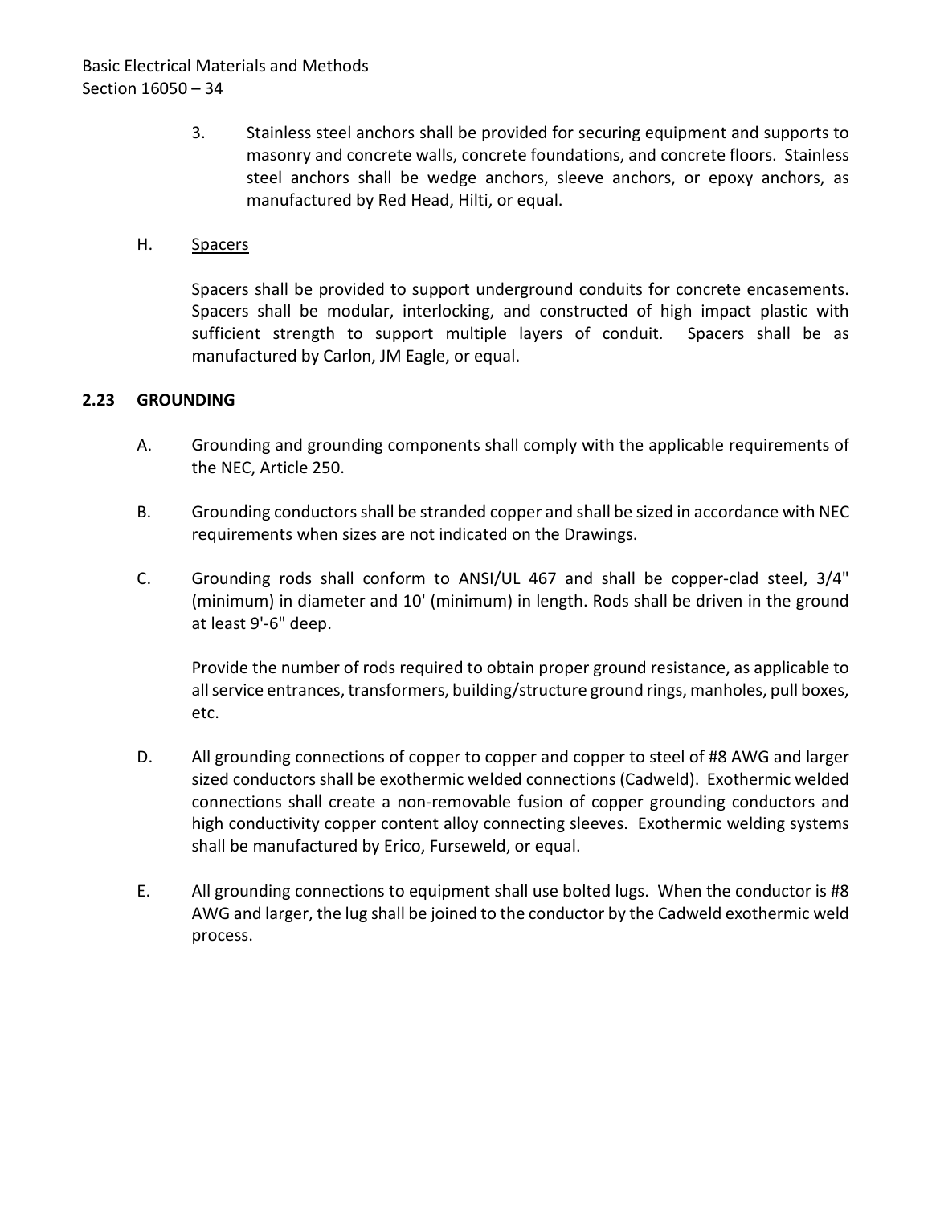3. Stainless steel anchors shall be provided for securing equipment and supports to masonry and concrete walls, concrete foundations, and concrete floors. Stainless steel anchors shall be wedge anchors, sleeve anchors, or epoxy anchors, as manufactured by Red Head, Hilti, or equal.

H. Spacers

Spacers shall be provided to support underground conduits for concrete encasements. Spacers shall be modular, interlocking, and constructed of high impact plastic with sufficient strength to support multiple layers of conduit. Spacers shall be as manufactured by Carlon, JM Eagle, or equal.

## 2.23 GROUNDING

A. Grounding and grounding components shall comply with the applicable requirements of the NEC, Article 250.

B. Grounding conductors shall be stranded copper and shall be sized in accordance with NEC requirements when sizes are not indicated on the Drawings.

C. Grounding rods shall conform to ANSI/UL 467 and shall be copper-clad steel, 3/4" (minimum) in diameter and 10' (minimum) in length. Rods shall be driven in the ground at least 9'-6" deep.

Provide the number of rods required to obtain proper ground resistance, as applicable to all service entrances, transformers, building/structure ground rings, manholes, pull boxes, etc.

D. All grounding connections of copper to copper and copper to steel of #8 AWG and larger sized conductors shall be exothermic welded connections (Cadweld). Exothermic welded connections shall create a non-removable fusion of copper grounding conductors and high conductivity copper content alloy connecting sleeves. Exothermic welding systems shall be manufactured by Erico, Furseweld, or equal.

E. All grounding connections to equipment shall use bolted lugs. When the conductor is #8 AWG and larger, the lug shall be joined to the conductor by the Cadweld exothermic weld process.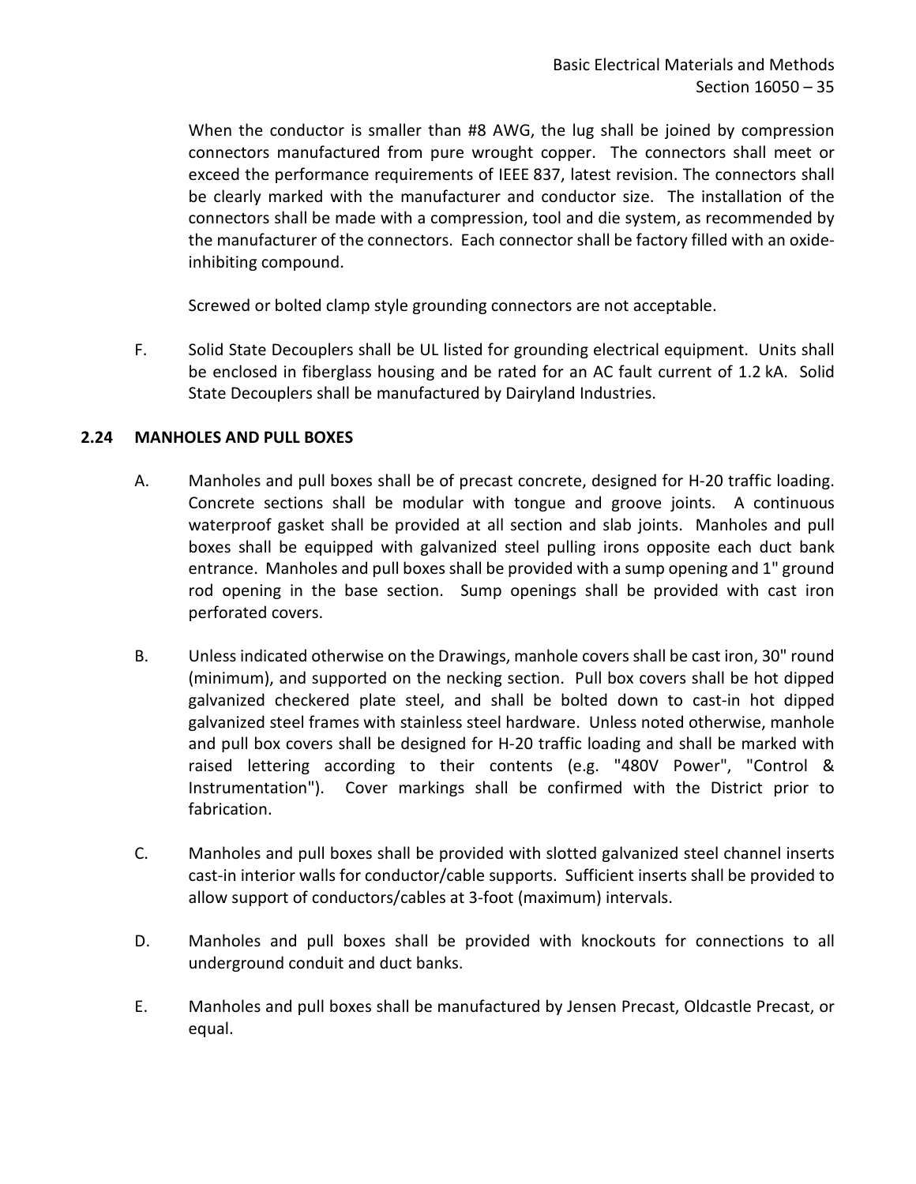When the conductor is smaller than #8 AWG, the lug shall be joined by compression connectors manufactured from pure wrought copper. The connectors shall meet or exceed the performance requirements of IEEE 837, latest revision. The connectors shall be clearly marked with the manufacturer and conductor size. The installation of the connectors shall be made with a compression, tool and die system, as recommended by the manufacturer of the connectors. Each connector shall be factory filled with an oxide-inhibiting compound.

Screwed or bolted clamp style grounding connectors are not acceptable.

F. Solid State Decouplers shall be UL listed for grounding electrical equipment. Units shall be enclosed in fiberglass housing and be rated for an AC fault current of 1.2 kA. Solid State Decouplers shall be manufactured by Dairyland Industries.

### 2.24 MANHOLES AND PULL BOXES

A. Manholes and pull boxes shall be of precast concrete, designed for H-20 traffic loading. Concrete sections shall be modular with tongue and groove joints. A continuous waterproof gasket shall be provided at all section and slab joints. Manholes and pull boxes shall be equipped with galvanized steel pulling irons opposite each duct bank entrance. Manholes and pull boxes shall be provided with a sump opening and 1" ground rod opening in the base section. Sump openings shall be provided with cast iron perforated covers.

B. Unless indicated otherwise on the Drawings, manhole covers shall be cast iron, 30" round (minimum), and supported on the necking section. Pull box covers shall be hot dipped galvanized checkered plate steel, and shall be bolted down to cast-in hot dipped galvanized steel frames with stainless steel hardware. Unless noted otherwise, manhole and pull box covers shall be designed for H-20 traffic loading and shall be marked with raised lettering according to their contents (e.g. "480V Power", "Control & Instrumentation"). Cover markings shall be confirmed with the District prior to fabrication.

C. Manholes and pull boxes shall be provided with slotted galvanized steel channel inserts cast-in interior walls for conductor/cable supports. Sufficient inserts shall be provided to allow support of conductors/cables at 3-foot (maximum) intervals.

D. Manholes and pull boxes shall be provided with knockouts for connections to all underground conduit and duct banks.

E. Manholes and pull boxes shall be manufactured by Jensen Precast, Oldcastle Precast, or equal.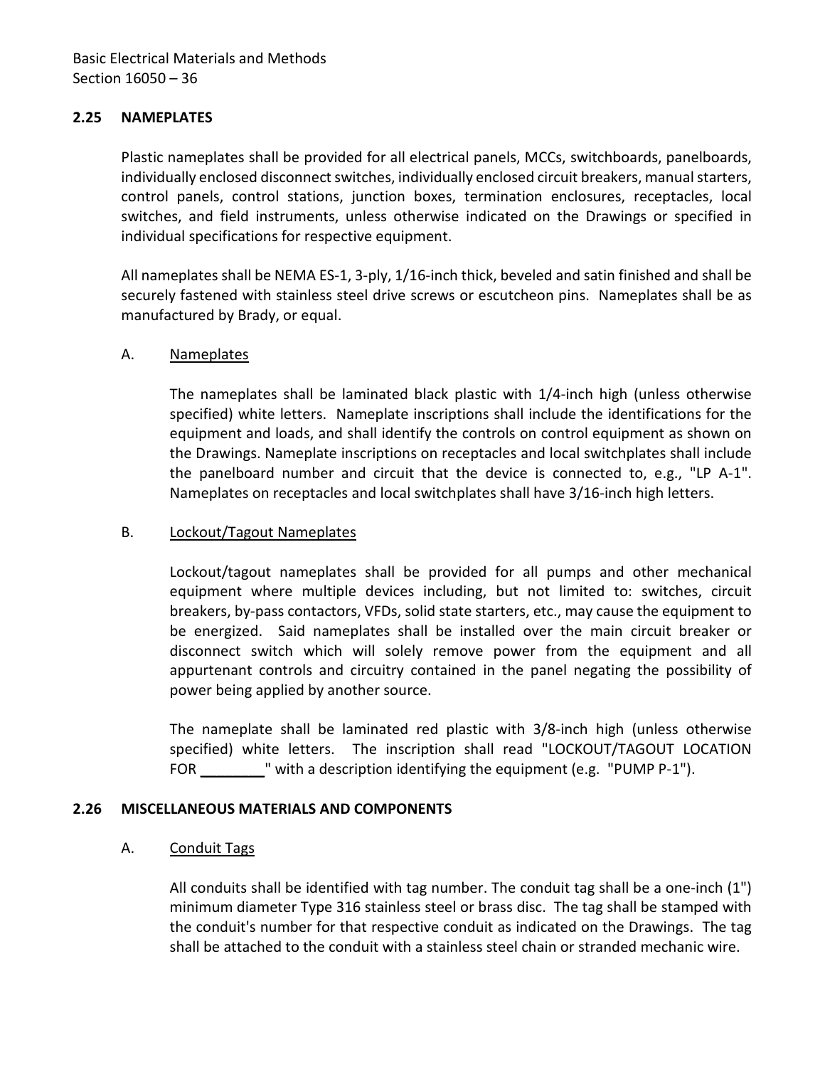### 2.25 NAMEPLATES

Plastic nameplates shall be provided for all electrical panels, MCCs, switchboards, panelboards, individually enclosed disconnect switches, individually enclosed circuit breakers, manual starters, control panels, control stations, junction boxes, termination enclosures, receptacles, local switches, and field instruments, unless otherwise indicated on the Drawings or specified in individual specifications for respective equipment.

All nameplates shall be NEMA ES-1, 3-ply, 1/16-inch thick, beveled and satin finished and shall be securely fastened with stainless steel drive screws or escutcheon pins. Nameplates shall be as manufactured by Brady, or equal.

A. Nameplates

The nameplates shall be laminated black plastic with 1/4-inch high (unless otherwise specified) white letters. Nameplate inscriptions shall include the identifications for the equipment and loads, and shall identify the controls on control equipment as shown on the Drawings. Nameplate inscriptions on receptacles and local switchplates shall include the panelboard number and circuit that the device is connected to, e.g., "LP A-1". Nameplates on receptacles and local switchplates shall have 3/16-inch high letters.

B. Lockout/Tagout Nameplates

Lockout/tagout nameplates shall be provided for all pumps and other mechanical equipment where multiple devices including, but not limited to: switches, circuit breakers, by-pass contactors, VFDs, solid state starters, etc., may cause the equipment to be energized. Said nameplates shall be installed over the main circuit breaker or disconnect switch which will solely remove power from the equipment and all appurtenant controls and circuitry contained in the panel negating the possibility of power being applied by another source.

The nameplate shall be laminated red plastic with 3/8-inch high (unless otherwise specified) white letters. The inscription shall read "LOCKOUT/TAGOUT LOCATION FOR ________" with a description identifying the equipment (e.g. "PUMP P-1").

### 2.26 MISCELLANEOUS MATERIALS AND COMPONENTS

A. Conduit Tags

All conduits shall be identified with tag number. The conduit tag shall be a one-inch (1") minimum diameter Type 316 stainless steel or brass disc. The tag shall be stamped with the conduit's number for that respective conduit as indicated on the Drawings. The tag shall be attached to the conduit with a stainless steel chain or stranded mechanic wire.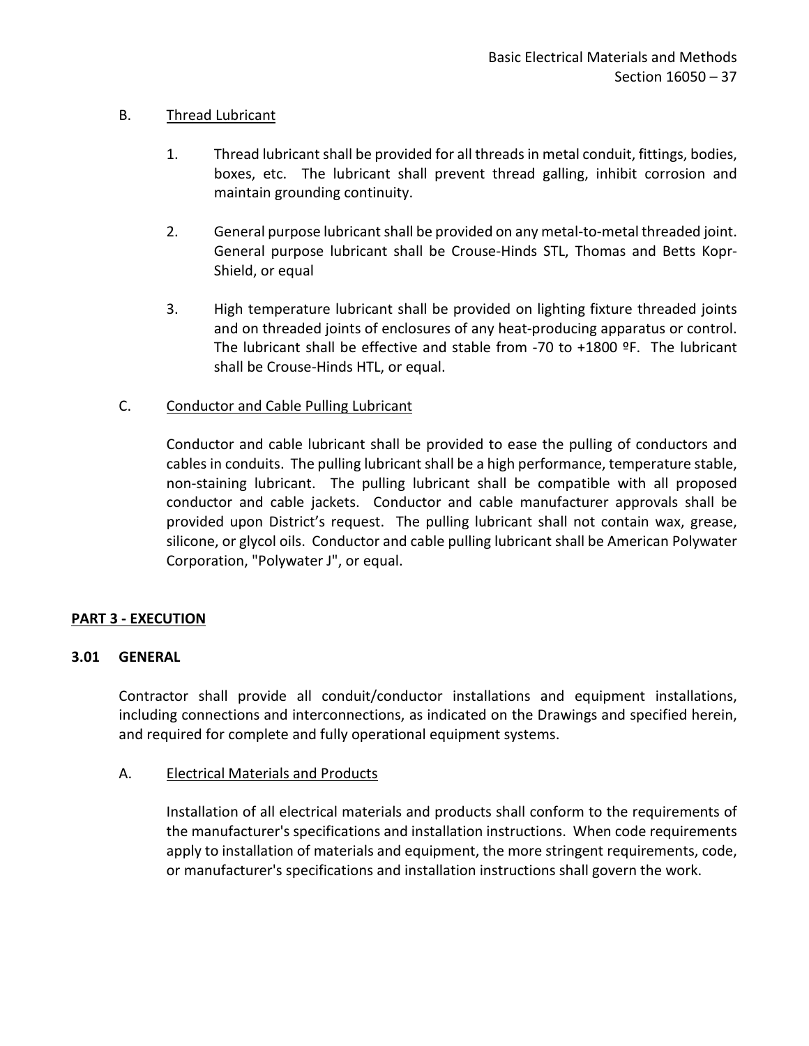B. Thread Lubricant

1. Thread lubricant shall be provided for all threads in metal conduit, fittings, bodies, boxes, etc. The lubricant shall prevent thread galling, inhibit corrosion and maintain grounding continuity.

2. General purpose lubricant shall be provided on any metal-to-metal threaded joint. General purpose lubricant shall be Crouse-Hinds STL, Thomas and Betts Kopr-Shield, or equal

3. High temperature lubricant shall be provided on lighting fixture threaded joints and on threaded joints of enclosures of any heat-producing apparatus or control. The lubricant shall be effective and stable from -70 to +1800 ºF. The lubricant shall be Crouse-Hinds HTL, or equal.

C. Conductor and Cable Pulling Lubricant

Conductor and cable lubricant shall be provided to ease the pulling of conductors and cables in conduits. The pulling lubricant shall be a high performance, temperature stable, non-staining lubricant. The pulling lubricant shall be compatible with all proposed conductor and cable jackets. Conductor and cable manufacturer approvals shall be provided upon District's request. The pulling lubricant shall not contain wax, grease, silicone, or glycol oils. Conductor and cable pulling lubricant shall be American Polywater Corporation, "Polywater J", or equal.

## PART 3 - EXECUTION

### 3.01 GENERAL

Contractor shall provide all conduit/conductor installations and equipment installations, including connections and interconnections, as indicated on the Drawings and specified herein, and required for complete and fully operational equipment systems.

A. Electrical Materials and Products

Installation of all electrical materials and products shall conform to the requirements of the manufacturer's specifications and installation instructions. When code requirements apply to installation of materials and equipment, the more stringent requirements, code, or manufacturer's specifications and installation instructions shall govern the work.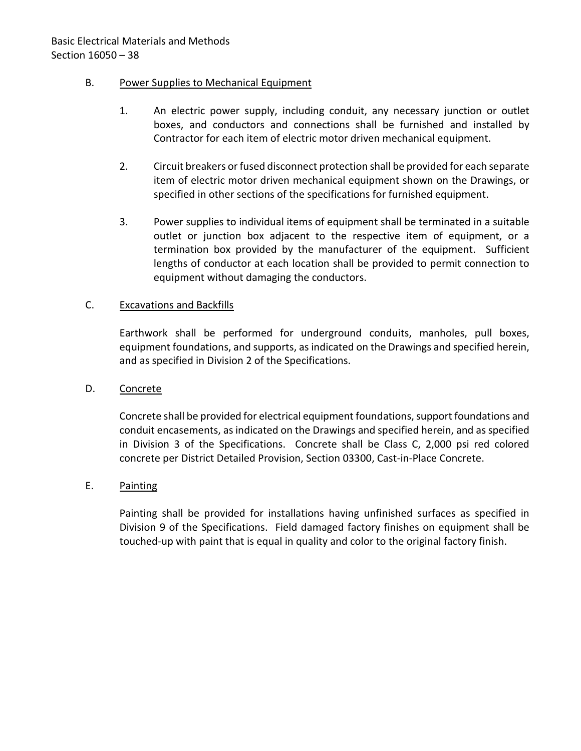B. Power Supplies to Mechanical Equipment

1. An electric power supply, including conduit, any necessary junction or outlet boxes, and conductors and connections shall be furnished and installed by Contractor for each item of electric motor driven mechanical equipment.

2. Circuit breakers or fused disconnect protection shall be provided for each separate item of electric motor driven mechanical equipment shown on the Drawings, or specified in other sections of the specifications for furnished equipment.

3. Power supplies to individual items of equipment shall be terminated in a suitable outlet or junction box adjacent to the respective item of equipment, or a termination box provided by the manufacturer of the equipment. Sufficient lengths of conductor at each location shall be provided to permit connection to equipment without damaging the conductors.

C. Excavations and Backfills

Earthwork shall be performed for underground conduits, manholes, pull boxes, equipment foundations, and supports, as indicated on the Drawings and specified herein, and as specified in Division 2 of the Specifications.

D. Concrete

Concrete shall be provided for electrical equipment foundations, support foundations and conduit encasements, as indicated on the Drawings and specified herein, and as specified in Division 3 of the Specifications. Concrete shall be Class C, 2,000 psi red colored concrete per District Detailed Provision, Section 03300, Cast-in-Place Concrete.

E. Painting

Painting shall be provided for installations having unfinished surfaces as specified in Division 9 of the Specifications. Field damaged factory finishes on equipment shall be touched-up with paint that is equal in quality and color to the original factory finish.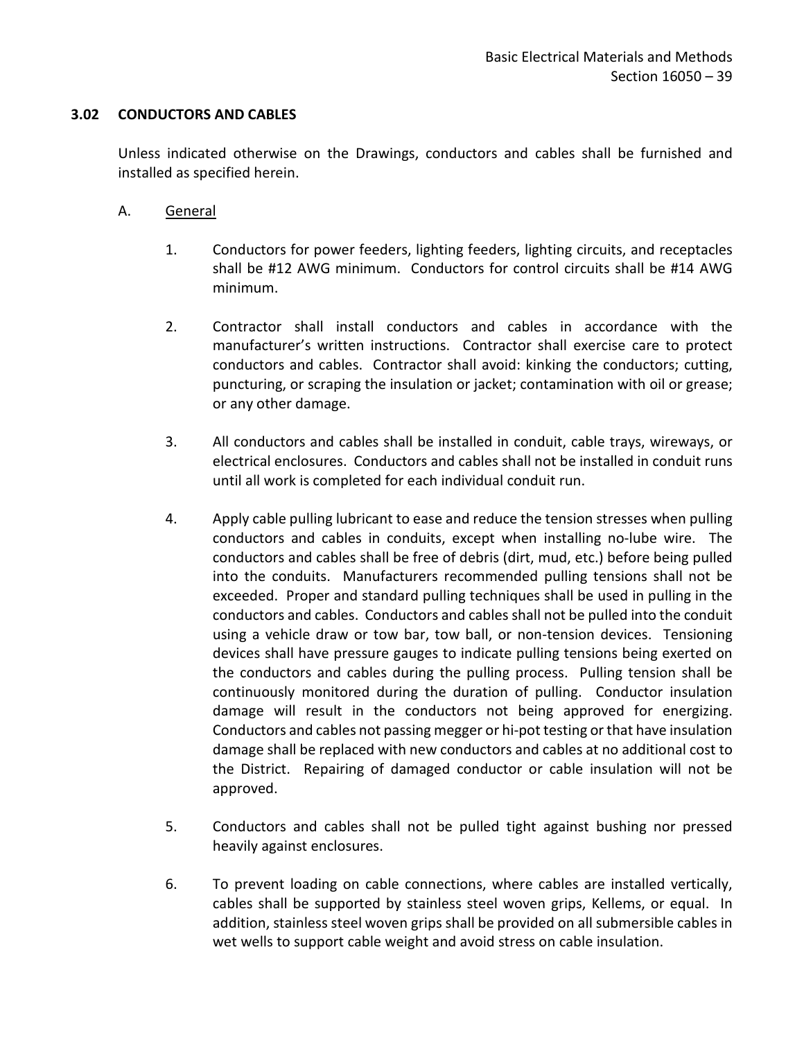### 3.02 CONDUCTORS AND CABLES

Unless indicated otherwise on the Drawings, conductors and cables shall be furnished and installed as specified herein.

A. General

1. Conductors for power feeders, lighting feeders, lighting circuits, and receptacles shall be #12 AWG minimum. Conductors for control circuits shall be #14 AWG minimum.

2. Contractor shall install conductors and cables in accordance with the manufacturer's written instructions. Contractor shall exercise care to protect conductors and cables. Contractor shall avoid: kinking the conductors; cutting, puncturing, or scraping the insulation or jacket; contamination with oil or grease; or any other damage.

3. All conductors and cables shall be installed in conduit, cable trays, wireways, or electrical enclosures. Conductors and cables shall not be installed in conduit runs until all work is completed for each individual conduit run.

4. Apply cable pulling lubricant to ease and reduce the tension stresses when pulling conductors and cables in conduits, except when installing no-lube wire. The conductors and cables shall be free of debris (dirt, mud, etc.) before being pulled into the conduits. Manufacturers recommended pulling tensions shall not be exceeded. Proper and standard pulling techniques shall be used in pulling in the conductors and cables. Conductors and cables shall not be pulled into the conduit using a vehicle draw or tow bar, tow ball, or non-tension devices. Tensioning devices shall have pressure gauges to indicate pulling tensions being exerted on the conductors and cables during the pulling process. Pulling tension shall be continuously monitored during the duration of pulling. Conductor insulation damage will result in the conductors not being approved for energizing. Conductors and cables not passing megger or hi-pot testing or that have insulation damage shall be replaced with new conductors and cables at no additional cost to the District. Repairing of damaged conductor or cable insulation will not be approved.

5. Conductors and cables shall not be pulled tight against bushing nor pressed heavily against enclosures.

6. To prevent loading on cable connections, where cables are installed vertically, cables shall be supported by stainless steel woven grips, Kellems, or equal. In addition, stainless steel woven grips shall be provided on all submersible cables in wet wells to support cable weight and avoid stress on cable insulation.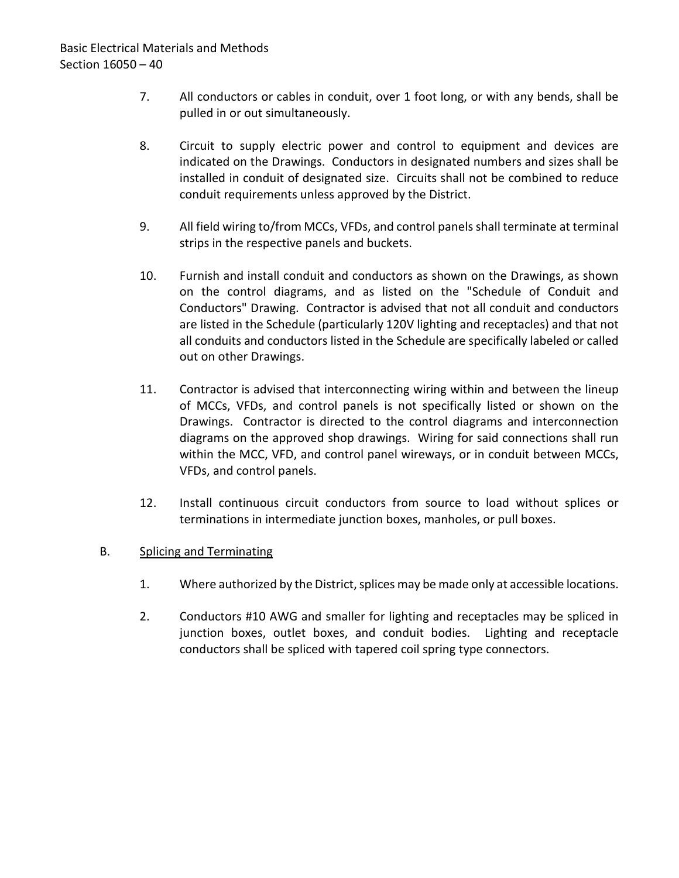7. All conductors or cables in conduit, over 1 foot long, or with any bends, shall be pulled in or out simultaneously.

8. Circuit to supply electric power and control to equipment and devices are indicated on the Drawings. Conductors in designated numbers and sizes shall be installed in conduit of designated size. Circuits shall not be combined to reduce conduit requirements unless approved by the District.

9. All field wiring to/from MCCs, VFDs, and control panels shall terminate at terminal strips in the respective panels and buckets.

10. Furnish and install conduit and conductors as shown on the Drawings, as shown on the control diagrams, and as listed on the "Schedule of Conduit and Conductors" Drawing. Contractor is advised that not all conduit and conductors are listed in the Schedule (particularly 120V lighting and receptacles) and that not all conduits and conductors listed in the Schedule are specifically labeled or called out on other Drawings.

11. Contractor is advised that interconnecting wiring within and between the lineup of MCCs, VFDs, and control panels is not specifically listed or shown on the Drawings. Contractor is directed to the control diagrams and interconnection diagrams on the approved shop drawings. Wiring for said connections shall run within the MCC, VFD, and control panel wireways, or in conduit between MCCs, VFDs, and control panels.

12. Install continuous circuit conductors from source to load without splices or terminations in intermediate junction boxes, manholes, or pull boxes.

B. Splicing and Terminating

1. Where authorized by the District, splices may be made only at accessible locations.

2. Conductors #10 AWG and smaller for lighting and receptacles may be spliced in junction boxes, outlet boxes, and conduit bodies. Lighting and receptacle conductors shall be spliced with tapered coil spring type connectors.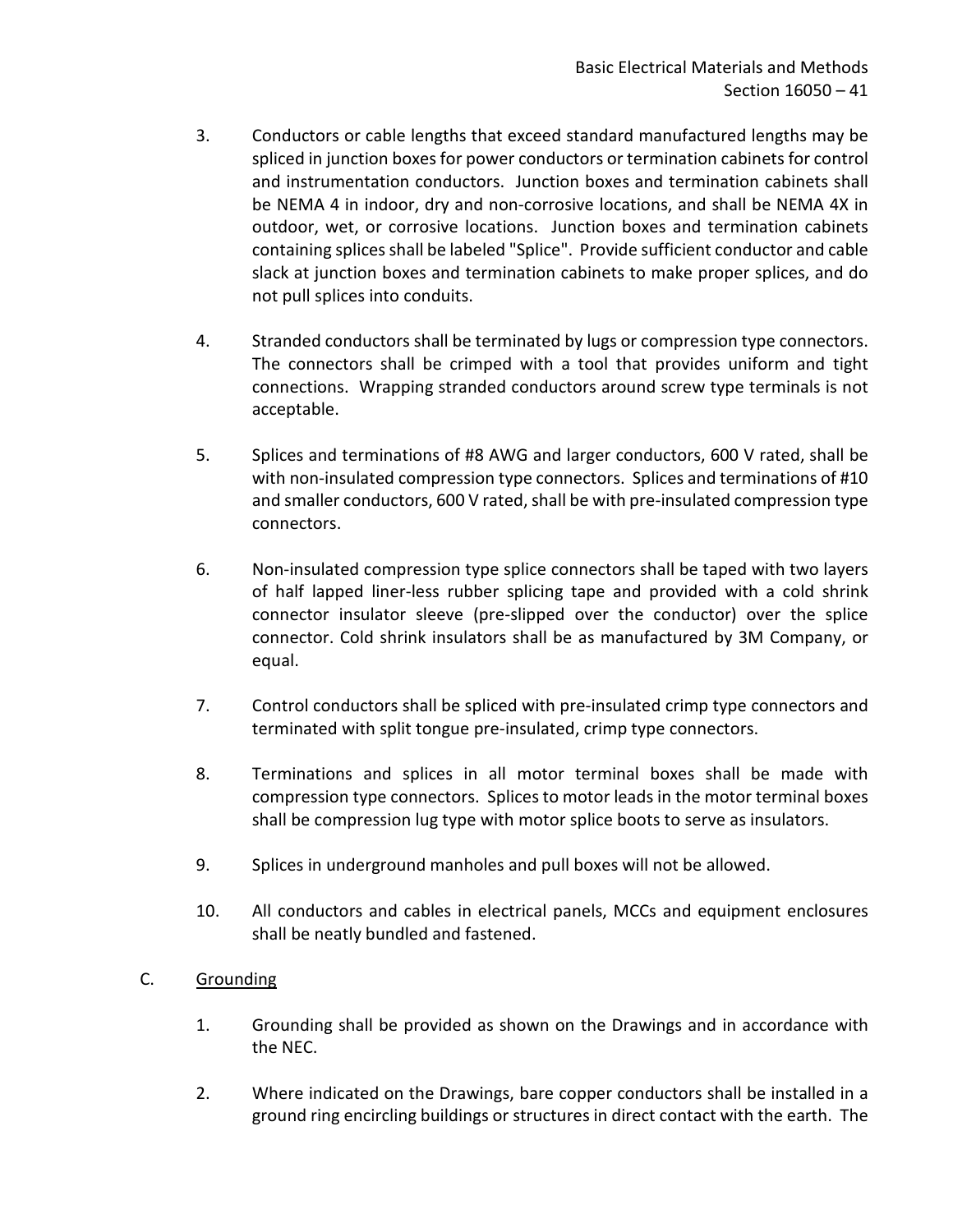3. Conductors or cable lengths that exceed standard manufactured lengths may be spliced in junction boxes for power conductors or termination cabinets for control and instrumentation conductors. Junction boxes and termination cabinets shall be NEMA 4 in indoor, dry and non-corrosive locations, and shall be NEMA 4X in outdoor, wet, or corrosive locations. Junction boxes and termination cabinets containing splices shall be labeled "Splice". Provide sufficient conductor and cable slack at junction boxes and termination cabinets to make proper splices, and do not pull splices into conduits.

4. Stranded conductors shall be terminated by lugs or compression type connectors. The connectors shall be crimped with a tool that provides uniform and tight connections. Wrapping stranded conductors around screw type terminals is not acceptable.

5. Splices and terminations of #8 AWG and larger conductors, 600 V rated, shall be with non-insulated compression type connectors. Splices and terminations of #10 and smaller conductors, 600 V rated, shall be with pre-insulated compression type connectors.

6. Non-insulated compression type splice connectors shall be taped with two layers of half lapped liner-less rubber splicing tape and provided with a cold shrink connector insulator sleeve (pre-slipped over the conductor) over the splice connector. Cold shrink insulators shall be as manufactured by 3M Company, or equal.

7. Control conductors shall be spliced with pre-insulated crimp type connectors and terminated with split tongue pre-insulated, crimp type connectors.

8. Terminations and splices in all motor terminal boxes shall be made with compression type connectors. Splices to motor leads in the motor terminal boxes shall be compression lug type with motor splice boots to serve as insulators.

9. Splices in underground manholes and pull boxes will not be allowed.

10. All conductors and cables in electrical panels, MCCs and equipment enclosures shall be neatly bundled and fastened.

C. Grounding

1. Grounding shall be provided as shown on the Drawings and in accordance with the NEC.

2. Where indicated on the Drawings, bare copper conductors shall be installed in a ground ring encircling buildings or structures in direct contact with the earth. The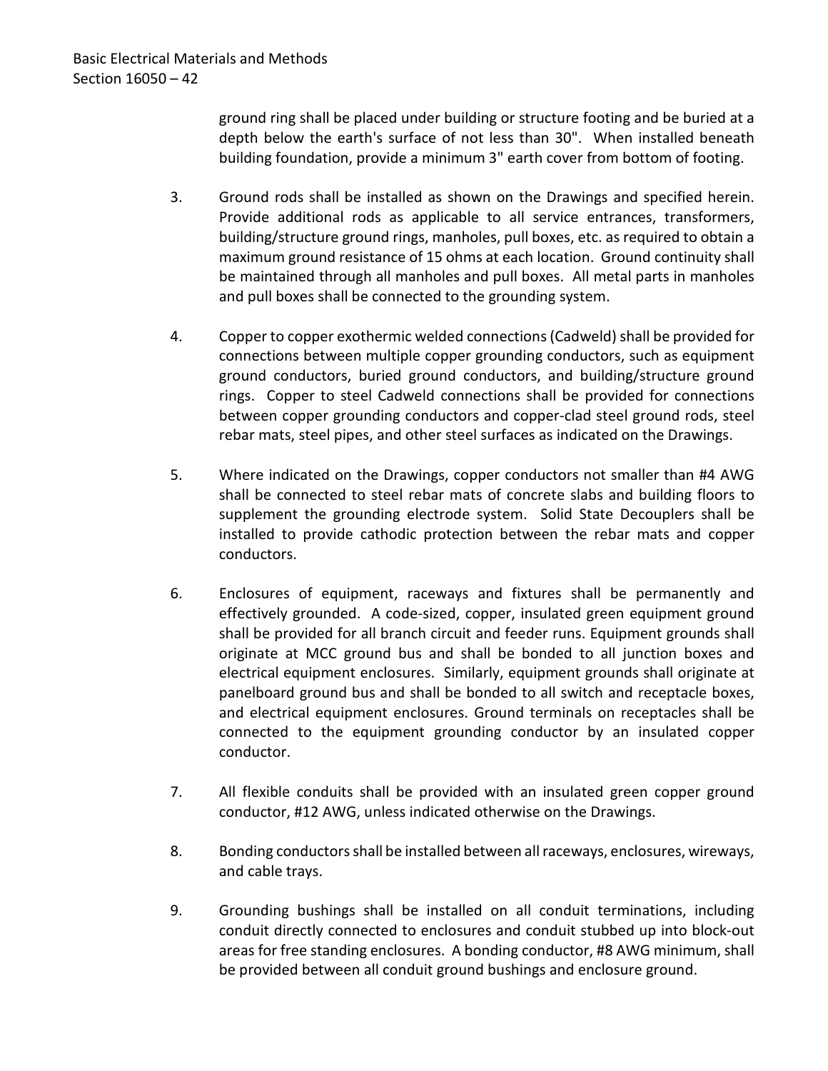ground ring shall be placed under building or structure footing and be buried at a depth below the earth's surface of not less than 30". When installed beneath building foundation, provide a minimum 3" earth cover from bottom of footing.

3. Ground rods shall be installed as shown on the Drawings and specified herein. Provide additional rods as applicable to all service entrances, transformers, building/structure ground rings, manholes, pull boxes, etc. as required to obtain a maximum ground resistance of 15 ohms at each location. Ground continuity shall be maintained through all manholes and pull boxes. All metal parts in manholes and pull boxes shall be connected to the grounding system.

4. Copper to copper exothermic welded connections (Cadweld) shall be provided for connections between multiple copper grounding conductors, such as equipment ground conductors, buried ground conductors, and building/structure ground rings. Copper to steel Cadweld connections shall be provided for connections between copper grounding conductors and copper-clad steel ground rods, steel rebar mats, steel pipes, and other steel surfaces as indicated on the Drawings.

5. Where indicated on the Drawings, copper conductors not smaller than #4 AWG shall be connected to steel rebar mats of concrete slabs and building floors to supplement the grounding electrode system. Solid State Decouplers shall be installed to provide cathodic protection between the rebar mats and copper conductors.

6. Enclosures of equipment, raceways and fixtures shall be permanently and effectively grounded. A code-sized, copper, insulated green equipment ground shall be provided for all branch circuit and feeder runs. Equipment grounds shall originate at MCC ground bus and shall be bonded to all junction boxes and electrical equipment enclosures. Similarly, equipment grounds shall originate at panelboard ground bus and shall be bonded to all switch and receptacle boxes, and electrical equipment enclosures. Ground terminals on receptacles shall be connected to the equipment grounding conductor by an insulated copper conductor.

7. All flexible conduits shall be provided with an insulated green copper ground conductor, #12 AWG, unless indicated otherwise on the Drawings.

8. Bonding conductors shall be installed between all raceways, enclosures, wireways, and cable trays.

9. Grounding bushings shall be installed on all conduit terminations, including conduit directly connected to enclosures and conduit stubbed up into block-out areas for free standing enclosures. A bonding conductor, #8 AWG minimum, shall be provided between all conduit ground bushings and enclosure ground.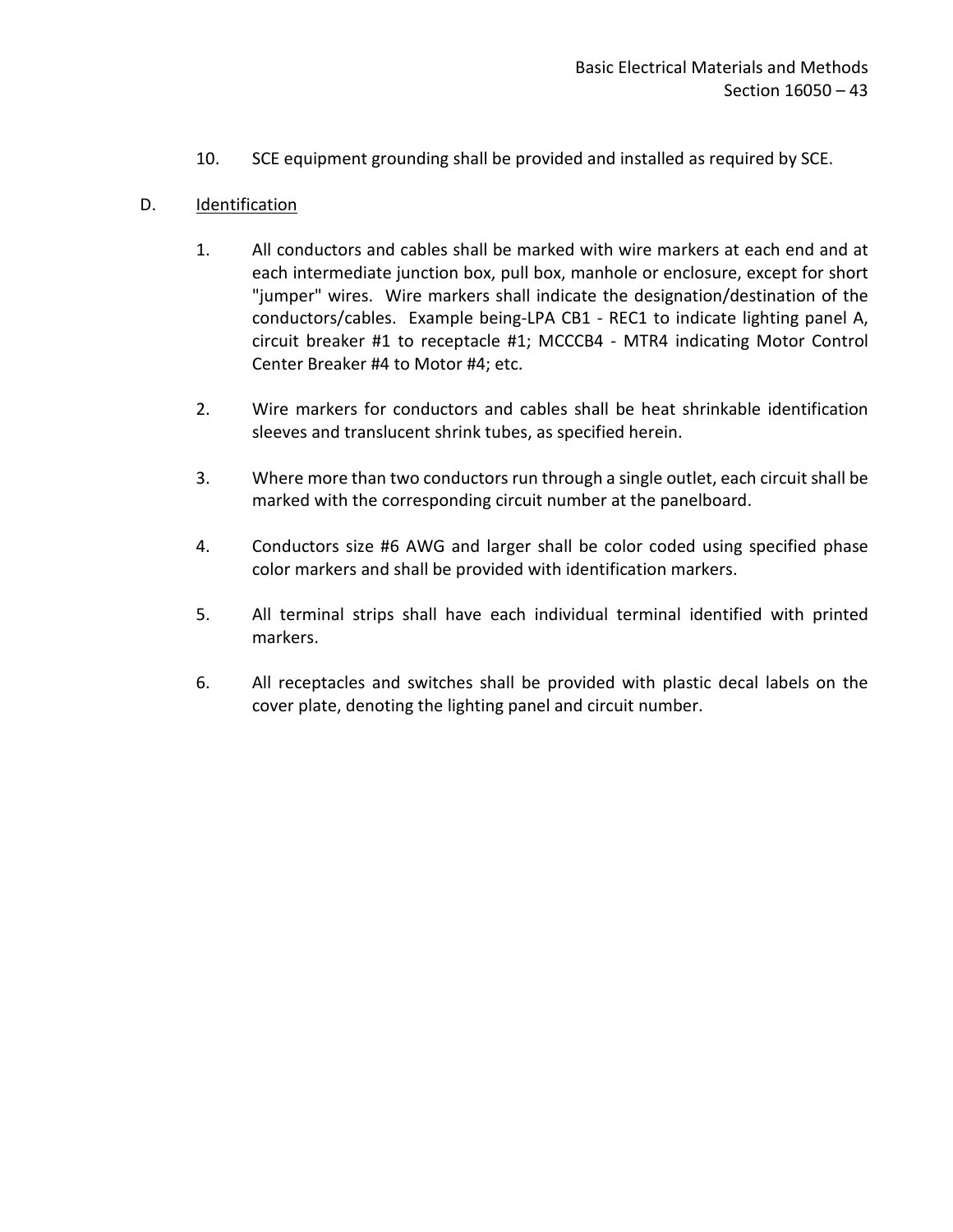10. SCE equipment grounding shall be provided and installed as required by SCE.

D. <u>Identification</u>

1. All conductors and cables shall be marked with wire markers at each end and at each intermediate junction box, pull box, manhole or enclosure, except for short "jumper" wires. Wire markers shall indicate the designation/destination of the conductors/cables. Example being-LPA CB1 - REC1 to indicate lighting panel A, circuit breaker #1 to receptacle #1; MCCCB4 - MTR4 indicating Motor Control Center Breaker #4 to Motor #4; etc.

2. Wire markers for conductors and cables shall be heat shrinkable identification sleeves and translucent shrink tubes, as specified herein.

3. Where more than two conductors run through a single outlet, each circuit shall be marked with the corresponding circuit number at the panelboard.

4. Conductors size #6 AWG and larger shall be color coded using specified phase color markers and shall be provided with identification markers.

5. All terminal strips shall have each individual terminal identified with printed markers.

6. All receptacles and switches shall be provided with plastic decal labels on the cover plate, denoting the lighting panel and circuit number.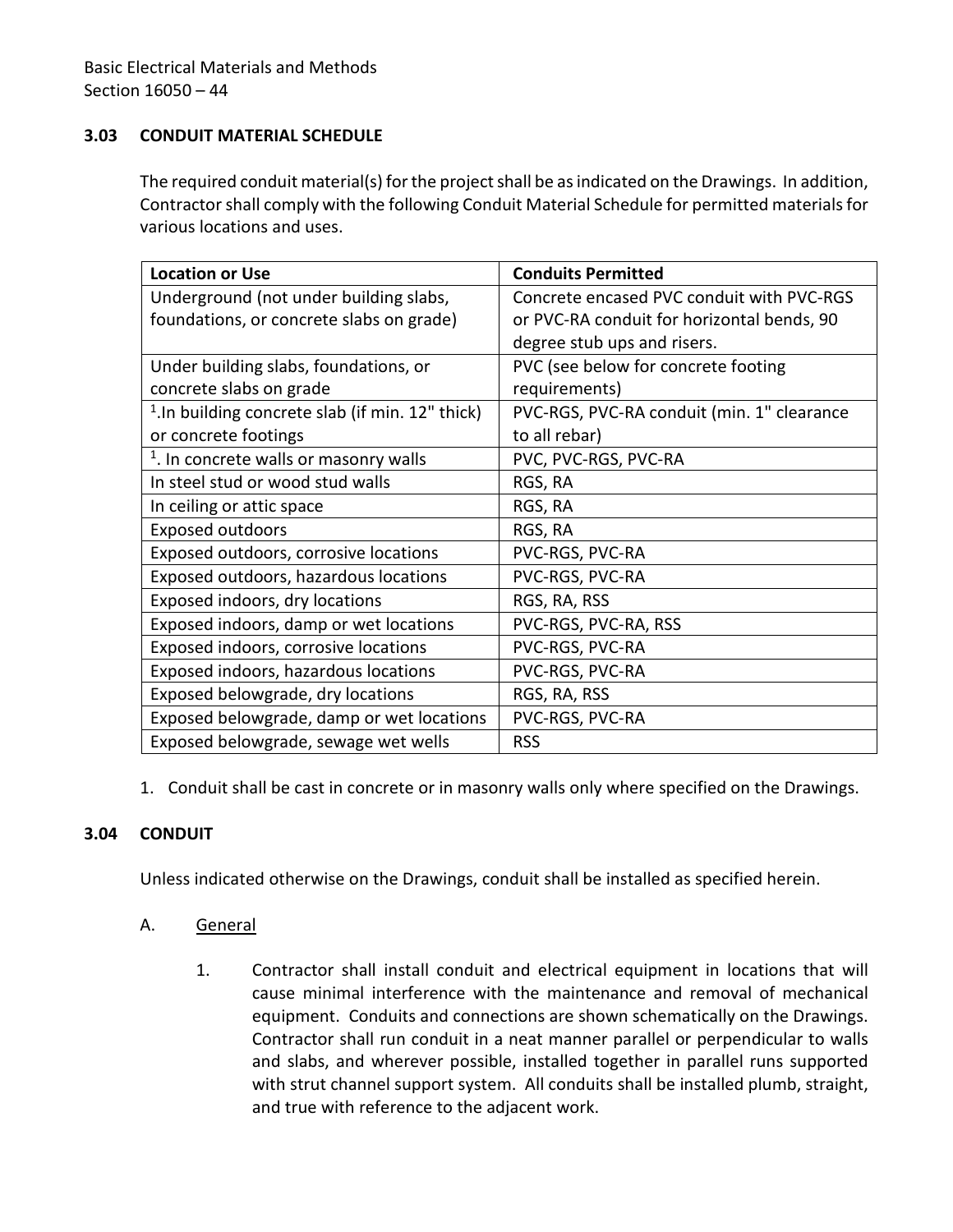### 3.03 CONDUIT MATERIAL SCHEDULE

The required conduit material(s) for the project shall be as indicated on the Drawings. In addition, Contractor shall comply with the following Conduit Material Schedule for permitted materials for various locations and uses.

| Location or Use | Conduits Permitted |
|---|---|
| Underground (not under building slabs, foundations, or concrete slabs on grade) | Concrete encased PVC conduit with PVC-RGS or PVC-RA conduit for horizontal bends, 90 degree stub ups and risers. |
| Under building slabs, foundations, or concrete slabs on grade | PVC (see below for concrete footing requirements) |
| [1].In building concrete slab (if min. 12" thick) or concrete footings | PVC-RGS, PVC-RA conduit (min. 1" clearance to all rebar) |
| [1]. In concrete walls or masonry walls | PVC, PVC-RGS, PVC-RA |
| In steel stud or wood stud walls | RGS, RA |
| In ceiling or attic space | RGS, RA |
| Exposed outdoors | RGS, RA |
| Exposed outdoors, corrosive locations | PVC-RGS, PVC-RA |
| Exposed outdoors, hazardous locations | PVC-RGS, PVC-RA |
| Exposed indoors, dry locations | RGS, RA, RSS |
| Exposed indoors, damp or wet locations | PVC-RGS, PVC-RA, RSS |
| Exposed indoors, corrosive locations | PVC-RGS, PVC-RA |
| Exposed indoors, hazardous locations | PVC-RGS, PVC-RA |
| Exposed belowgrade, dry locations | RGS, RA, RSS |
| Exposed belowgrade, damp or wet locations | PVC-RGS, PVC-RA |
| Exposed belowgrade, sewage wet wells | RSS |

1. Conduit shall be cast in concrete or in masonry walls only where specified on the Drawings.

### 3.04 CONDUIT

Unless indicated otherwise on the Drawings, conduit shall be installed as specified herein.

A. General

1. Contractor shall install conduit and electrical equipment in locations that will cause minimal interference with the maintenance and removal of mechanical equipment. Conduits and connections are shown schematically on the Drawings. Contractor shall run conduit in a neat manner parallel or perpendicular to walls and slabs, and wherever possible, installed together in parallel runs supported with strut channel support system. All conduits shall be installed plumb, straight, and true with reference to the adjacent work.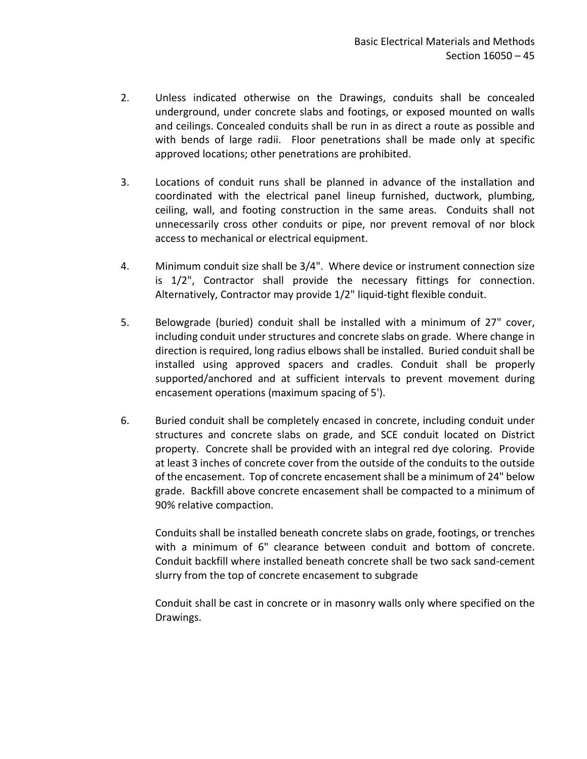2. Unless indicated otherwise on the Drawings, conduits shall be concealed underground, under concrete slabs and footings, or exposed mounted on walls and ceilings. Concealed conduits shall be run in as direct a route as possible and with bends of large radii. Floor penetrations shall be made only at specific approved locations; other penetrations are prohibited.

3. Locations of conduit runs shall be planned in advance of the installation and coordinated with the electrical panel lineup furnished, ductwork, plumbing, ceiling, wall, and footing construction in the same areas. Conduits shall not unnecessarily cross other conduits or pipe, nor prevent removal of nor block access to mechanical or electrical equipment.

4. Minimum conduit size shall be 3/4". Where device or instrument connection size is 1/2", Contractor shall provide the necessary fittings for connection. Alternatively, Contractor may provide 1/2" liquid-tight flexible conduit.

5. Belowgrade (buried) conduit shall be installed with a minimum of 27" cover, including conduit under structures and concrete slabs on grade. Where change in direction is required, long radius elbows shall be installed. Buried conduit shall be installed using approved spacers and cradles. Conduit shall be properly supported/anchored and at sufficient intervals to prevent movement during encasement operations (maximum spacing of 5').

6. Buried conduit shall be completely encased in concrete, including conduit under structures and concrete slabs on grade, and SCE conduit located on District property. Concrete shall be provided with an integral red dye coloring. Provide at least 3 inches of concrete cover from the outside of the conduits to the outside of the encasement. Top of concrete encasement shall be a minimum of 24" below grade. Backfill above concrete encasement shall be compacted to a minimum of 90% relative compaction.

   Conduits shall be installed beneath concrete slabs on grade, footings, or trenches with a minimum of 6" clearance between conduit and bottom of concrete. Conduit backfill where installed beneath concrete shall be two sack sand-cement slurry from the top of concrete encasement to subgrade

   Conduit shall be cast in concrete or in masonry walls only where specified on the Drawings.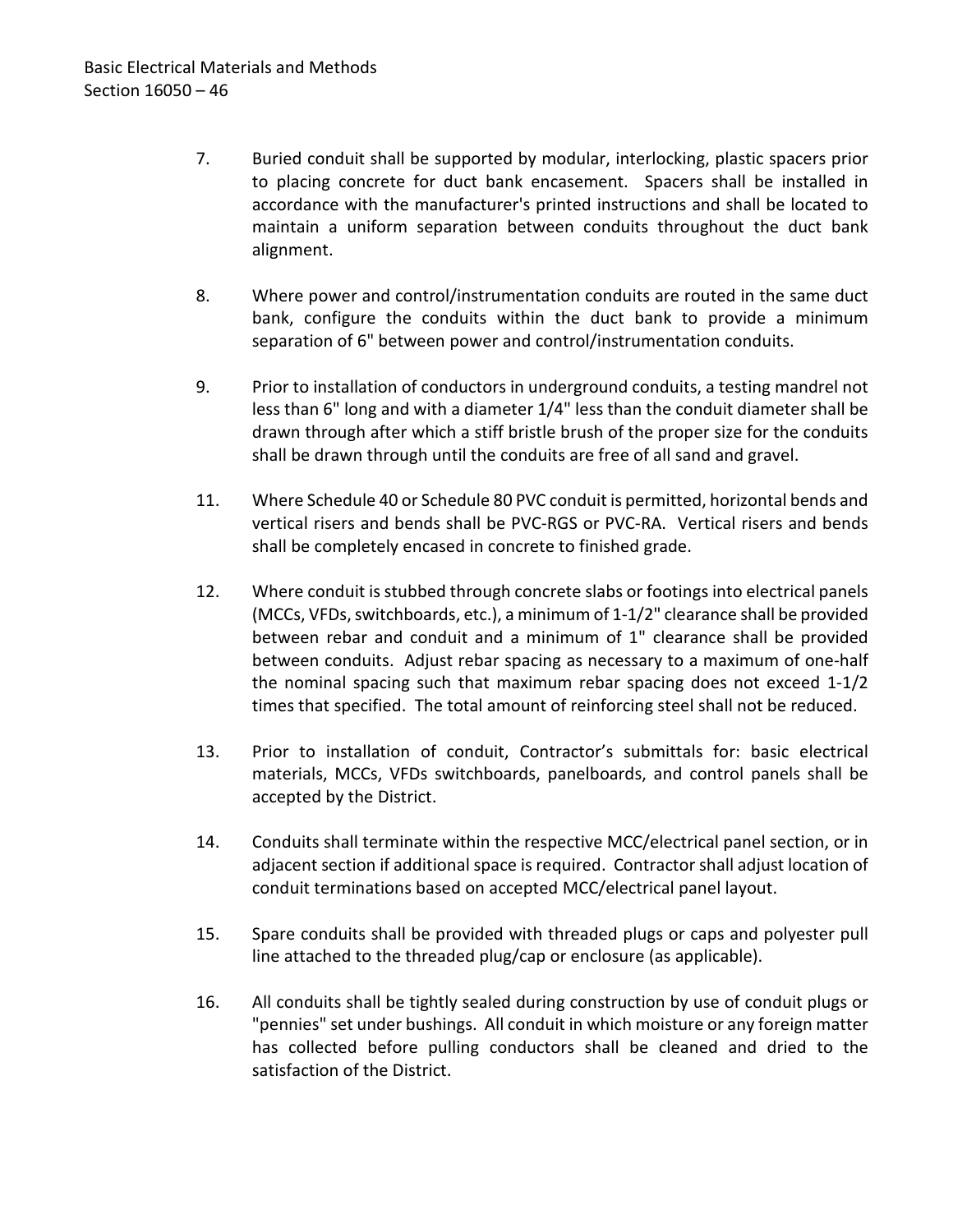7. Buried conduit shall be supported by modular, interlocking, plastic spacers prior to placing concrete for duct bank encasement. Spacers shall be installed in accordance with the manufacturer's printed instructions and shall be located to maintain a uniform separation between conduits throughout the duct bank alignment.

8. Where power and control/instrumentation conduits are routed in the same duct bank, configure the conduits within the duct bank to provide a minimum separation of 6" between power and control/instrumentation conduits.

9. Prior to installation of conductors in underground conduits, a testing mandrel not less than 6" long and with a diameter 1/4" less than the conduit diameter shall be drawn through after which a stiff bristle brush of the proper size for the conduits shall be drawn through until the conduits are free of all sand and gravel.

11. Where Schedule 40 or Schedule 80 PVC conduit is permitted, horizontal bends and vertical risers and bends shall be PVC-RGS or PVC-RA. Vertical risers and bends shall be completely encased in concrete to finished grade.

12. Where conduit is stubbed through concrete slabs or footings into electrical panels (MCCs, VFDs, switchboards, etc.), a minimum of 1-1/2" clearance shall be provided between rebar and conduit and a minimum of 1" clearance shall be provided between conduits. Adjust rebar spacing as necessary to a maximum of one-half the nominal spacing such that maximum rebar spacing does not exceed 1-1/2 times that specified. The total amount of reinforcing steel shall not be reduced.

13. Prior to installation of conduit, Contractor's submittals for: basic electrical materials, MCCs, VFDs switchboards, panelboards, and control panels shall be accepted by the District.

14. Conduits shall terminate within the respective MCC/electrical panel section, or in adjacent section if additional space is required. Contractor shall adjust location of conduit terminations based on accepted MCC/electrical panel layout.

15. Spare conduits shall be provided with threaded plugs or caps and polyester pull line attached to the threaded plug/cap or enclosure (as applicable).

16. All conduits shall be tightly sealed during construction by use of conduit plugs or "pennies" set under bushings. All conduit in which moisture or any foreign matter has collected before pulling conductors shall be cleaned and dried to the satisfaction of the District.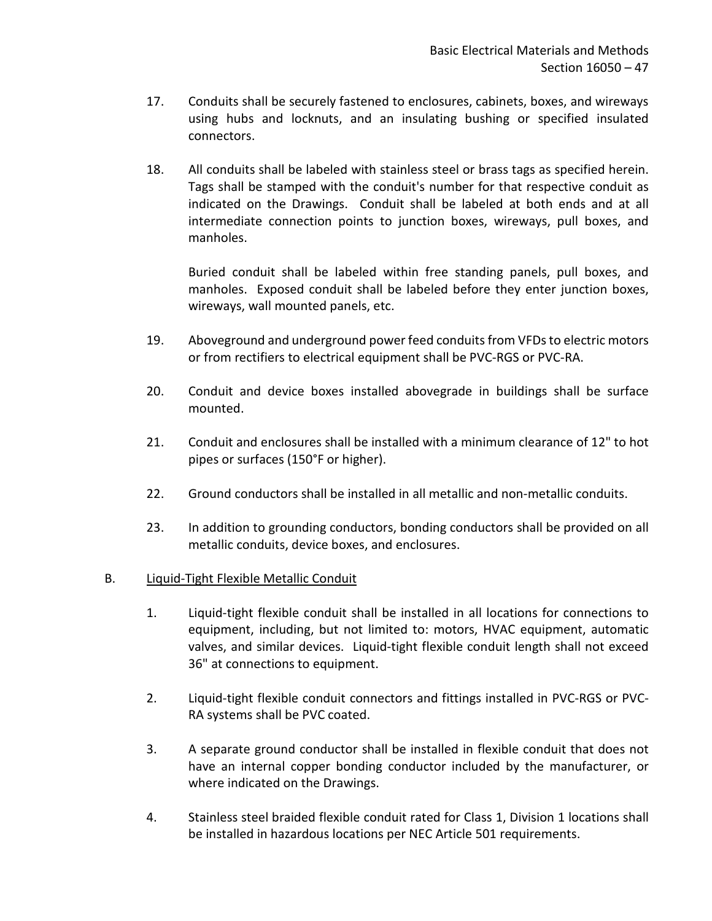17. Conduits shall be securely fastened to enclosures, cabinets, boxes, and wireways using hubs and locknuts, and an insulating bushing or specified insulated connectors.

18. All conduits shall be labeled with stainless steel or brass tags as specified herein. Tags shall be stamped with the conduit's number for that respective conduit as indicated on the Drawings. Conduit shall be labeled at both ends and at all intermediate connection points to junction boxes, wireways, pull boxes, and manholes.

    Buried conduit shall be labeled within free standing panels, pull boxes, and manholes. Exposed conduit shall be labeled before they enter junction boxes, wireways, wall mounted panels, etc.

19. Aboveground and underground power feed conduits from VFDs to electric motors or from rectifiers to electrical equipment shall be PVC-RGS or PVC-RA.

20. Conduit and device boxes installed abovegrade in buildings shall be surface mounted.

21. Conduit and enclosures shall be installed with a minimum clearance of 12" to hot pipes or surfaces (150°F or higher).

22. Ground conductors shall be installed in all metallic and non-metallic conduits.

23. In addition to grounding conductors, bonding conductors shall be provided on all metallic conduits, device boxes, and enclosures.

B. Liquid-Tight Flexible Metallic Conduit

1. Liquid-tight flexible conduit shall be installed in all locations for connections to equipment, including, but not limited to: motors, HVAC equipment, automatic valves, and similar devices. Liquid-tight flexible conduit length shall not exceed 36" at connections to equipment.

2. Liquid-tight flexible conduit connectors and fittings installed in PVC-RGS or PVC-RA systems shall be PVC coated.

3. A separate ground conductor shall be installed in flexible conduit that does not have an internal copper bonding conductor included by the manufacturer, or where indicated on the Drawings.

4. Stainless steel braided flexible conduit rated for Class 1, Division 1 locations shall be installed in hazardous locations per NEC Article 501 requirements.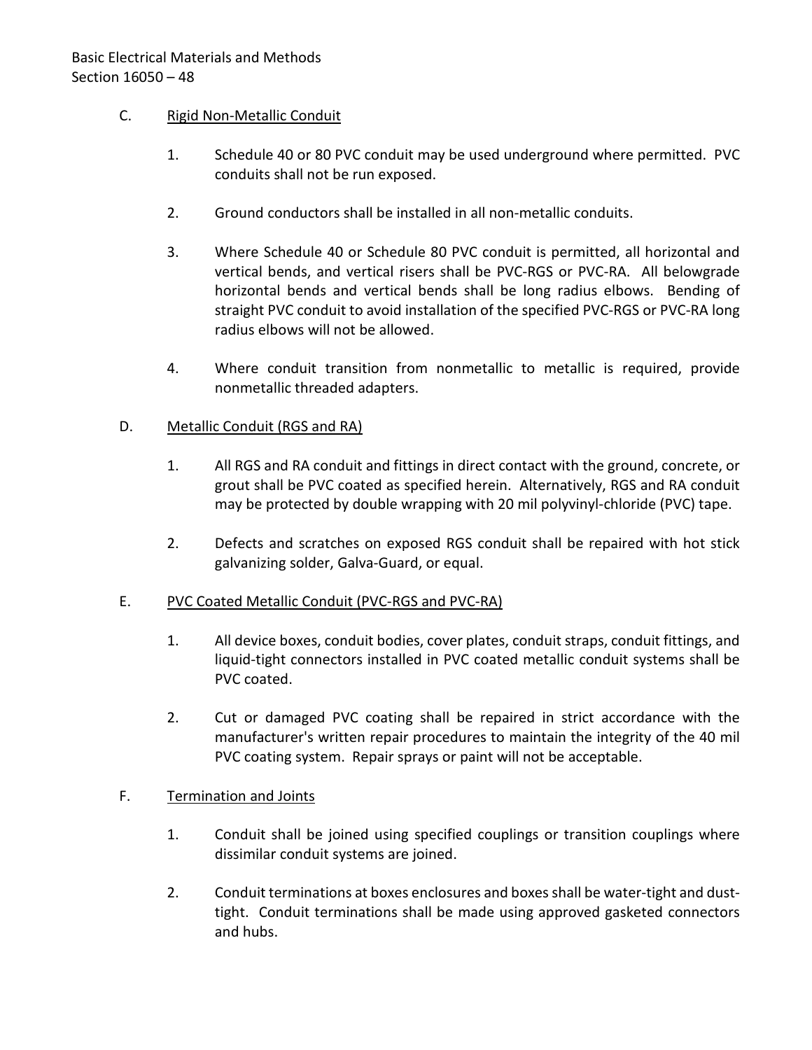C. <u>Rigid Non-Metallic Conduit</u>

1. Schedule 40 or 80 PVC conduit may be used underground where permitted. PVC conduits shall not be run exposed.

2. Ground conductors shall be installed in all non-metallic conduits.

3. Where Schedule 40 or Schedule 80 PVC conduit is permitted, all horizontal and vertical bends, and vertical risers shall be PVC-RGS or PVC-RA. All belowgrade horizontal bends and vertical bends shall be long radius elbows. Bending of straight PVC conduit to avoid installation of the specified PVC-RGS or PVC-RA long radius elbows will not be allowed.

4. Where conduit transition from nonmetallic to metallic is required, provide nonmetallic threaded adapters.

D. <u>Metallic Conduit (RGS and RA)</u>

1. All RGS and RA conduit and fittings in direct contact with the ground, concrete, or grout shall be PVC coated as specified herein. Alternatively, RGS and RA conduit may be protected by double wrapping with 20 mil polyvinyl-chloride (PVC) tape.

2. Defects and scratches on exposed RGS conduit shall be repaired with hot stick galvanizing solder, Galva-Guard, or equal.

E. <u>PVC Coated Metallic Conduit (PVC-RGS and PVC-RA)</u>

1. All device boxes, conduit bodies, cover plates, conduit straps, conduit fittings, and liquid-tight connectors installed in PVC coated metallic conduit systems shall be PVC coated.

2. Cut or damaged PVC coating shall be repaired in strict accordance with the manufacturer's written repair procedures to maintain the integrity of the 40 mil PVC coating system. Repair sprays or paint will not be acceptable.

F. <u>Termination and Joints</u>

1. Conduit shall be joined using specified couplings or transition couplings where dissimilar conduit systems are joined.

2. Conduit terminations at boxes enclosures and boxes shall be water-tight and dust-tight. Conduit terminations shall be made using approved gasketed connectors and hubs.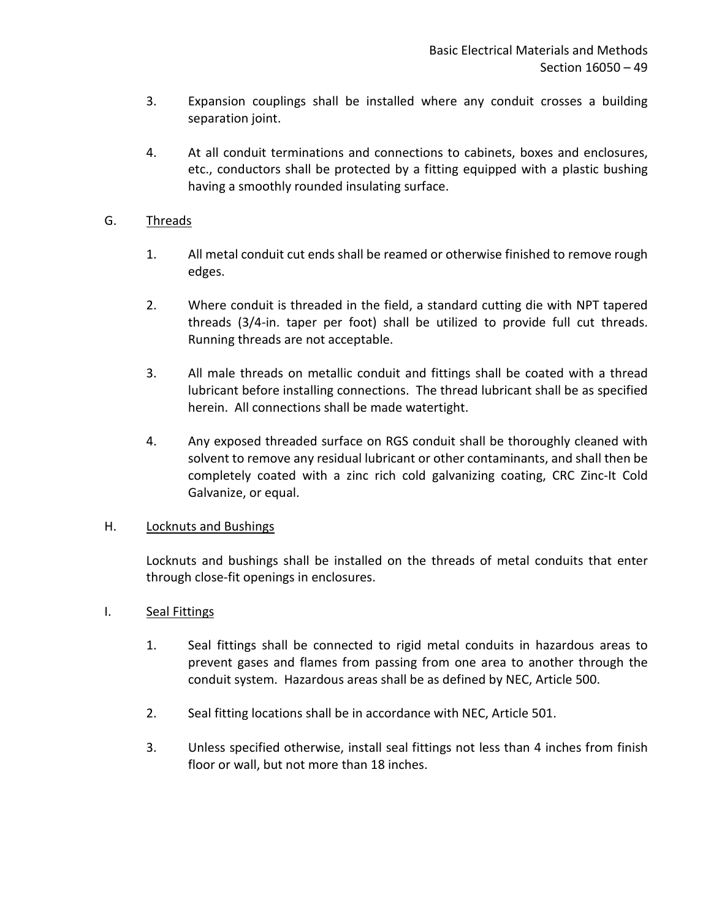3. Expansion couplings shall be installed where any conduit crosses a building separation joint.

4. At all conduit terminations and connections to cabinets, boxes and enclosures, etc., conductors shall be protected by a fitting equipped with a plastic bushing having a smoothly rounded insulating surface.

G. Threads

1. All metal conduit cut ends shall be reamed or otherwise finished to remove rough edges.

2. Where conduit is threaded in the field, a standard cutting die with NPT tapered threads (3/4-in. taper per foot) shall be utilized to provide full cut threads. Running threads are not acceptable.

3. All male threads on metallic conduit and fittings shall be coated with a thread lubricant before installing connections. The thread lubricant shall be as specified herein. All connections shall be made watertight.

4. Any exposed threaded surface on RGS conduit shall be thoroughly cleaned with solvent to remove any residual lubricant or other contaminants, and shall then be completely coated with a zinc rich cold galvanizing coating, CRC Zinc-It Cold Galvanize, or equal.

H. Locknuts and Bushings

Locknuts and bushings shall be installed on the threads of metal conduits that enter through close-fit openings in enclosures.

I. Seal Fittings

1. Seal fittings shall be connected to rigid metal conduits in hazardous areas to prevent gases and flames from passing from one area to another through the conduit system. Hazardous areas shall be as defined by NEC, Article 500.

2. Seal fitting locations shall be in accordance with NEC, Article 501.

3. Unless specified otherwise, install seal fittings not less than 4 inches from finish floor or wall, but not more than 18 inches.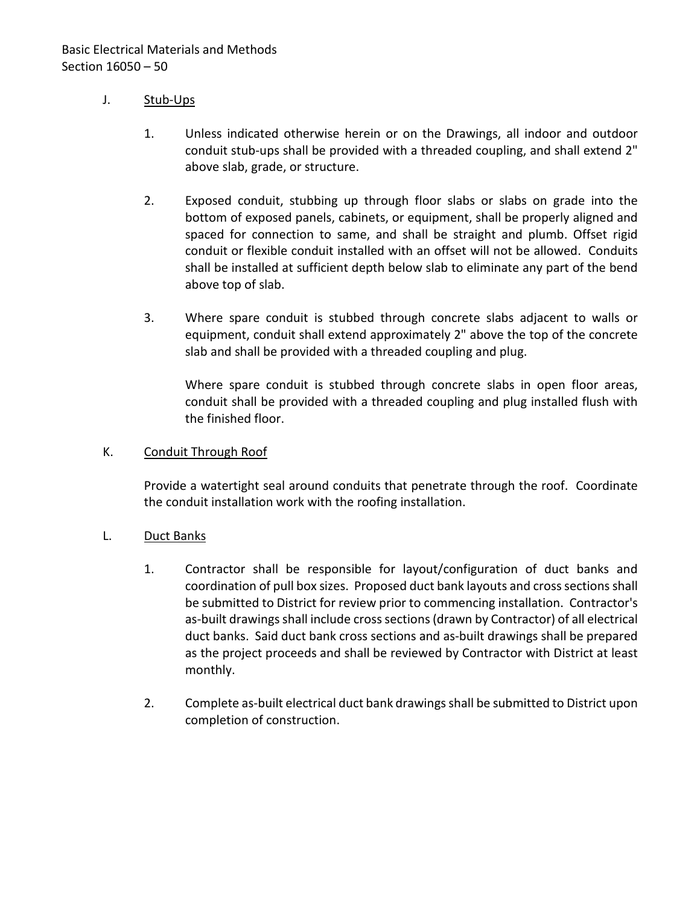J. Stub-Ups

1. Unless indicated otherwise herein or on the Drawings, all indoor and outdoor conduit stub-ups shall be provided with a threaded coupling, and shall extend 2" above slab, grade, or structure.

2. Exposed conduit, stubbing up through floor slabs or slabs on grade into the bottom of exposed panels, cabinets, or equipment, shall be properly aligned and spaced for connection to same, and shall be straight and plumb. Offset rigid conduit or flexible conduit installed with an offset will not be allowed. Conduits shall be installed at sufficient depth below slab to eliminate any part of the bend above top of slab.

3. Where spare conduit is stubbed through concrete slabs adjacent to walls or equipment, conduit shall extend approximately 2" above the top of the concrete slab and shall be provided with a threaded coupling and plug.

   Where spare conduit is stubbed through concrete slabs in open floor areas, conduit shall be provided with a threaded coupling and plug installed flush with the finished floor.

K. Conduit Through Roof

Provide a watertight seal around conduits that penetrate through the roof. Coordinate the conduit installation work with the roofing installation.

L. Duct Banks

1. Contractor shall be responsible for layout/configuration of duct banks and coordination of pull box sizes. Proposed duct bank layouts and cross sections shall be submitted to District for review prior to commencing installation. Contractor's as-built drawings shall include cross sections (drawn by Contractor) of all electrical duct banks. Said duct bank cross sections and as-built drawings shall be prepared as the project proceeds and shall be reviewed by Contractor with District at least monthly.

2. Complete as-built electrical duct bank drawings shall be submitted to District upon completion of construction.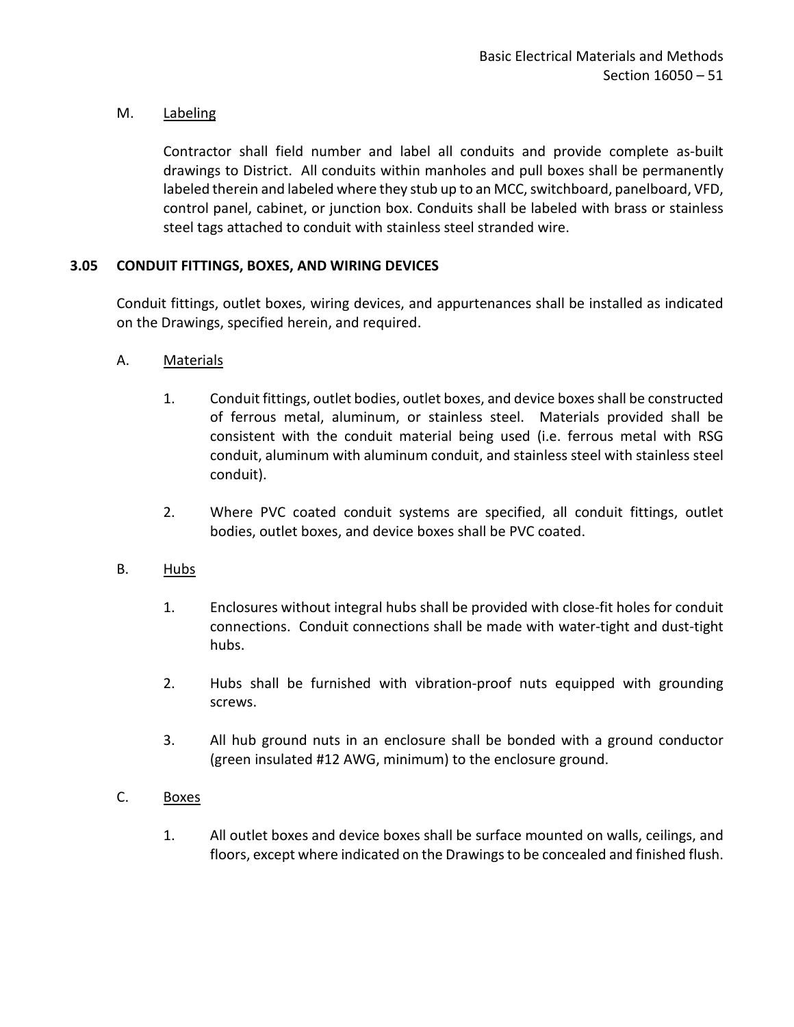M. <u>Labeling</u>

Contractor shall field number and label all conduits and provide complete as-built drawings to District. All conduits within manholes and pull boxes shall be permanently labeled therein and labeled where they stub up to an MCC, switchboard, panelboard, VFD, control panel, cabinet, or junction box. Conduits shall be labeled with brass or stainless steel tags attached to conduit with stainless steel stranded wire.

### 3.05 CONDUIT FITTINGS, BOXES, AND WIRING DEVICES

Conduit fittings, outlet boxes, wiring devices, and appurtenances shall be installed as indicated on the Drawings, specified herein, and required.

A. <u>Materials</u>

1. Conduit fittings, outlet bodies, outlet boxes, and device boxes shall be constructed of ferrous metal, aluminum, or stainless steel. Materials provided shall be consistent with the conduit material being used (i.e. ferrous metal with RSG conduit, aluminum with aluminum conduit, and stainless steel with stainless steel conduit).

2. Where PVC coated conduit systems are specified, all conduit fittings, outlet bodies, outlet boxes, and device boxes shall be PVC coated.

B. <u>Hubs</u>

1. Enclosures without integral hubs shall be provided with close-fit holes for conduit connections. Conduit connections shall be made with water-tight and dust-tight hubs.

2. Hubs shall be furnished with vibration-proof nuts equipped with grounding screws.

3. All hub ground nuts in an enclosure shall be bonded with a ground conductor (green insulated #12 AWG, minimum) to the enclosure ground.

C. <u>Boxes</u>

1. All outlet boxes and device boxes shall be surface mounted on walls, ceilings, and floors, except where indicated on the Drawings to be concealed and finished flush.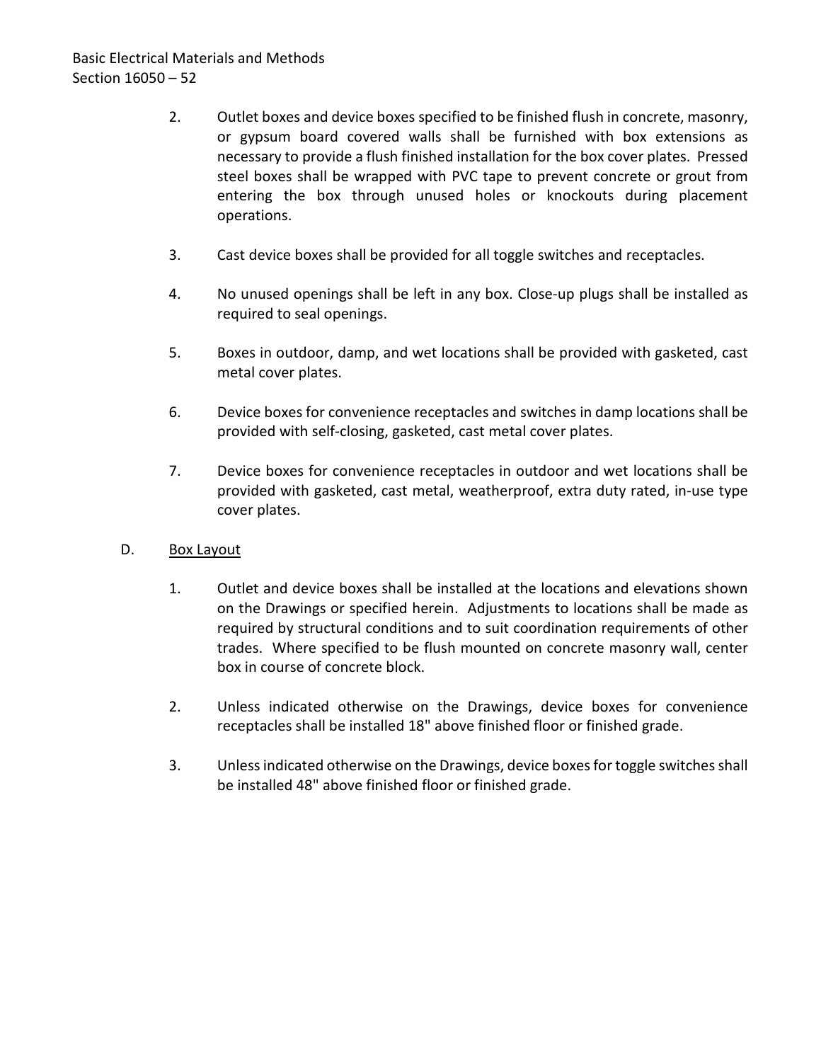2. Outlet boxes and device boxes specified to be finished flush in concrete, masonry, or gypsum board covered walls shall be furnished with box extensions as necessary to provide a flush finished installation for the box cover plates. Pressed steel boxes shall be wrapped with PVC tape to prevent concrete or grout from entering the box through unused holes or knockouts during placement operations.

3. Cast device boxes shall be provided for all toggle switches and receptacles.

4. No unused openings shall be left in any box. Close-up plugs shall be installed as required to seal openings.

5. Boxes in outdoor, damp, and wet locations shall be provided with gasketed, cast metal cover plates.

6. Device boxes for convenience receptacles and switches in damp locations shall be provided with self-closing, gasketed, cast metal cover plates.

7. Device boxes for convenience receptacles in outdoor and wet locations shall be provided with gasketed, cast metal, weatherproof, extra duty rated, in-use type cover plates.

D. Box Layout

1. Outlet and device boxes shall be installed at the locations and elevations shown on the Drawings or specified herein. Adjustments to locations shall be made as required by structural conditions and to suit coordination requirements of other trades. Where specified to be flush mounted on concrete masonry wall, center box in course of concrete block.

2. Unless indicated otherwise on the Drawings, device boxes for convenience receptacles shall be installed 18" above finished floor or finished grade.

3. Unless indicated otherwise on the Drawings, device boxes for toggle switches shall be installed 48" above finished floor or finished grade.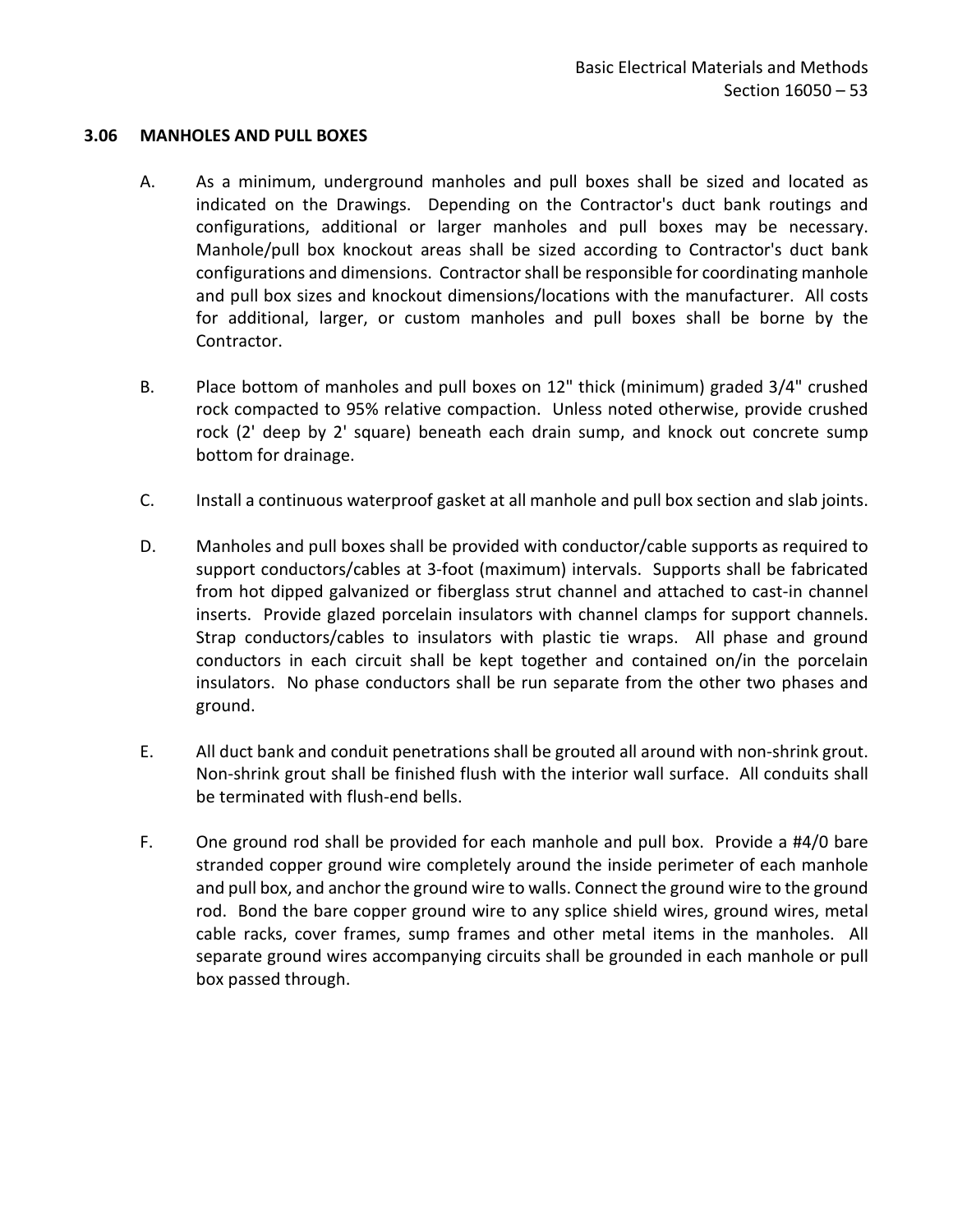### 3.06 MANHOLES AND PULL BOXES

A. As a minimum, underground manholes and pull boxes shall be sized and located as indicated on the Drawings. Depending on the Contractor's duct bank routings and configurations, additional or larger manholes and pull boxes may be necessary. Manhole/pull box knockout areas shall be sized according to Contractor's duct bank configurations and dimensions. Contractor shall be responsible for coordinating manhole and pull box sizes and knockout dimensions/locations with the manufacturer. All costs for additional, larger, or custom manholes and pull boxes shall be borne by the Contractor.

B. Place bottom of manholes and pull boxes on 12" thick (minimum) graded 3/4" crushed rock compacted to 95% relative compaction. Unless noted otherwise, provide crushed rock (2' deep by 2' square) beneath each drain sump, and knock out concrete sump bottom for drainage.

C. Install a continuous waterproof gasket at all manhole and pull box section and slab joints.

D. Manholes and pull boxes shall be provided with conductor/cable supports as required to support conductors/cables at 3-foot (maximum) intervals. Supports shall be fabricated from hot dipped galvanized or fiberglass strut channel and attached to cast-in channel inserts. Provide glazed porcelain insulators with channel clamps for support channels. Strap conductors/cables to insulators with plastic tie wraps. All phase and ground conductors in each circuit shall be kept together and contained on/in the porcelain insulators. No phase conductors shall be run separate from the other two phases and ground.

E. All duct bank and conduit penetrations shall be grouted all around with non-shrink grout. Non-shrink grout shall be finished flush with the interior wall surface. All conduits shall be terminated with flush-end bells.

F. One ground rod shall be provided for each manhole and pull box. Provide a #4/0 bare stranded copper ground wire completely around the inside perimeter of each manhole and pull box, and anchor the ground wire to walls. Connect the ground wire to the ground rod. Bond the bare copper ground wire to any splice shield wires, ground wires, metal cable racks, cover frames, sump frames and other metal items in the manholes. All separate ground wires accompanying circuits shall be grounded in each manhole or pull box passed through.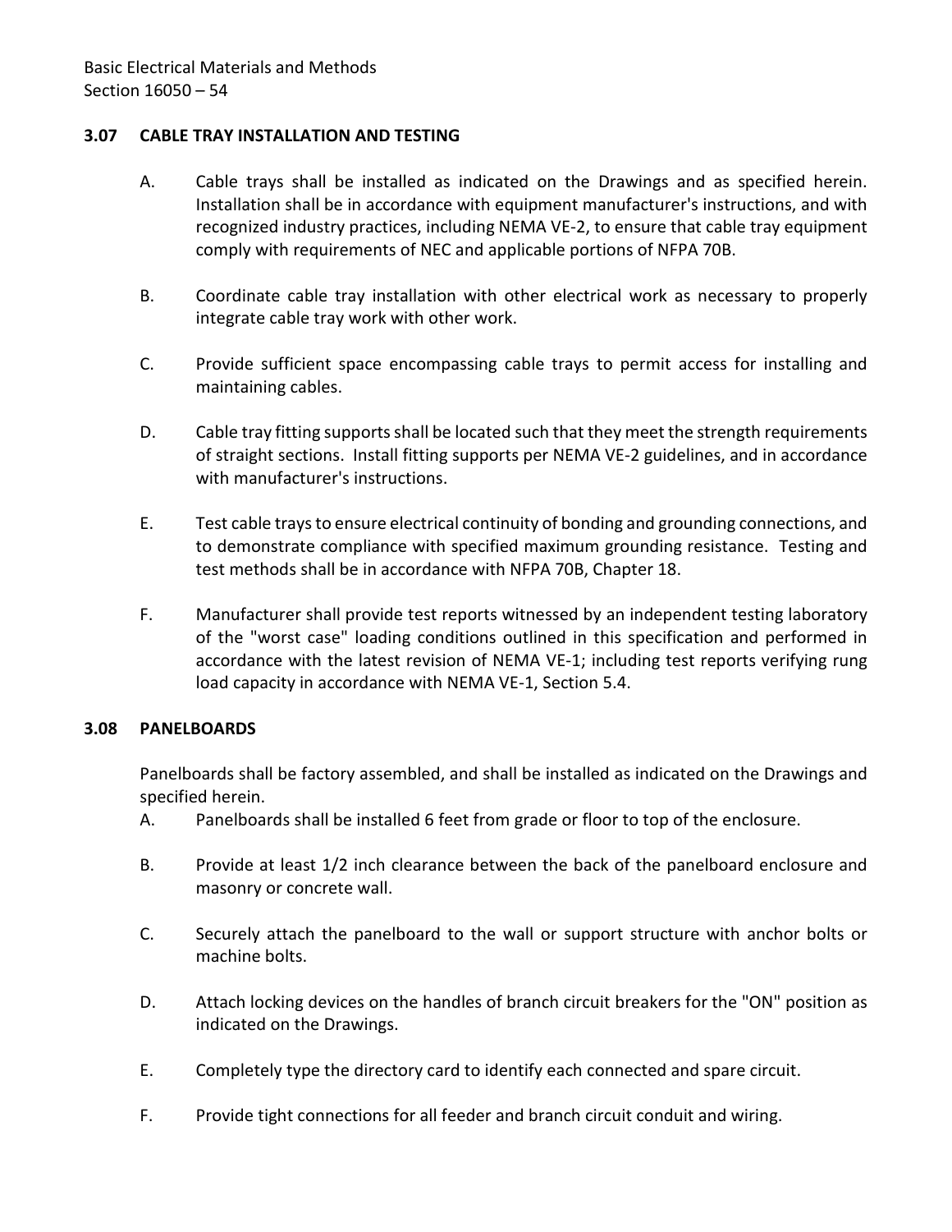### 3.07 CABLE TRAY INSTALLATION AND TESTING

A. Cable trays shall be installed as indicated on the Drawings and as specified herein. Installation shall be in accordance with equipment manufacturer's instructions, and with recognized industry practices, including NEMA VE-2, to ensure that cable tray equipment comply with requirements of NEC and applicable portions of NFPA 70B.

B. Coordinate cable tray installation with other electrical work as necessary to properly integrate cable tray work with other work.

C. Provide sufficient space encompassing cable trays to permit access for installing and maintaining cables.

D. Cable tray fitting supports shall be located such that they meet the strength requirements of straight sections. Install fitting supports per NEMA VE-2 guidelines, and in accordance with manufacturer's instructions.

E. Test cable trays to ensure electrical continuity of bonding and grounding connections, and to demonstrate compliance with specified maximum grounding resistance. Testing and test methods shall be in accordance with NFPA 70B, Chapter 18.

F. Manufacturer shall provide test reports witnessed by an independent testing laboratory of the "worst case" loading conditions outlined in this specification and performed in accordance with the latest revision of NEMA VE-1; including test reports verifying rung load capacity in accordance with NEMA VE-1, Section 5.4.

### 3.08 PANELBOARDS

Panelboards shall be factory assembled, and shall be installed as indicated on the Drawings and specified herein.

A. Panelboards shall be installed 6 feet from grade or floor to top of the enclosure.

B. Provide at least 1/2 inch clearance between the back of the panelboard enclosure and masonry or concrete wall.

C. Securely attach the panelboard to the wall or support structure with anchor bolts or machine bolts.

D. Attach locking devices on the handles of branch circuit breakers for the "ON" position as indicated on the Drawings.

E. Completely type the directory card to identify each connected and spare circuit.

F. Provide tight connections for all feeder and branch circuit conduit and wiring.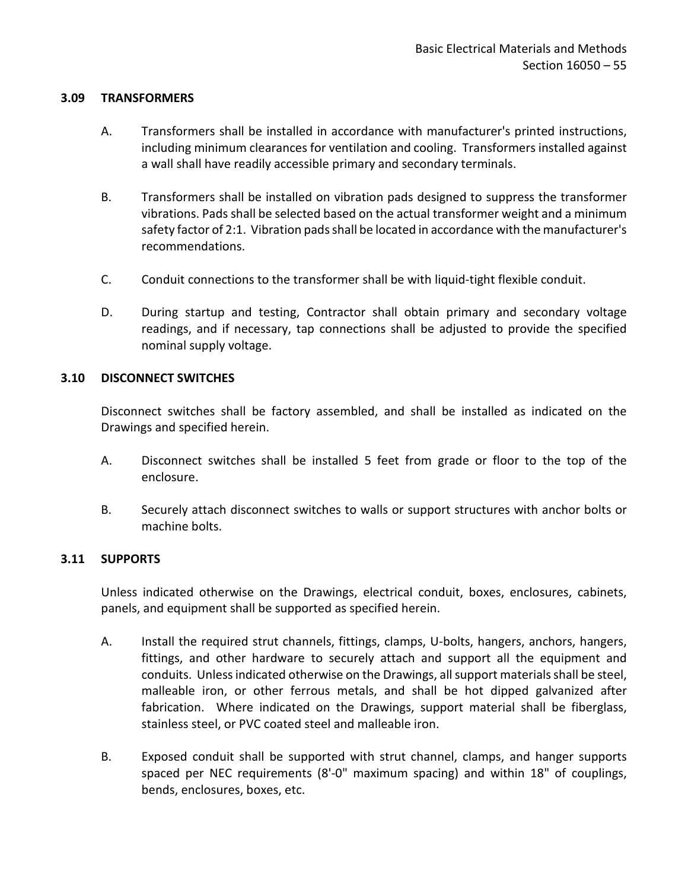### 3.09 TRANSFORMERS

A. Transformers shall be installed in accordance with manufacturer's printed instructions, including minimum clearances for ventilation and cooling. Transformers installed against a wall shall have readily accessible primary and secondary terminals.

B. Transformers shall be installed on vibration pads designed to suppress the transformer vibrations. Pads shall be selected based on the actual transformer weight and a minimum safety factor of 2:1. Vibration pads shall be located in accordance with the manufacturer's recommendations.

C. Conduit connections to the transformer shall be with liquid-tight flexible conduit.

D. During startup and testing, Contractor shall obtain primary and secondary voltage readings, and if necessary, tap connections shall be adjusted to provide the specified nominal supply voltage.

### 3.10 DISCONNECT SWITCHES

Disconnect switches shall be factory assembled, and shall be installed as indicated on the Drawings and specified herein.

A. Disconnect switches shall be installed 5 feet from grade or floor to the top of the enclosure.

B. Securely attach disconnect switches to walls or support structures with anchor bolts or machine bolts.

### 3.11 SUPPORTS

Unless indicated otherwise on the Drawings, electrical conduit, boxes, enclosures, cabinets, panels, and equipment shall be supported as specified herein.

A. Install the required strut channels, fittings, clamps, U-bolts, hangers, anchors, hangers, fittings, and other hardware to securely attach and support all the equipment and conduits. Unless indicated otherwise on the Drawings, all support materials shall be steel, malleable iron, or other ferrous metals, and shall be hot dipped galvanized after fabrication. Where indicated on the Drawings, support material shall be fiberglass, stainless steel, or PVC coated steel and malleable iron.

B. Exposed conduit shall be supported with strut channel, clamps, and hanger supports spaced per NEC requirements (8'-0" maximum spacing) and within 18" of couplings, bends, enclosures, boxes, etc.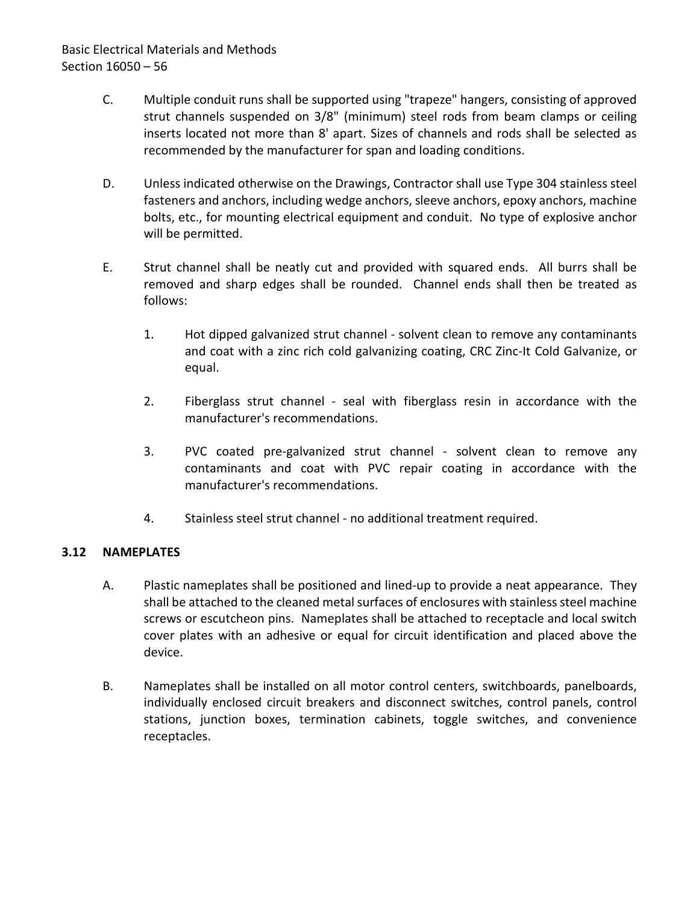C. Multiple conduit runs shall be supported using "trapeze" hangers, consisting of approved strut channels suspended on 3/8" (minimum) steel rods from beam clamps or ceiling inserts located not more than 8' apart. Sizes of channels and rods shall be selected as recommended by the manufacturer for span and loading conditions.

D. Unless indicated otherwise on the Drawings, Contractor shall use Type 304 stainless steel fasteners and anchors, including wedge anchors, sleeve anchors, epoxy anchors, machine bolts, etc., for mounting electrical equipment and conduit. No type of explosive anchor will be permitted.

E. Strut channel shall be neatly cut and provided with squared ends. All burrs shall be removed and sharp edges shall be rounded. Channel ends shall then be treated as follows:

1. Hot dipped galvanized strut channel - solvent clean to remove any contaminants and coat with a zinc rich cold galvanizing coating, CRC Zinc-It Cold Galvanize, or equal.

2. Fiberglass strut channel - seal with fiberglass resin in accordance with the manufacturer's recommendations.

3. PVC coated pre-galvanized strut channel - solvent clean to remove any contaminants and coat with PVC repair coating in accordance with the manufacturer's recommendations.

4. Stainless steel strut channel - no additional treatment required.

### 3.12 NAMEPLATES

A. Plastic nameplates shall be positioned and lined-up to provide a neat appearance. They shall be attached to the cleaned metal surfaces of enclosures with stainless steel machine screws or escutcheon pins. Nameplates shall be attached to receptacle and local switch cover plates with an adhesive or equal for circuit identification and placed above the device.

B. Nameplates shall be installed on all motor control centers, switchboards, panelboards, individually enclosed circuit breakers and disconnect switches, control panels, control stations, junction boxes, termination cabinets, toggle switches, and convenience receptacles.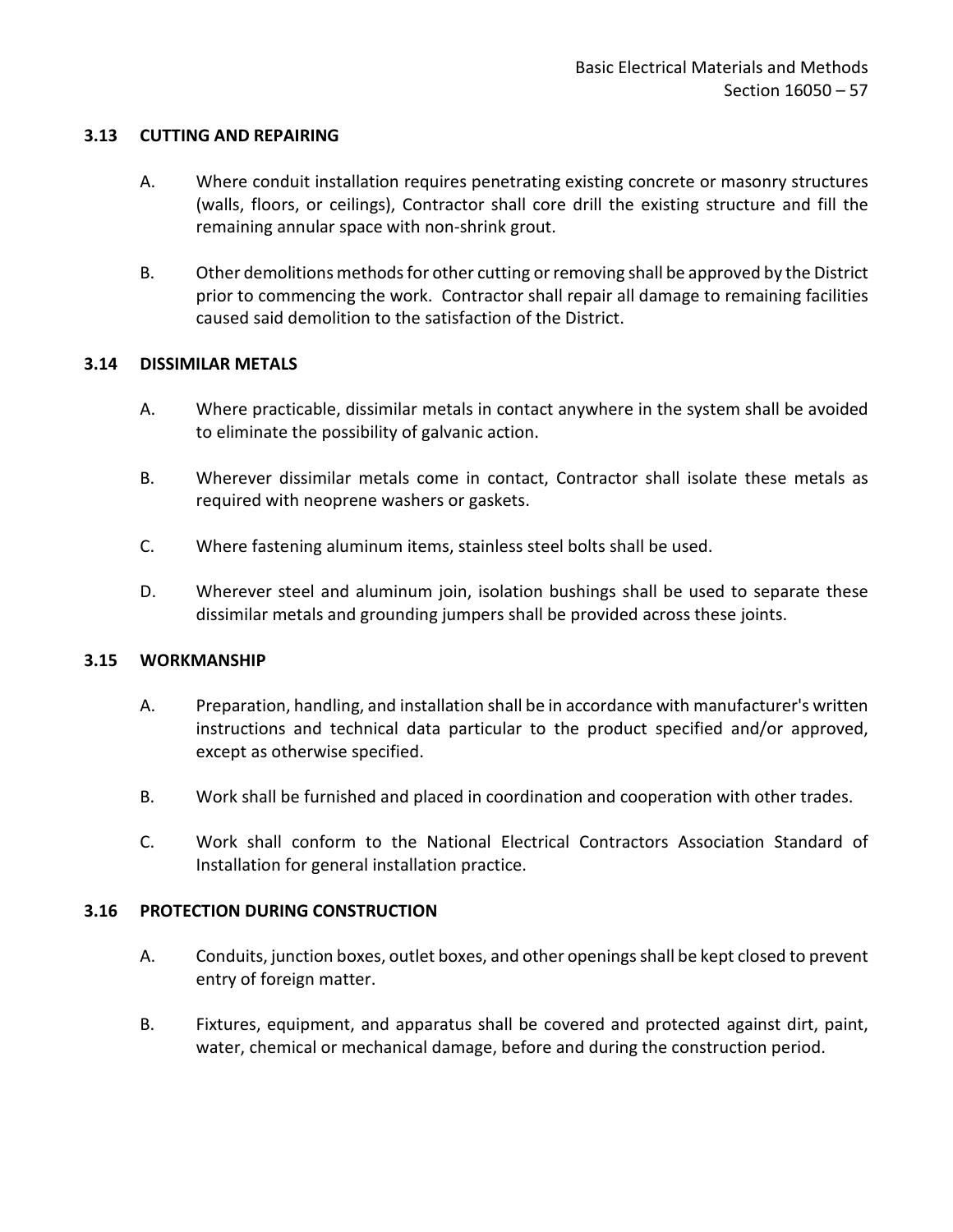### 3.13 CUTTING AND REPAIRING

A. Where conduit installation requires penetrating existing concrete or masonry structures (walls, floors, or ceilings), Contractor shall core drill the existing structure and fill the remaining annular space with non-shrink grout.

B. Other demolitions methods for other cutting or removing shall be approved by the District prior to commencing the work. Contractor shall repair all damage to remaining facilities caused said demolition to the satisfaction of the District.

### 3.14 DISSIMILAR METALS

A. Where practicable, dissimilar metals in contact anywhere in the system shall be avoided to eliminate the possibility of galvanic action.

B. Wherever dissimilar metals come in contact, Contractor shall isolate these metals as required with neoprene washers or gaskets.

C. Where fastening aluminum items, stainless steel bolts shall be used.

D. Wherever steel and aluminum join, isolation bushings shall be used to separate these dissimilar metals and grounding jumpers shall be provided across these joints.

### 3.15 WORKMANSHIP

A. Preparation, handling, and installation shall be in accordance with manufacturer's written instructions and technical data particular to the product specified and/or approved, except as otherwise specified.

B. Work shall be furnished and placed in coordination and cooperation with other trades.

C. Work shall conform to the National Electrical Contractors Association Standard of Installation for general installation practice.

### 3.16 PROTECTION DURING CONSTRUCTION

A. Conduits, junction boxes, outlet boxes, and other openings shall be kept closed to prevent entry of foreign matter.

B. Fixtures, equipment, and apparatus shall be covered and protected against dirt, paint, water, chemical or mechanical damage, before and during the construction period.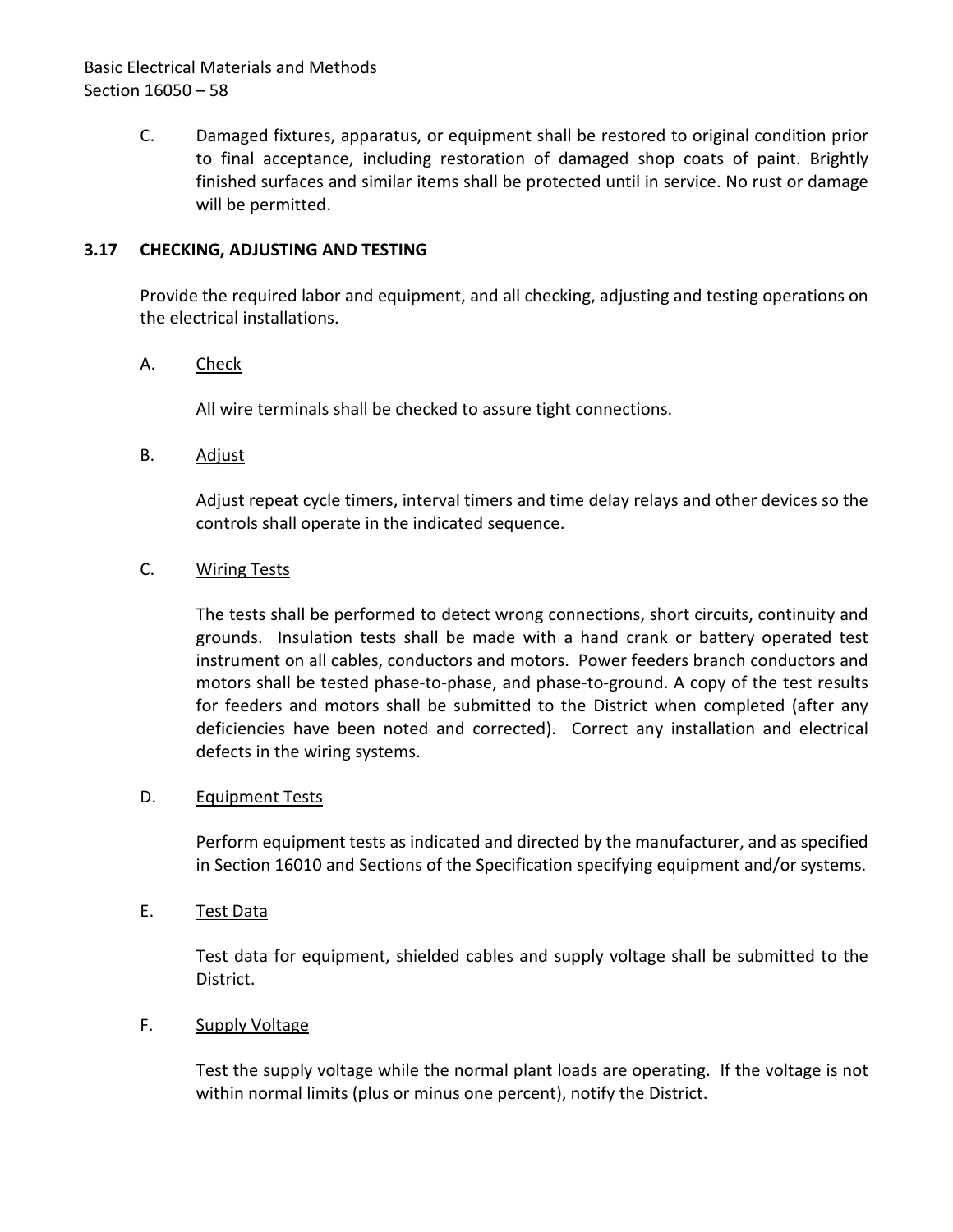C. Damaged fixtures, apparatus, or equipment shall be restored to original condition prior to final acceptance, including restoration of damaged shop coats of paint. Brightly finished surfaces and similar items shall be protected until in service. No rust or damage will be permitted.

## 3.17 CHECKING, ADJUSTING AND TESTING

Provide the required labor and equipment, and all checking, adjusting and testing operations on the electrical installations.

A. Check

All wire terminals shall be checked to assure tight connections.

B. Adjust

Adjust repeat cycle timers, interval timers and time delay relays and other devices so the controls shall operate in the indicated sequence.

C. Wiring Tests

The tests shall be performed to detect wrong connections, short circuits, continuity and grounds. Insulation tests shall be made with a hand crank or battery operated test instrument on all cables, conductors and motors. Power feeders branch conductors and motors shall be tested phase-to-phase, and phase-to-ground. A copy of the test results for feeders and motors shall be submitted to the District when completed (after any deficiencies have been noted and corrected). Correct any installation and electrical defects in the wiring systems.

D. Equipment Tests

Perform equipment tests as indicated and directed by the manufacturer, and as specified in Section 16010 and Sections of the Specification specifying equipment and/or systems.

E. Test Data

Test data for equipment, shielded cables and supply voltage shall be submitted to the District.

F. Supply Voltage

Test the supply voltage while the normal plant loads are operating. If the voltage is not within normal limits (plus or minus one percent), notify the District.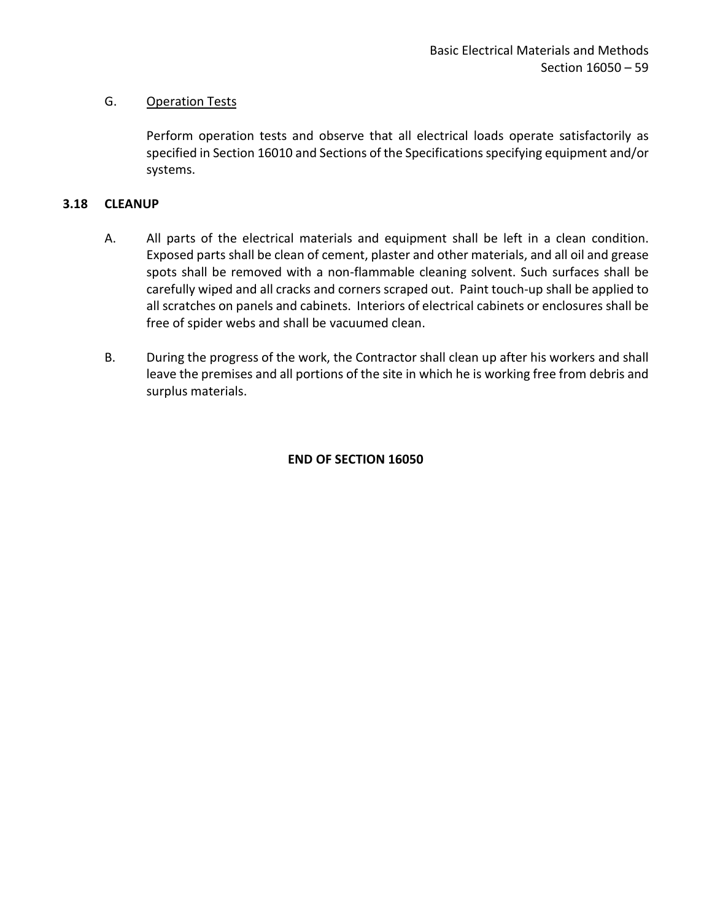G. Operation Tests

Perform operation tests and observe that all electrical loads operate satisfactorily as specified in Section 16010 and Sections of the Specifications specifying equipment and/or systems.

### 3.18 CLEANUP

A. All parts of the electrical materials and equipment shall be left in a clean condition. Exposed parts shall be clean of cement, plaster and other materials, and all oil and grease spots shall be removed with a non-flammable cleaning solvent. Such surfaces shall be carefully wiped and all cracks and corners scraped out. Paint touch-up shall be applied to all scratches on panels and cabinets. Interiors of electrical cabinets or enclosures shall be free of spider webs and shall be vacuumed clean.

B. During the progress of the work, the Contractor shall clean up after his workers and shall leave the premises and all portions of the site in which he is working free from debris and surplus materials.

**END OF SECTION 16050**